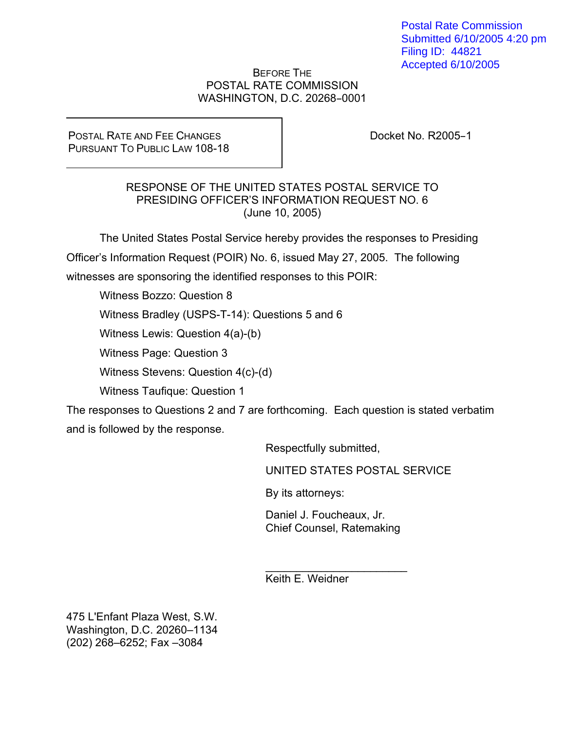Postal Rate Commission
Submitted 6/10/2005 4:20 pm
Filing ID: 44821
Accepted 6/10/2005

BEFORE THE
POSTAL RATE COMMISSION
WASHINGTON, D.C. 20268–0001

POSTAL RATE AND FEE CHANGES
PURSUANT TO PUBLIC LAW 108-18

Docket No. R2005–1

RESPONSE OF THE UNITED STATES POSTAL SERVICE TO
PRESIDING OFFICER'S INFORMATION REQUEST NO. 6
(June 10, 2005)

The United States Postal Service hereby provides the responses to Presiding Officer's Information Request (POIR) No. 6, issued May 27, 2005. The following witnesses are sponsoring the identified responses to this POIR:

Witness Bozzo: Question 8

Witness Bradley (USPS-T-14): Questions 5 and 6

Witness Lewis: Question 4(a)-(b)

Witness Page: Question 3

Witness Stevens: Question 4(c)-(d)

Witness Taufique: Question 1

The responses to Questions 2 and 7 are forthcoming. Each question is stated verbatim and is followed by the response.

Respectfully submitted,

UNITED STATES POSTAL SERVICE

By its attorneys:

Daniel J. Foucheaux, Jr.
Chief Counsel, Ratemaking

______________________
Keith E. Weidner

475 L'Enfant Plaza West, S.W.
Washington, D.C. 20260–1134
(202) 268–6252; Fax –3084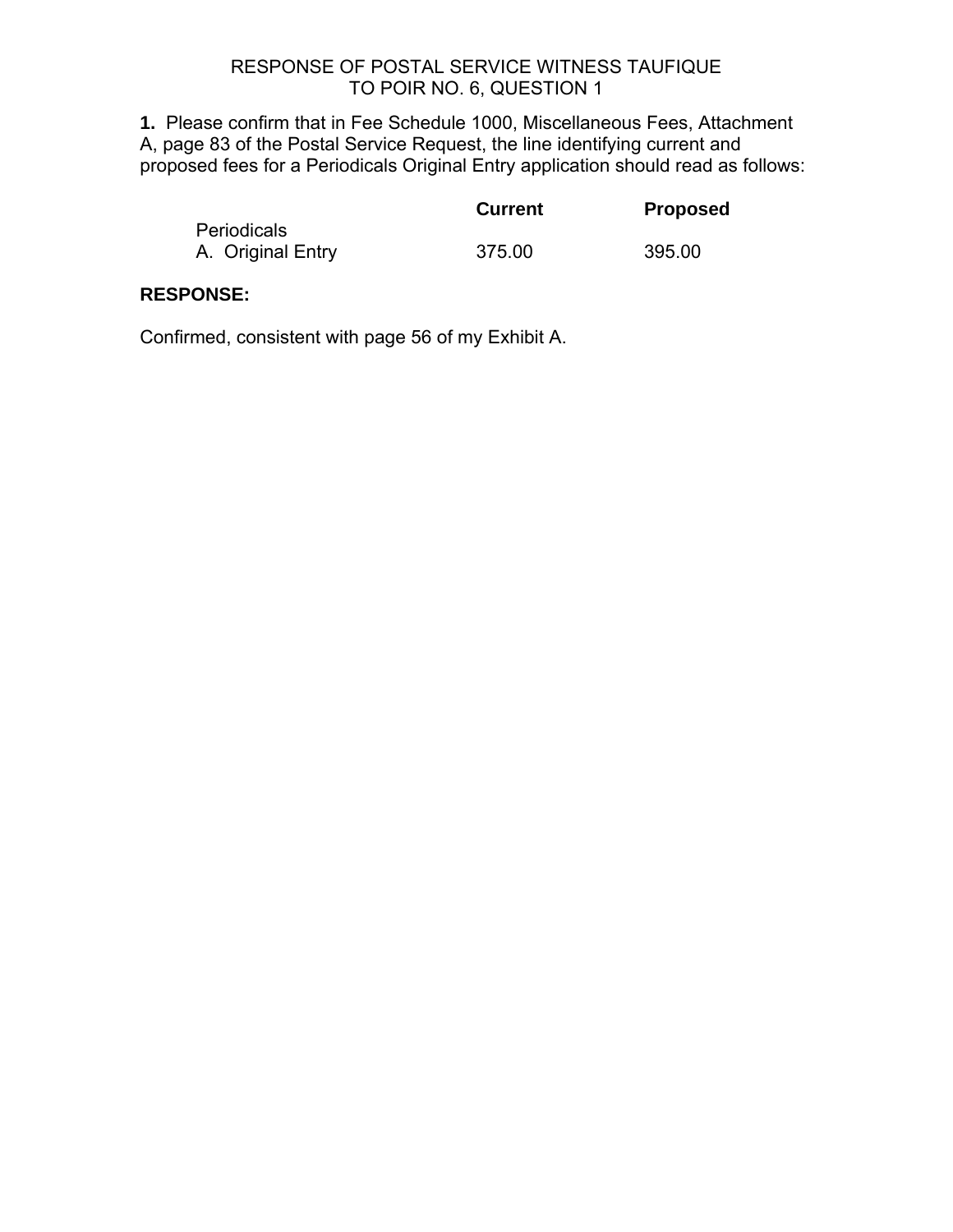RESPONSE OF POSTAL SERVICE WITNESS TAUFIQUE
TO POIR NO. 6, QUESTION 1

**1.** Please confirm that in Fee Schedule 1000, Miscellaneous Fees, Attachment A, page 83 of the Postal Service Request, the line identifying current and proposed fees for a Periodicals Original Entry application should read as follows:

| | **Current** | **Proposed** |
|---|---|---|
| Periodicals | | |
| A. Original Entry | 375.00 | 395.00 |

**RESPONSE:**

Confirmed, consistent with page 56 of my Exhibit A.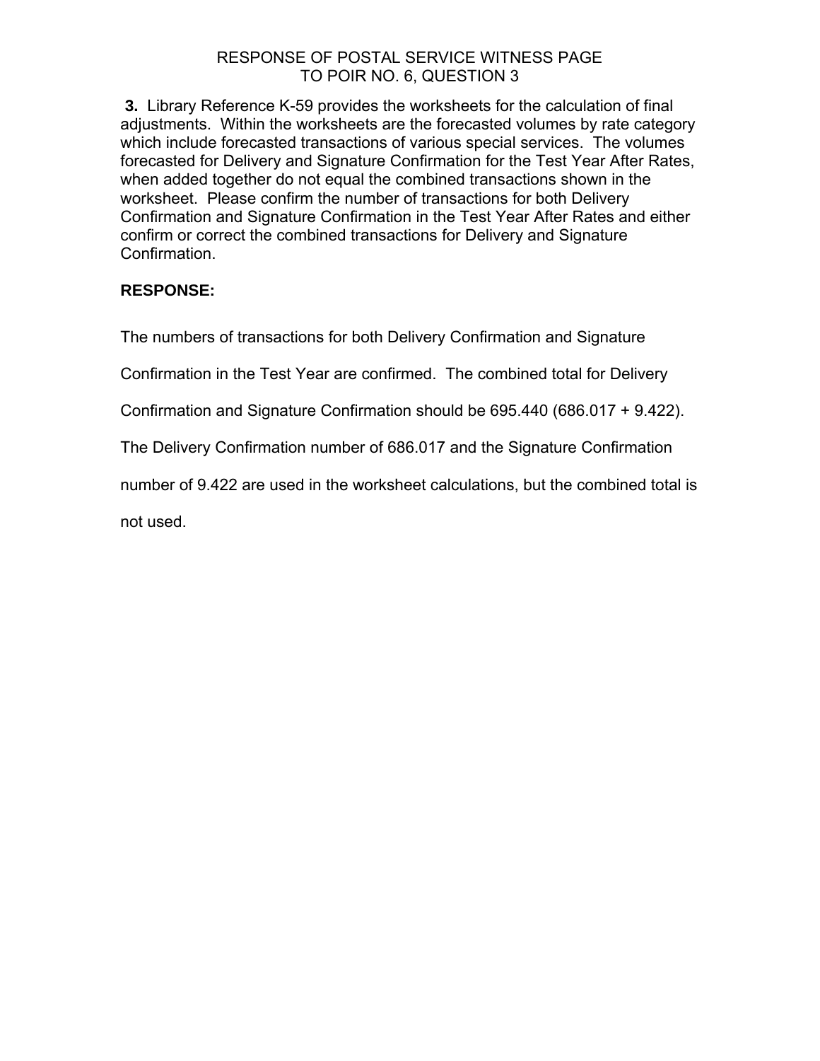# RESPONSE OF POSTAL SERVICE WITNESS PAGE
# TO POIR NO. 6, QUESTION 3

**3.** Library Reference K-59 provides the worksheets for the calculation of final adjustments. Within the worksheets are the forecasted volumes by rate category which include forecasted transactions of various special services. The volumes forecasted for Delivery and Signature Confirmation for the Test Year After Rates, when added together do not equal the combined transactions shown in the worksheet. Please confirm the number of transactions for both Delivery Confirmation and Signature Confirmation in the Test Year After Rates and either confirm or correct the combined transactions for Delivery and Signature Confirmation.

**RESPONSE:**

The numbers of transactions for both Delivery Confirmation and Signature Confirmation in the Test Year are confirmed. The combined total for Delivery Confirmation and Signature Confirmation should be 695.440 (686.017 + 9.422). The Delivery Confirmation number of 686.017 and the Signature Confirmation number of 9.422 are used in the worksheet calculations, but the combined total is not used.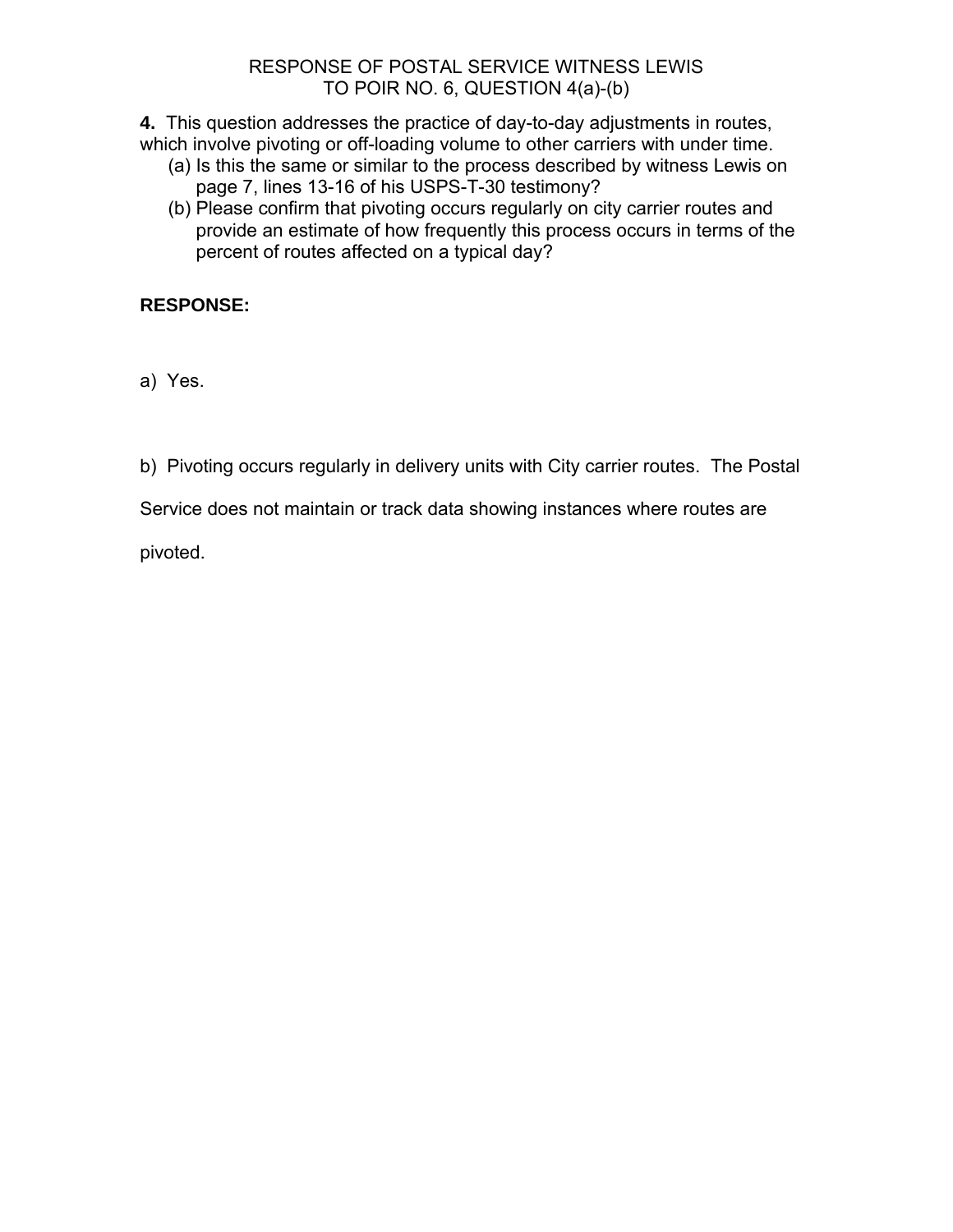RESPONSE OF POSTAL SERVICE WITNESS LEWIS
TO POIR NO. 6, QUESTION 4(a)-(b)

**4.** This question addresses the practice of day-to-day adjustments in routes, which involve pivoting or off-loading volume to other carriers with under time.

(a) Is this the same or similar to the process described by witness Lewis on page 7, lines 13-16 of his USPS-T-30 testimony?

(b) Please confirm that pivoting occurs regularly on city carrier routes and provide an estimate of how frequently this process occurs in terms of the percent of routes affected on a typical day?

**RESPONSE:**

a) Yes.

b) Pivoting occurs regularly in delivery units with City carrier routes. The Postal Service does not maintain or track data showing instances where routes are pivoted.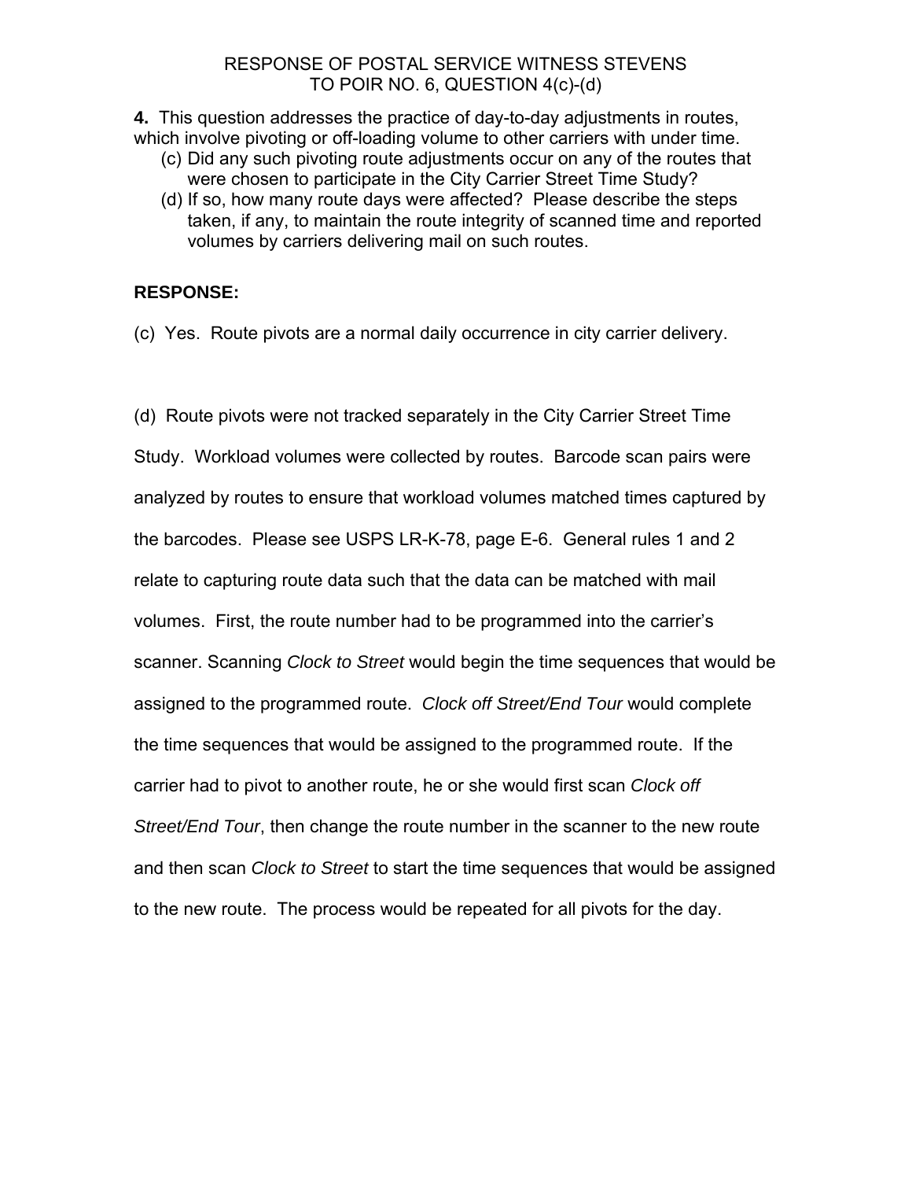RESPONSE OF POSTAL SERVICE WITNESS STEVENS
TO POIR NO. 6, QUESTION 4(c)-(d)

**4.** This question addresses the practice of day-to-day adjustments in routes, which involve pivoting or off-loading volume to other carriers with under time.

(c) Did any such pivoting route adjustments occur on any of the routes that were chosen to participate in the City Carrier Street Time Study?

(d) If so, how many route days were affected? Please describe the steps taken, if any, to maintain the route integrity of scanned time and reported volumes by carriers delivering mail on such routes.

**RESPONSE:**

(c) Yes. Route pivots are a normal daily occurrence in city carrier delivery.

(d) Route pivots were not tracked separately in the City Carrier Street Time Study. Workload volumes were collected by routes. Barcode scan pairs were analyzed by routes to ensure that workload volumes matched times captured by the barcodes. Please see USPS LR-K-78, page E-6. General rules 1 and 2 relate to capturing route data such that the data can be matched with mail volumes. First, the route number had to be programmed into the carrier's scanner. Scanning *Clock to Street* would begin the time sequences that would be assigned to the programmed route. *Clock off Street/End Tour* would complete the time sequences that would be assigned to the programmed route. If the carrier had to pivot to another route, he or she would first scan *Clock off Street/End Tour*, then change the route number in the scanner to the new route and then scan *Clock to Street* to start the time sequences that would be assigned to the new route. The process would be repeated for all pivots for the day.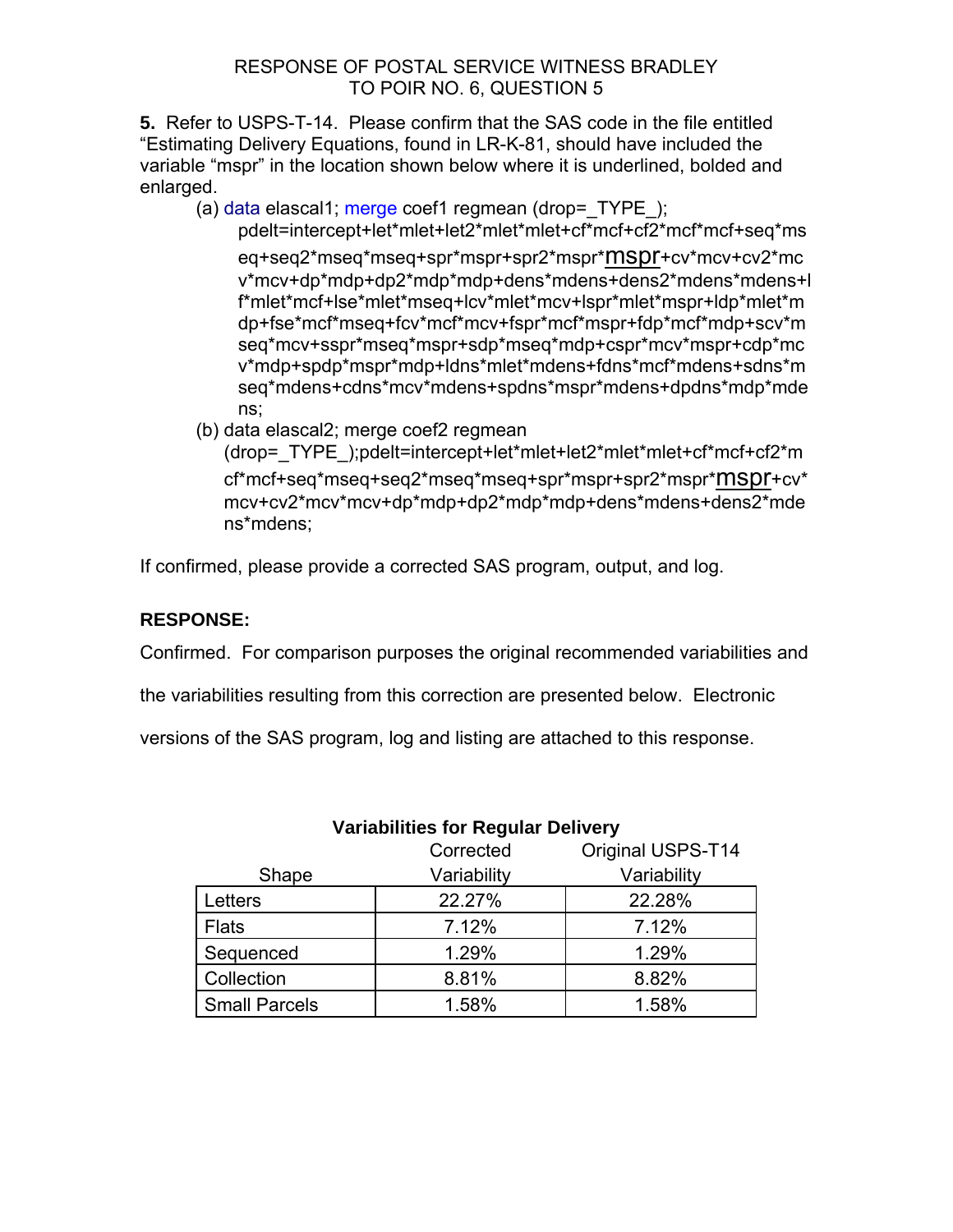RESPONSE OF POSTAL SERVICE WITNESS BRADLEY
TO POIR NO. 6, QUESTION 5

**5.** Refer to USPS-T-14. Please confirm that the SAS code in the file entitled "Estimating Delivery Equations, found in LR-K-81, should have included the variable "mspr" in the location shown below where it is underlined, bolded and enlarged.

(a)

```
data elascal1; merge coef1 regmean (drop=_TYPE_);
pdelt=intercept+let*mlet+let2*mlet*mlet+cf*mcf+cf2*mcf*mcf+seq*mseq+seq2*mseq*mseq+spr*mspr+spr2*mspr*mspr+cv*mcv+cv2*mcv*mcv+dp*mdp+dp2*mdp*mdp+dens*mdens+dens2*mdens*mdens+lf*mlet*mcf+lse*mlet*mseq+lcv*mlet*mcv+lspr*mlet*mspr+ldp*mlet*mdp+fse*mcf*mseq+fcv*mcf*mcv+fspr*mcf*mspr+fdp*mcf*mdp+scv*mseq*mcv+sspr*mseq*mspr+sdp*mseq*mdp+cspr*mcv*mspr+cdp*mcv*mdp+spdp*mspr*mdp+ldns*mlet*mdens+fdns*mcf*mdens+sdns*mseq*mdens+cdns*mcv*mdens+spdns*mspr*mdens+dpdns*mdp*mdens;
```

(b)

```
data elascal2; merge coef2 regmean (drop=_TYPE_);pdelt=intercept+let*mlet+let2*mlet*mlet+cf*mcf+cf2*mcf*mcf+seq*mseq+seq2*mseq*mseq+spr*mspr+spr2*mspr*mspr+cv*mcv+cv2*mcv*mcv+dp*mdp+dp2*mdp*mdp+dens*mdens+dens2*mdens*mdens;
```

If confirmed, please provide a corrected SAS program, output, and log.

**RESPONSE:**

Confirmed. For comparison purposes the original recommended variabilities and the variabilities resulting from this correction are presented below. Electronic versions of the SAS program, log and listing are attached to this response.

**Variabilities for Regular Delivery**

| Shape | Corrected Variability | Original USPS-T14 Variability |
|---|---|---|
| Letters | 22.27% | 22.28% |
| Flats | 7.12% | 7.12% |
| Sequenced | 1.29% | 1.29% |
| Collection | 8.81% | 8.82% |
| Small Parcels | 1.58% | 1.58% |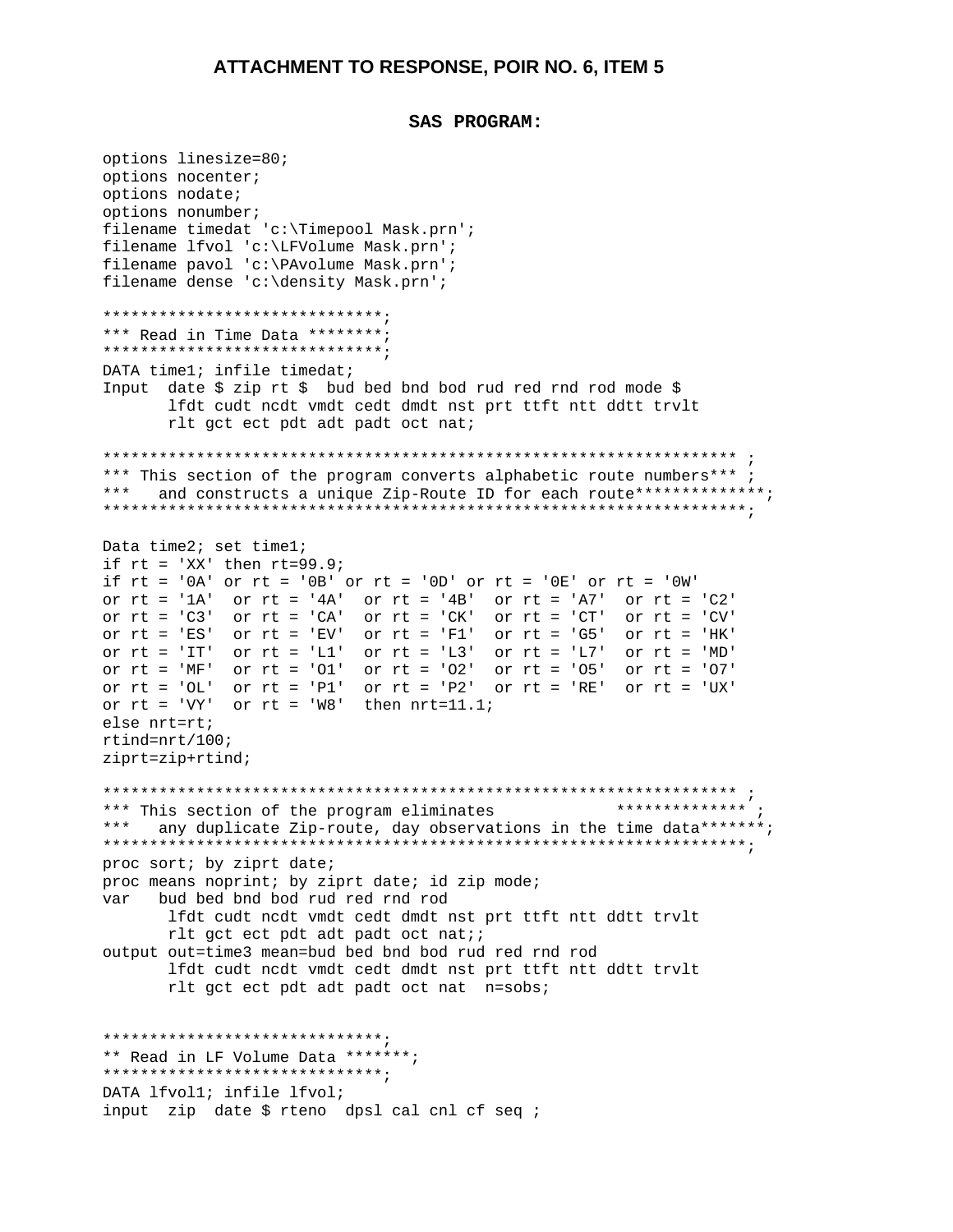### ATTACHMENT TO RESPONSE, POIR NO. 6, ITEM 5

**SAS PROGRAM:**

```
options linesize=80;
options nocenter;
options nodate;
options nonumber;
filename timedat 'c:\Timepool Mask.prn';
filename lfvol 'c:\LFVolume Mask.prn';
filename pavol 'c:\PAvolume Mask.prn';
filename dense 'c:\density Mask.prn';

******************************;
*** Read in Time Data ********;
******************************;
DATA time1; infile timedat;
Input  date $ zip rt $  bud bed bnd bod rud red rnd rod mode $
       lfdt cudt ncdt vmdt cedt dmdt nst prt ttft ntt ddtt trvlt
       rlt gct ect pdt adt padt oct nat;

******************************************************************** ;
*** This section of the program converts alphabetic route numbers*** ;
***   and constructs a unique Zip-Route ID for each route*************;
********************************************************************;

Data time2; set time1;
if rt = 'XX' then rt=99.9;
if rt = '0A' or rt = '0B' or rt = '0D' or rt = '0E' or rt = '0W'
or rt = '1A'  or rt = '4A'  or rt = '4B'  or rt = 'A7'  or rt = 'C2'
or rt = 'C3'  or rt = 'CA'  or rt = 'CK'  or rt = 'CT'  or rt = 'CV'
or rt = 'ES'  or rt = 'EV'  or rt = 'F1'  or rt = 'G5'  or rt = 'HK'
or rt = 'IT'  or rt = 'L1'  or rt = 'L3'  or rt = 'L7'  or rt = 'MD'
or rt = 'MF'  or rt = 'O1'  or rt = 'O2'  or rt = 'O5'  or rt = 'O7'
or rt = 'OL'  or rt = 'P1'  or rt = 'P2'  or rt = 'RE'  or rt = 'UX'
or rt = 'VY'  or rt = 'W8'  then nrt=11.1;
else nrt=rt;
rtind=nrt/100;
ziprt=zip+rtind;

******************************************************************** ;
*** This section of the program eliminates            ************** ;
***   any duplicate Zip-route, day observations in the time data*******;
********************************************************************;
proc sort; by ziprt date;
proc means noprint; by ziprt date; id zip mode;
var   bud bed bnd bod rud red rnd rod
       lfdt cudt ncdt vmdt cedt dmdt nst prt ttft ntt ddtt trvlt
       rlt gct ect pdt adt padt oct nat;;
output out=time3 mean=bud bed bnd bod rud red rnd rod
       lfdt cudt ncdt vmdt cedt dmdt nst prt ttft ntt ddtt trvlt
       rlt gct ect pdt adt padt oct nat  n=sobs;


******************************;
** Read in LF Volume Data *******;
******************************;
DATA lfvol1; infile lfvol;
input  zip  date $ rteno  dpsl cal cnl cf seq ;
```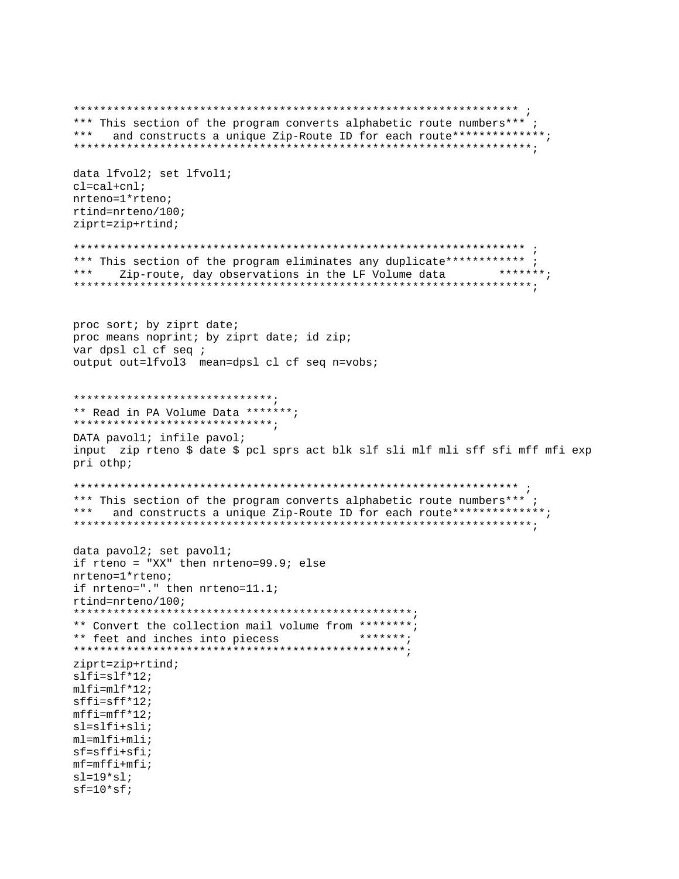```
******************************************************************** ;
*** This section of the program converts alphabetic route numbers*** ;
***   and constructs a unique Zip-Route ID for each route*************;
*********************************************************************;

data lfvol2; set lfvol1;
cl=cal+cnl;
nrteno=1*rteno;
rtind=nrteno/100;
ziprt=zip+rtind;

******************************************************************** ;
*** This section of the program eliminates any duplicate************ ;
***    Zip-route, day observations in the LF Volume data        *******;
*********************************************************************;


proc sort; by ziprt date;
proc means noprint; by ziprt date; id zip;
var dpsl cl cf seq ;
output out=lfvol3  mean=dpsl cl cf seq n=vobs;


******************************;
** Read in PA Volume Data *******;
******************************;
DATA pavol1; infile pavol;
input  zip rteno $ date $ pcl sprs act blk slf sli mlf mli sff sfi mff mfi exp
pri othp;

******************************************************************** ;
*** This section of the program converts alphabetic route numbers*** ;
***   and constructs a unique Zip-Route ID for each route*************;
*********************************************************************;

data pavol2; set pavol1;
if rteno = "XX" then nrteno=99.9; else
nrteno=1*rteno;
if nrteno="." then nrteno=11.1;
rtind=nrteno/100;
**************************************************;
** Convert the collection mail volume from ********;
** feet and inches into piecess           *******;
**************************************************;
ziprt=zip+rtind;
slfi=slf*12;
mlfi=mlf*12;
sffi=sff*12;
mffi=mff*12;
sl=slfi+sli;
ml=mlfi+mli;
sf=sffi+sfi;
mf=mffi+mfi;
sl=19*sl;
sf=10*sf;
```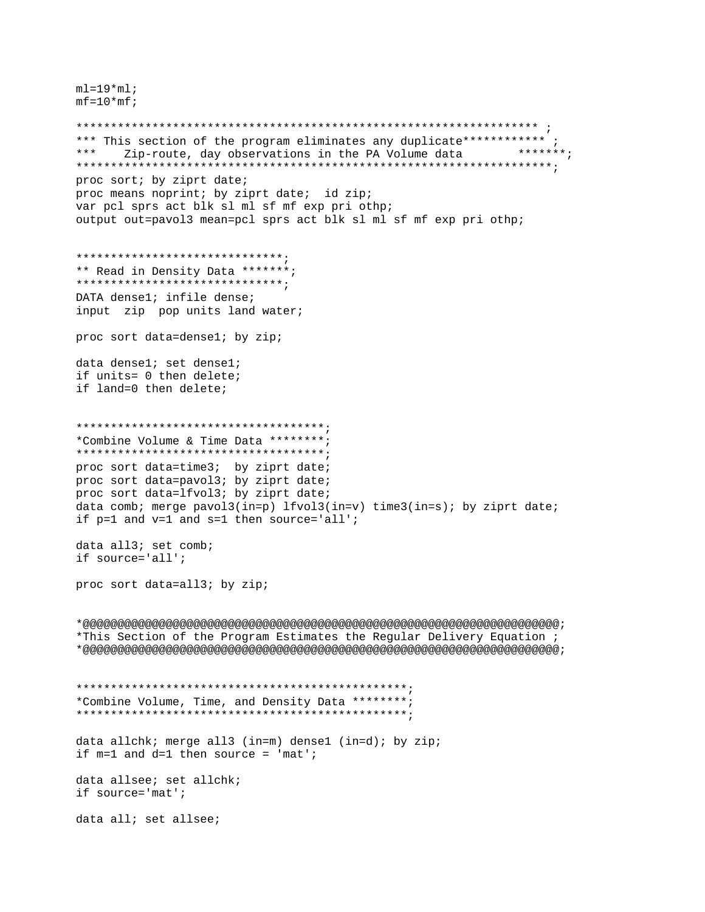```
ml=19*ml;
mf=10*mf;

******************************************************************* ;
*** This section of the program eliminates any duplicate************ ;
***    Zip-route, day observations in the PA Volume data        *******;
********************************************************************;
proc sort; by ziprt date;
proc means noprint; by ziprt date;  id zip;
var pcl sprs act blk sl ml sf mf exp pri othp;
output out=pavol3 mean=pcl sprs act blk sl ml sf mf exp pri othp;


******************************;
** Read in Density Data *******;
******************************;
DATA dense1; infile dense;
input  zip  pop units land water;

proc sort data=dense1; by zip;

data dense1; set dense1;
if units= 0 then delete;
if land=0 then delete;


************************************;
*Combine Volume & Time Data ********;
************************************;
proc sort data=time3;  by ziprt date;
proc sort data=pavol3; by ziprt date;
proc sort data=lfvol3; by ziprt date;
data comb; merge pavol3(in=p) lfvol3(in=v) time3(in=s); by ziprt date;
if p=1 and v=1 and s=1 then source='all';

data all3; set comb;
if source='all';

proc sort data=all3; by zip;


*@@@@@@@@@@@@@@@@@@@@@@@@@@@@@@@@@@@@@@@@@@@@@@@@@@@@@@@@@@@@@@@@@@@@@@;
*This Section of the Program Estimates the Regular Delivery Equation ;
*@@@@@@@@@@@@@@@@@@@@@@@@@@@@@@@@@@@@@@@@@@@@@@@@@@@@@@@@@@@@@@@@@@@@@@;


************************************************;
*Combine Volume, Time, and Density Data ********;
************************************************;

data allchk; merge all3 (in=m) dense1 (in=d); by zip;
if m=1 and d=1 then source = 'mat';

data allsee; set allchk;
if source='mat';

data all; set allsee;
```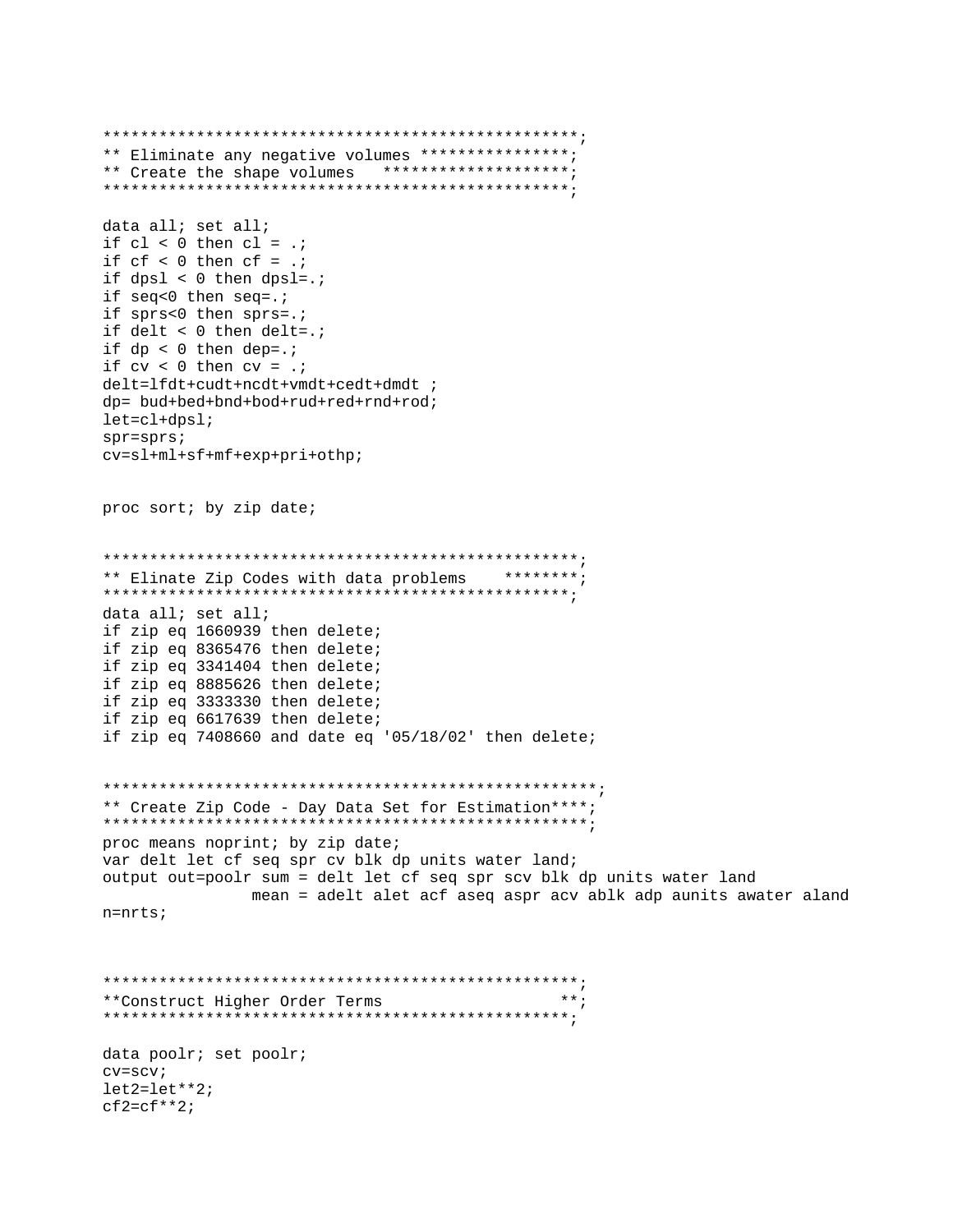```
***************************************************;
** Eliminate any negative volumes ****************;
** Create the shape volumes   ********************;
***************************************************;

data all; set all;
if cl < 0 then cl = .;
if cf < 0 then cf = .;
if dpsl < 0 then dpsl=.;
if seq<0 then seq=.;
if sprs<0 then sprs=.;
if delt < 0 then delt=.;
if dp < 0 then dep=.;
if cv < 0 then cv = .;
delt=lfdt+cudt+ncdt+vmdt+cedt+dmdt ;
dp= bud+bed+bnd+bod+rud+red+rnd+rod;
let=cl+dpsl;
spr=sprs;
cv=sl+ml+sf+mf+exp+pri+othp;


proc sort; by zip date;


***************************************************;
** Elinate Zip Codes with data problems    ********;
***************************************************;
data all; set all;
if zip eq 1660939 then delete;
if zip eq 8365476 then delete;
if zip eq 3341404 then delete;
if zip eq 8885626 then delete;
if zip eq 3333330 then delete;
if zip eq 6617639 then delete;
if zip eq 7408660 and date eq '05/18/02' then delete;


*****************************************************;
** Create Zip Code - Day Data Set for Estimation****;
*****************************************************;
proc means noprint; by zip date;
var delt let cf seq spr cv blk dp units water land;
output out=poolr sum = delt let cf seq spr scv blk dp units water land
                mean = adelt alet acf aseq aspr acv ablk adp aunits awater aland
n=nrts;



***************************************************;
**Construct Higher Order Terms                   **;
***************************************************;

data poolr; set poolr;
cv=scv;
let2=let**2;
cf2=cf**2;
```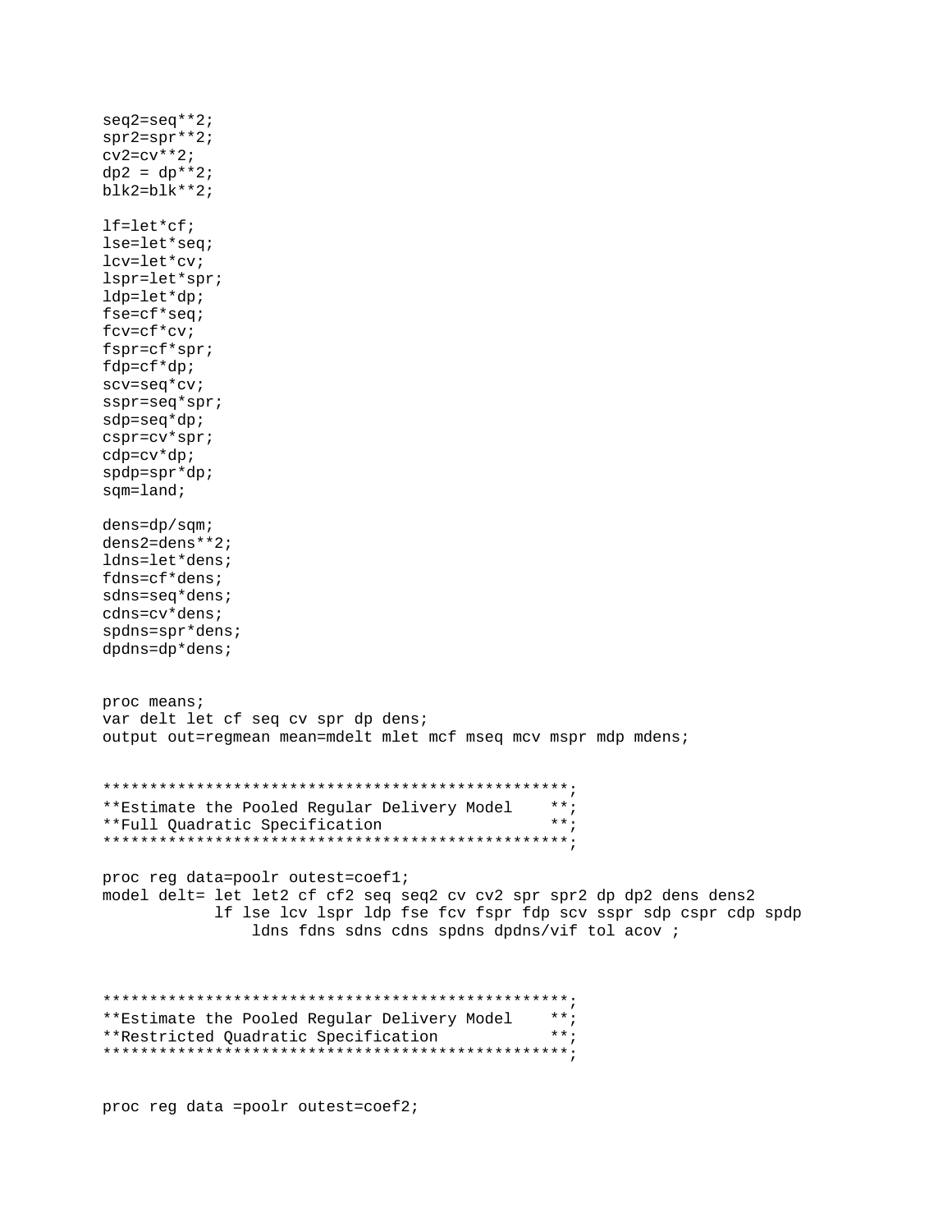```
seq2=seq**2;
spr2=spr**2;
cv2=cv**2;
dp2 = dp**2;
blk2=blk**2;

lf=let*cf;
lse=let*seq;
lcv=let*cv;
lspr=let*spr;
ldp=let*dp;
fse=cf*seq;
fcv=cf*cv;
fspr=cf*spr;
fdp=cf*dp;
scv=seq*cv;
sspr=seq*spr;
sdp=seq*dp;
cspr=cv*spr;
cdp=cv*dp;
spdp=spr*dp;
sqm=land;

dens=dp/sqm;
dens2=dens**2;
ldns=let*dens;
fdns=cf*dens;
sdns=seq*dens;
cdns=cv*dens;
spdns=spr*dens;
dpdns=dp*dens;


proc means;
var delt let cf seq cv spr dp dens;
output out=regmean mean=mdelt mlet mcf mseq mcv mspr mdp mdens;


*************************************************;
**Estimate the Pooled Regular Delivery Model    **;
**Full Quadratic Specification                  **;
*************************************************;

proc reg data=poolr outest=coef1;
model delt= let let2 cf cf2 seq seq2 cv cv2 spr spr2 dp dp2 dens dens2
            lf lse lcv lspr ldp fse fcv fspr fdp scv sspr sdp cspr cdp spdp
                ldns fdns sdns cdns spdns dpdns/vif tol acov ;



*************************************************;
**Estimate the Pooled Regular Delivery Model    **;
**Restricted Quadratic Specification            **;
*************************************************;


proc reg data =poolr outest=coef2;
```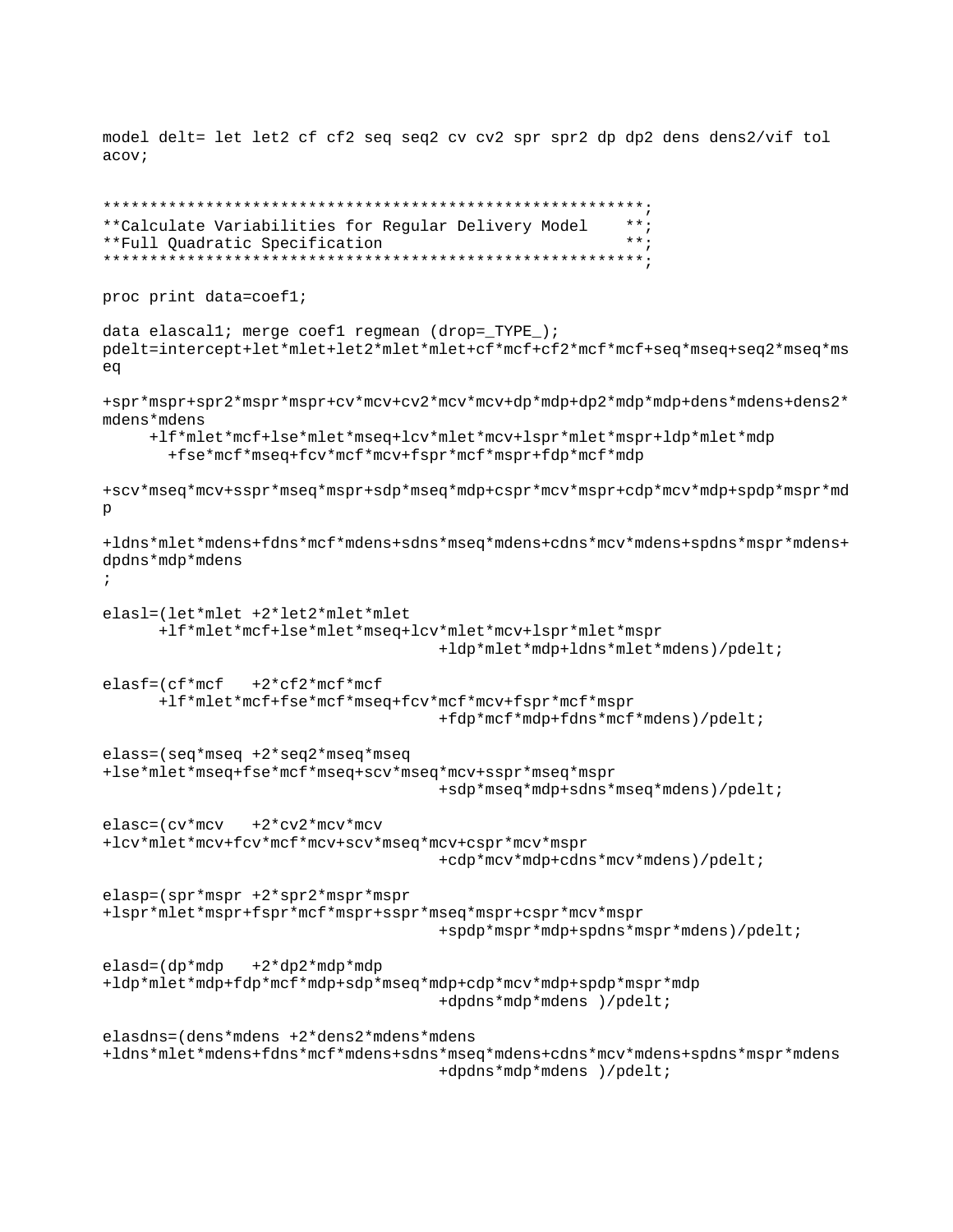```
model delt= let let2 cf cf2 seq seq2 cv cv2 spr spr2 dp dp2 dens dens2/vif tol
acov;


*********************************************************;
**Calculate Variabilities for Regular Delivery Model    **;
**Full Quadratic Specification                          **;
*********************************************************;

proc print data=coef1;

data elascal1; merge coef1 regmean (drop=_TYPE_);
pdelt=intercept+let*mlet+let2*mlet*mlet+cf*mcf+cf2*mcf*mcf+seq*mseq+seq2*mseq*ms
eq

+spr*mspr+spr2*mspr*mspr+cv*mcv+cv2*mcv*mcv+dp*mdp+dp2*mdp*mdp+dens*mdens+dens2*
mdens*mdens
     +lf*mlet*mcf+lse*mlet*mseq+lcv*mlet*mcv+lspr*mlet*mspr+ldp*mlet*mdp
       +fse*mcf*mseq+fcv*mcf*mcv+fspr*mcf*mspr+fdp*mcf*mdp

+scv*mseq*mcv+sspr*mseq*mspr+sdp*mseq*mdp+cspr*mcv*mspr+cdp*mcv*mdp+spdp*mspr*md
p

+ldns*mlet*mdens+fdns*mcf*mdens+sdns*mseq*mdens+cdns*mcv*mdens+spdns*mspr*mdens+
dpdns*mdp*mdens
;

elasl=(let*mlet +2*let2*mlet*mlet
      +lf*mlet*mcf+lse*mlet*mseq+lcv*mlet*mcv+lspr*mlet*mspr
                                    +ldp*mlet*mdp+ldns*mlet*mdens)/pdelt;

elasf=(cf*mcf   +2*cf2*mcf*mcf
      +lf*mlet*mcf+fse*mcf*mseq+fcv*mcf*mcv+fspr*mcf*mspr
                                    +fdp*mcf*mdp+fdns*mcf*mdens)/pdelt;

elass=(seq*mseq +2*seq2*mseq*mseq
+lse*mlet*mseq+fse*mcf*mseq+scv*mseq*mcv+sspr*mseq*mspr
                                    +sdp*mseq*mdp+sdns*mseq*mdens)/pdelt;

elasc=(cv*mcv   +2*cv2*mcv*mcv
+lcv*mlet*mcv+fcv*mcf*mcv+scv*mseq*mcv+cspr*mcv*mspr
                                    +cdp*mcv*mdp+cdns*mcv*mdens)/pdelt;

elasp=(spr*mspr +2*spr2*mspr*mspr
+lspr*mlet*mspr+fspr*mcf*mspr+sspr*mseq*mspr+cspr*mcv*mspr
                                    +spdp*mspr*mdp+spdns*mspr*mdens)/pdelt;

elasd=(dp*mdp   +2*dp2*mdp*mdp
+ldp*mlet*mdp+fdp*mcf*mdp+sdp*mseq*mdp+cdp*mcv*mdp+spdp*mspr*mdp
                                    +dpdns*mdp*mdens )/pdelt;

elasdns=(dens*mdens +2*dens2*mdens*mdens
+ldns*mlet*mdens+fdns*mcf*mdens+sdns*mseq*mdens+cdns*mcv*mdens+spdns*mspr*mdens
                                    +dpdns*mdp*mdens )/pdelt;
```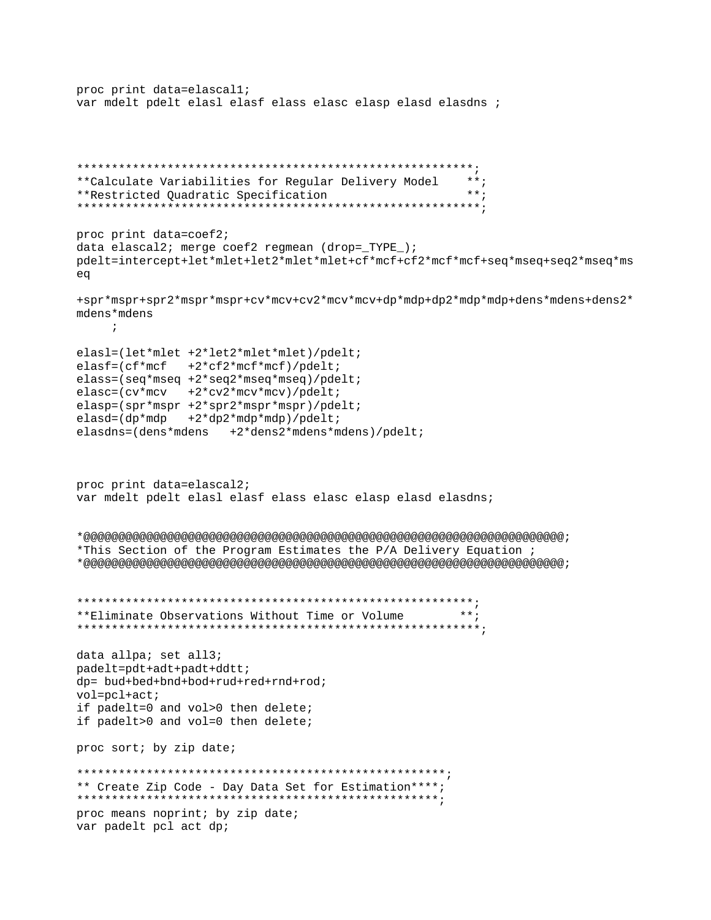```
proc print data=elascal1;
var mdelt pdelt elasl elasf elass elasc elasp elasd elasdns ;




*********************************************************;
**Calculate Variabilities for Regular Delivery Model    **;
**Restricted Quadratic Specification                    **;
*********************************************************;

proc print data=coef2;
data elascal2; merge coef2 regmean (drop=_TYPE_);
pdelt=intercept+let*mlet+let2*mlet*mlet+cf*mcf+cf2*mcf*mcf+seq*mseq+seq2*mseq*ms
eq

+spr*mspr+spr2*mspr*mspr+cv*mcv+cv2*mcv*mcv+dp*mdp+dp2*mdp*mdp+dens*mdens+dens2*
mdens*mdens
     ;

elasl=(let*mlet +2*let2*mlet*mlet)/pdelt;
elasf=(cf*mcf   +2*cf2*mcf*mcf)/pdelt;
elass=(seq*mseq +2*seq2*mseq*mseq)/pdelt;
elasc=(cv*mcv   +2*cv2*mcv*mcv)/pdelt;
elasp=(spr*mspr +2*spr2*mspr*mspr)/pdelt;
elasd=(dp*mdp   +2*dp2*mdp*mdp)/pdelt;
elasdns=(dens*mdens   +2*dens2*mdens*mdens)/pdelt;



proc print data=elascal2;
var mdelt pdelt elasl elasf elass elasc elasp elasd elasdns;


*@@@@@@@@@@@@@@@@@@@@@@@@@@@@@@@@@@@@@@@@@@@@@@@@@@@@@@@@@@@@@@@@@@@@@@;
*This Section of the Program Estimates the P/A Delivery Equation ;
*@@@@@@@@@@@@@@@@@@@@@@@@@@@@@@@@@@@@@@@@@@@@@@@@@@@@@@@@@@@@@@@@@@@@@@;


*********************************************************;
**Eliminate Observations Without Time or Volume        **;
*********************************************************;

data allpa; set all3;
padelt=pdt+adt+padt+ddtt;
dp= bud+bed+bnd+bod+rud+red+rnd+rod;
vol=pcl+act;
if padelt=0 and vol>0 then delete;
if padelt>0 and vol=0 then delete;

proc sort; by zip date;

****************************************************;
** Create Zip Code - Day Data Set for Estimation****;
****************************************************;
proc means noprint; by zip date;
var padelt pcl act dp;
```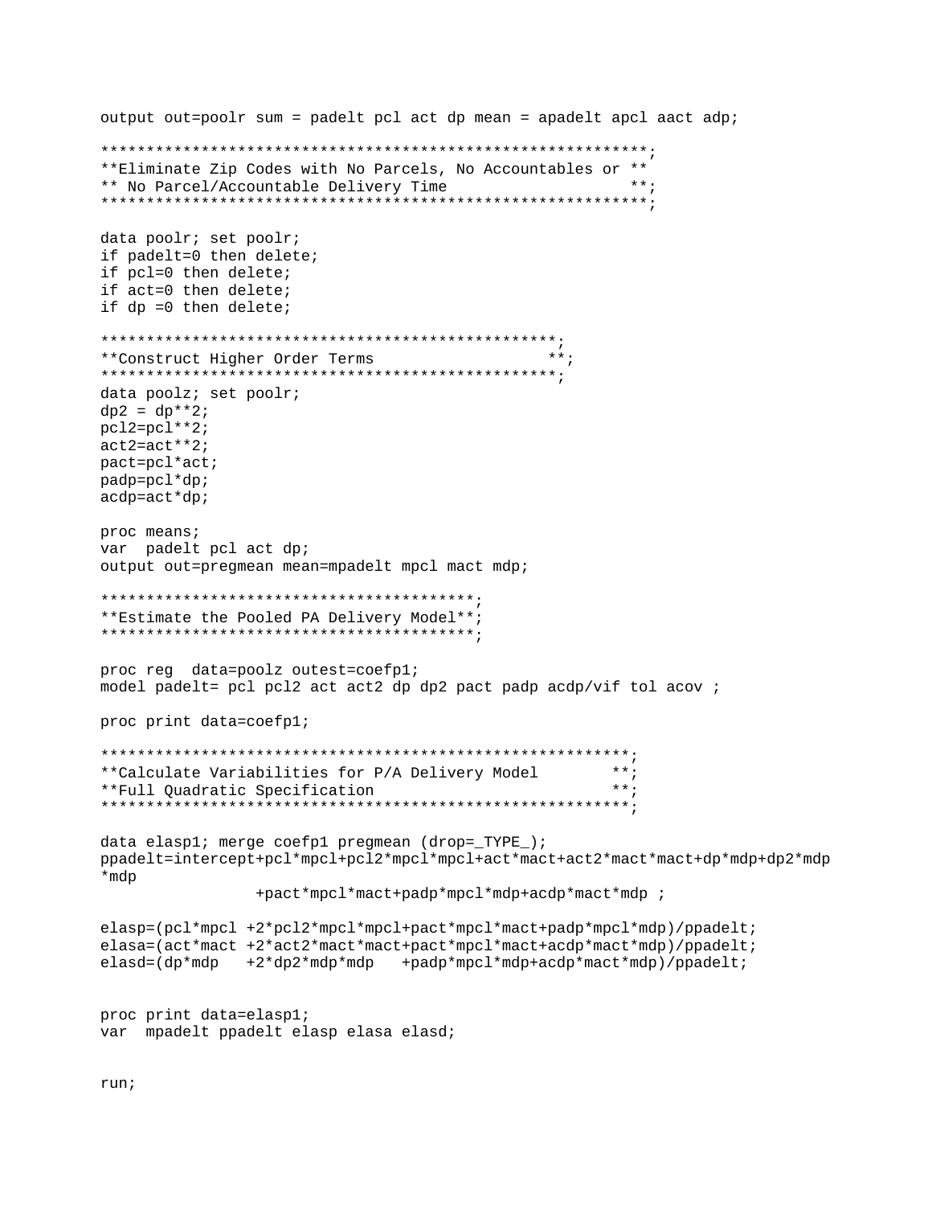```
output out=poolr sum = padelt pcl act dp mean = apadelt apcl aact adp;

************************************************************;
**Eliminate Zip Codes with No Parcels, No Accountables or **
** No Parcel/Accountable Delivery Time                    **;
************************************************************;

data poolr; set poolr;
if padelt=0 then delete;
if pcl=0 then delete;
if act=0 then delete;
if dp =0 then delete;

**************************************************;
**Construct Higher Order Terms                  **;
**************************************************;
data poolz; set poolr;
dp2 = dp**2;
pcl2=pcl**2;
act2=act**2;
pact=pcl*act;
padp=pcl*dp;
acdp=act*dp;

proc means;
var  padelt pcl act dp;
output out=pregmean mean=mpadelt mpcl mact mdp;

****************************************;
**Estimate the Pooled PA Delivery Model**;
****************************************;

proc reg  data=poolz outest=coefp1;
model padelt= pcl pcl2 act act2 dp dp2 pact padp acdp/vif tol acov ;

proc print data=coefp1;

*********************************************************;
**Calculate Variabilities for P/A Delivery Model       **;
**Full Quadratic Specification                         **;
*********************************************************;

data elasp1; merge coefp1 pregmean (drop=_TYPE_);
ppadelt=intercept+pcl*mpcl+pcl2*mpcl*mpcl+act*mact+act2*mact*mact+dp*mdp+dp2*mdp
*mdp
                +pact*mpcl*mact+padp*mpcl*mdp+acdp*mact*mdp ;

elasp=(pcl*mpcl +2*pcl2*mpcl*mpcl+pact*mpcl*mact+padp*mpcl*mdp)/ppadelt;
elasa=(act*mact +2*act2*mact*mact+pact*mpcl*mact+acdp*mact*mdp)/ppadelt;
elasd=(dp*mdp   +2*dp2*mdp*mdp   +padp*mpcl*mdp+acdp*mact*mdp)/ppadelt;


proc print data=elasp1;
var  mpadelt ppadelt elasp elasa elasd;


run;
```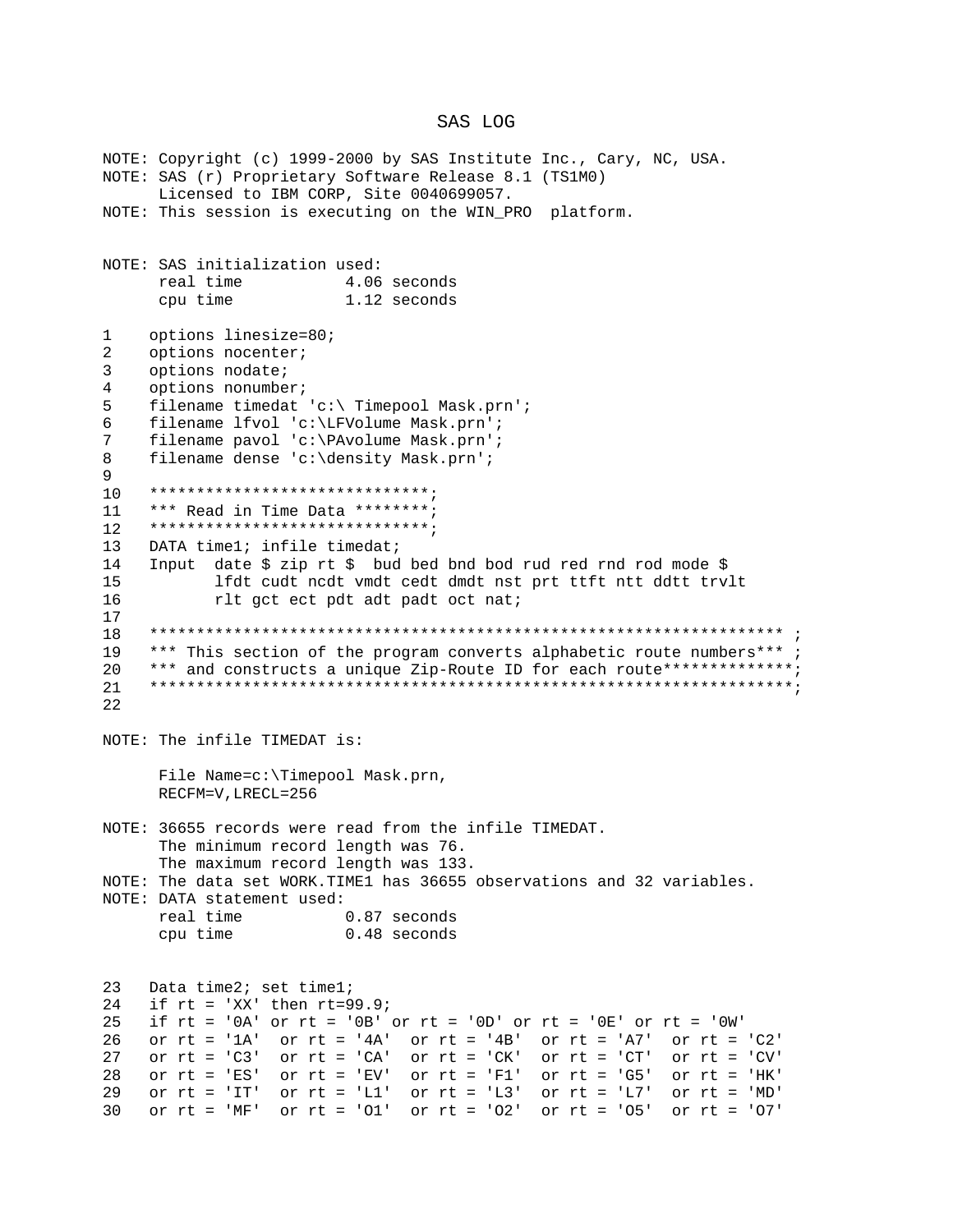# SAS LOG

```
NOTE: Copyright (c) 1999-2000 by SAS Institute Inc., Cary, NC, USA.
NOTE: SAS (r) Proprietary Software Release 8.1 (TS1M0)
      Licensed to IBM CORP, Site 0040699057.
NOTE: This session is executing on the WIN_PRO  platform.


NOTE: SAS initialization used:
      real time           4.06 seconds
      cpu time            1.12 seconds

1    options linesize=80;
2    options nocenter;
3    options nodate;
4    options nonumber;
5    filename timedat 'c:\ Timepool Mask.prn';
6    filename lfvol 'c:\LFVolume Mask.prn';
7    filename pavol 'c:\PAvolume Mask.prn';
8    filename dense 'c:\density Mask.prn';
9
10   ******************************;
11   *** Read in Time Data ********;
12   ******************************;
13   DATA time1; infile timedat;
14   Input  date $ zip rt $  bud bed bnd bod rud red rnd rod mode $
15          lfdt cudt ncdt vmdt cedt dmdt nst prt ttft ntt ddtt trvlt
16          rlt gct ect pdt adt padt oct nat;
17
18   ******************************************************************** ;
19   *** This section of the program converts alphabetic route numbers*** ;
20   *** and constructs a unique Zip-Route ID for each route**************;
21   *********************************************************************;
22

NOTE: The infile TIMEDAT is:

      File Name=c:\Timepool Mask.prn,
      RECFM=V,LRECL=256

NOTE: 36655 records were read from the infile TIMEDAT.
      The minimum record length was 76.
      The maximum record length was 133.
NOTE: The data set WORK.TIME1 has 36655 observations and 32 variables.
NOTE: DATA statement used:
      real time           0.87 seconds
      cpu time            0.48 seconds


23   Data time2; set time1;
24   if rt = 'XX' then rt=99.9;
25   if rt = '0A' or rt = '0B' or rt = '0D' or rt = '0E' or rt = '0W'
26   or rt = '1A'  or rt = '4A'  or rt = '4B'  or rt = 'A7'  or rt = 'C2'
27   or rt = 'C3'  or rt = 'CA'  or rt = 'CK'  or rt = 'CT'  or rt = 'CV'
28   or rt = 'ES'  or rt = 'EV'  or rt = 'F1'  or rt = 'G5'  or rt = 'HK'
29   or rt = 'IT'  or rt = 'L1'  or rt = 'L3'  or rt = 'L7'  or rt = 'MD'
30   or rt = 'MF'  or rt = 'O1'  or rt = 'O2'  or rt = 'O5'  or rt = 'O7'
```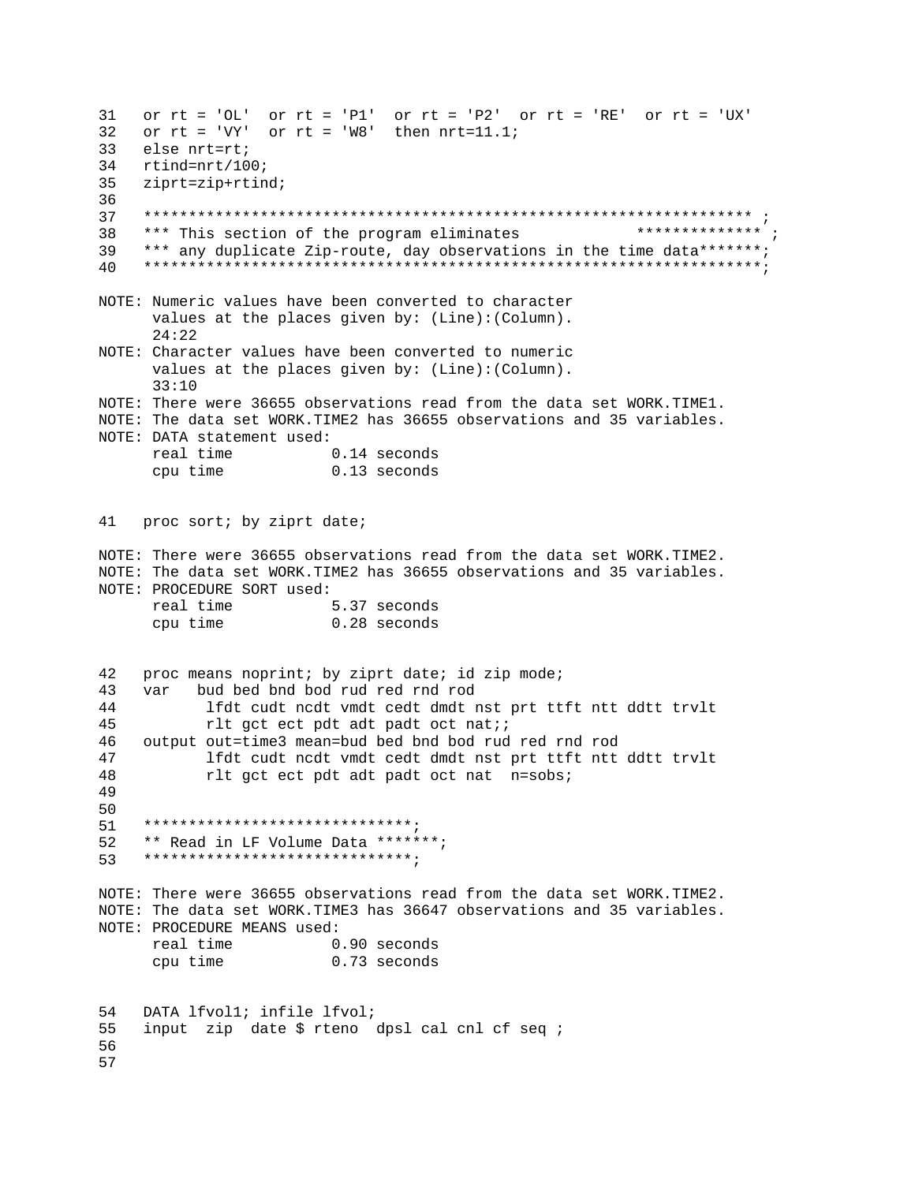```
31   or rt = 'OL'  or rt = 'P1'  or rt = 'P2'  or rt = 'RE'  or rt = 'UX'
32   or rt = 'VY'  or rt = 'W8'  then nrt=11.1;
33   else nrt=rt;
34   rtind=nrt/100;
35   ziprt=zip+rtind;
36
37   ******************************************************************* ;
38   *** This section of the program eliminates              ************** ;
39   *** any duplicate Zip-route, day observations in the time data*******;
40   ********************************************************************;

NOTE: Numeric values have been converted to character
      values at the places given by: (Line):(Column).
      24:22
NOTE: Character values have been converted to numeric
      values at the places given by: (Line):(Column).
      33:10
NOTE: There were 36655 observations read from the data set WORK.TIME1.
NOTE: The data set WORK.TIME2 has 36655 observations and 35 variables.
NOTE: DATA statement used:
      real time           0.14 seconds
      cpu time            0.13 seconds


41   proc sort; by ziprt date;

NOTE: There were 36655 observations read from the data set WORK.TIME2.
NOTE: The data set WORK.TIME2 has 36655 observations and 35 variables.
NOTE: PROCEDURE SORT used:
      real time           5.37 seconds
      cpu time            0.28 seconds


42   proc means noprint; by ziprt date; id zip mode;
43   var   bud bed bnd bod rud red rnd rod
44          lfdt cudt ncdt vmdt cedt dmdt nst prt ttft ntt ddtt trvlt
45          rlt gct ect pdt adt padt oct nat;;
46   output out=time3 mean=bud bed bnd bod rud red rnd rod
47          lfdt cudt ncdt vmdt cedt dmdt nst prt ttft ntt ddtt trvlt
48          rlt gct ect pdt adt padt oct nat  n=sobs;
49
50
51   ******************************;
52   ** Read in LF Volume Data *******;
53   ******************************;

NOTE: There were 36655 observations read from the data set WORK.TIME2.
NOTE: The data set WORK.TIME3 has 36647 observations and 35 variables.
NOTE: PROCEDURE MEANS used:
      real time           0.90 seconds
      cpu time            0.73 seconds


54   DATA lfvol1; infile lfvol;
55   input  zip  date $ rteno  dpsl cal cnl cf seq ;
56
57
```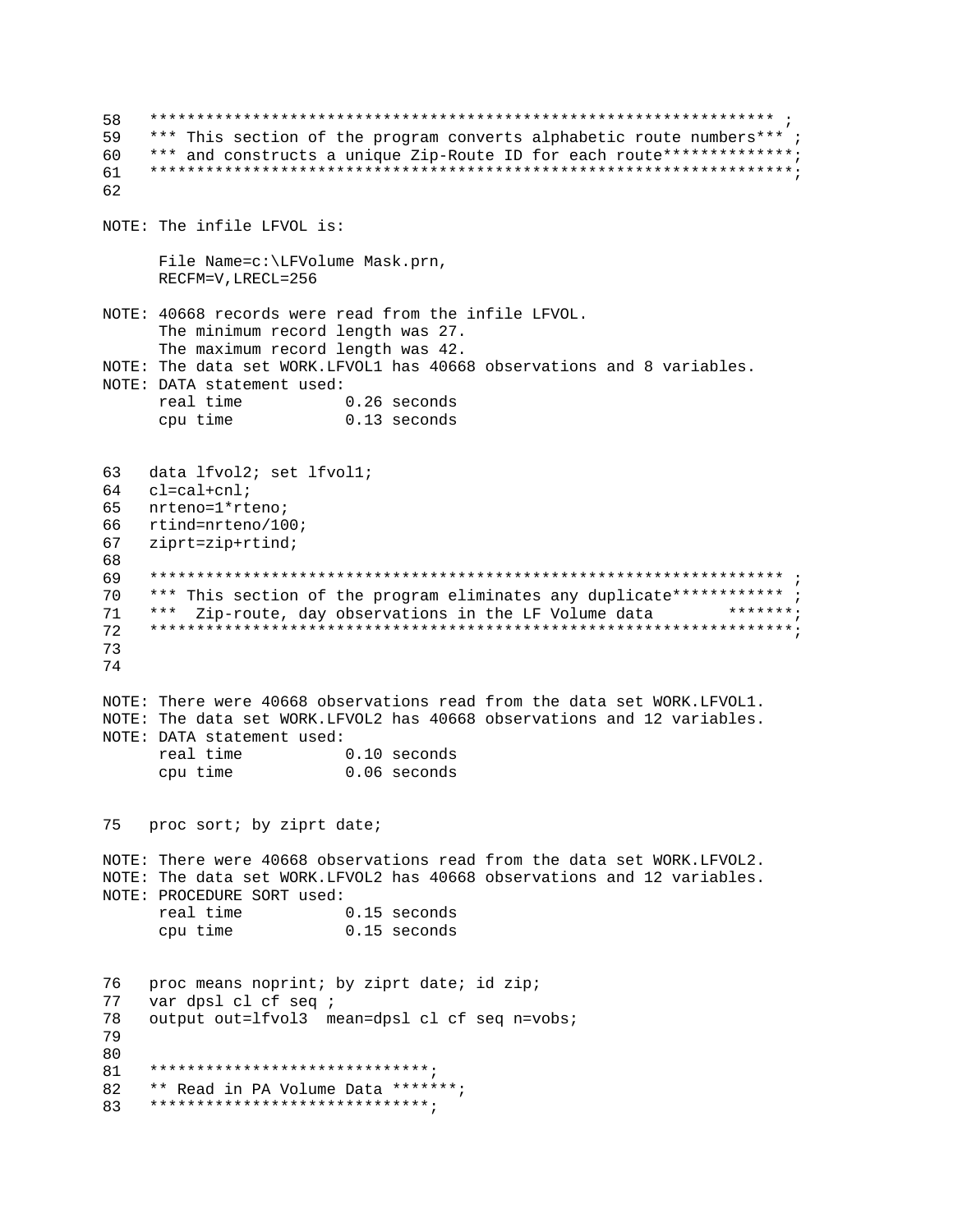```
58   ******************************************************************* ;
59   *** This section of the program converts alphabetic route numbers*** ;
60   *** and constructs a unique Zip-Route ID for each route**************;
61   ********************************************************************;
62

NOTE: The infile LFVOL is:

      File Name=c:\LFVolume Mask.prn,
      RECFM=V,LRECL=256

NOTE: 40668 records were read from the infile LFVOL.
      The minimum record length was 27.
      The maximum record length was 42.
NOTE: The data set WORK.LFVOL1 has 40668 observations and 8 variables.
NOTE: DATA statement used:
      real time           0.26 seconds
      cpu time            0.13 seconds


63   data lfvol2; set lfvol1;
64   cl=cal+cnl;
65   nrteno=1*rteno;
66   rtind=nrteno/100;
67   ziprt=zip+rtind;
68
69   ******************************************************************* ;
70   *** This section of the program eliminates any duplicate************ ;
71   ***  Zip-route, day observations in the LF Volume data        *******;
72   ********************************************************************;
73
74

NOTE: There were 40668 observations read from the data set WORK.LFVOL1.
NOTE: The data set WORK.LFVOL2 has 40668 observations and 12 variables.
NOTE: DATA statement used:
      real time           0.10 seconds
      cpu time            0.06 seconds


75   proc sort; by ziprt date;

NOTE: There were 40668 observations read from the data set WORK.LFVOL2.
NOTE: The data set WORK.LFVOL2 has 40668 observations and 12 variables.
NOTE: PROCEDURE SORT used:
      real time           0.15 seconds
      cpu time            0.15 seconds


76   proc means noprint; by ziprt date; id zip;
77   var dpsl cl cf seq ;
78   output out=lfvol3  mean=dpsl cl cf seq n=vobs;
79
80
81   ******************************;
82   ** Read in PA Volume Data *******;
83   ******************************;
```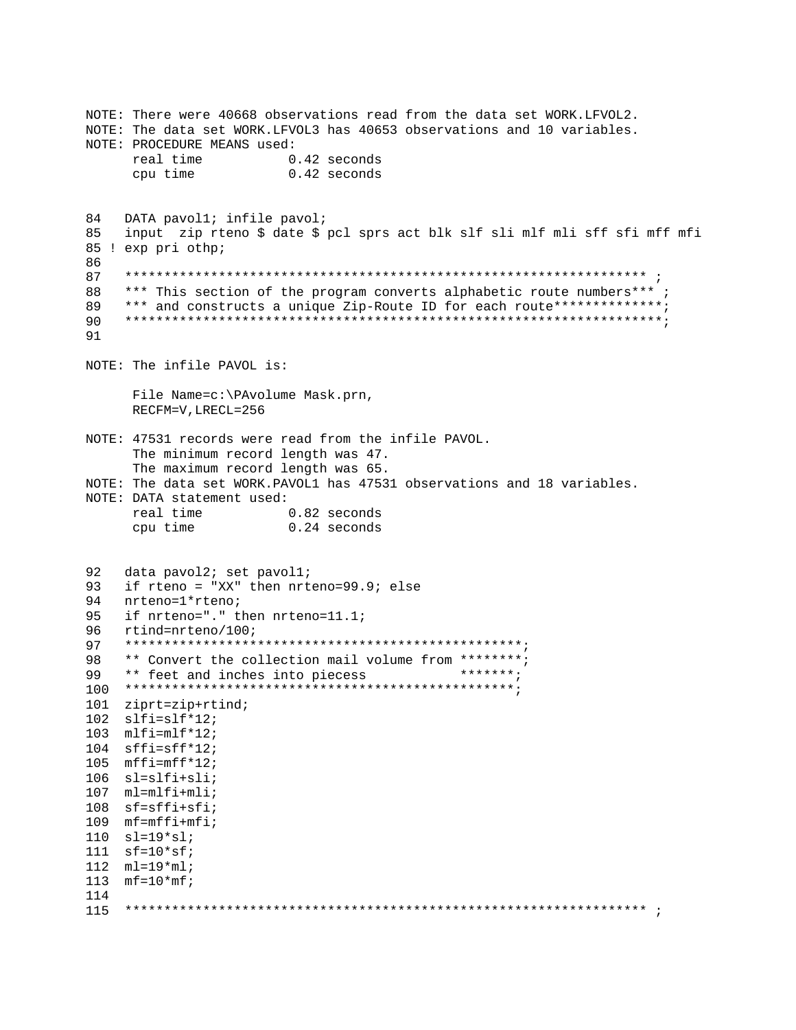```
NOTE: There were 40668 observations read from the data set WORK.LFVOL2.
NOTE: The data set WORK.LFVOL3 has 40653 observations and 10 variables.
NOTE: PROCEDURE MEANS used:
      real time           0.42 seconds
      cpu time            0.42 seconds


84   DATA pavol1; infile pavol;
85   input  zip rteno $ date $ pcl sprs act blk slf sli mlf mli sff sfi mff mfi
85 ! exp pri othp;
86
87   ******************************************************************** ;
88   *** This section of the program converts alphabetic route numbers*** ;
89   *** and constructs a unique Zip-Route ID for each route**************;
90   *********************************************************************;
91

NOTE: The infile PAVOL is:

      File Name=c:\PAvolume Mask.prn,
      RECFM=V,LRECL=256

NOTE: 47531 records were read from the infile PAVOL.
      The minimum record length was 47.
      The maximum record length was 65.
NOTE: The data set WORK.PAVOL1 has 47531 observations and 18 variables.
NOTE: DATA statement used:
      real time           0.82 seconds
      cpu time            0.24 seconds


92   data pavol2; set pavol1;
93   if rteno = "XX" then nrteno=99.9; else
94   nrteno=1*rteno;
95   if nrteno="." then nrteno=11.1;
96   rtind=nrteno/100;
97   **************************************************;
98   ** Convert the collection mail volume from ********;
99   ** feet and inches into piecess           *******;
100  *************************************************;
101  ziprt=zip+rtind;
102  slfi=slf*12;
103  mlfi=mlf*12;
104  sffi=sff*12;
105  mffi=mff*12;
106  sl=slfi+sli;
107  ml=mlfi+mli;
108  sf=sffi+sfi;
109  mf=mffi+mfi;
110  sl=19*sl;
111  sf=10*sf;
112  ml=19*ml;
113  mf=10*mf;
114
115  ******************************************************************** ;
```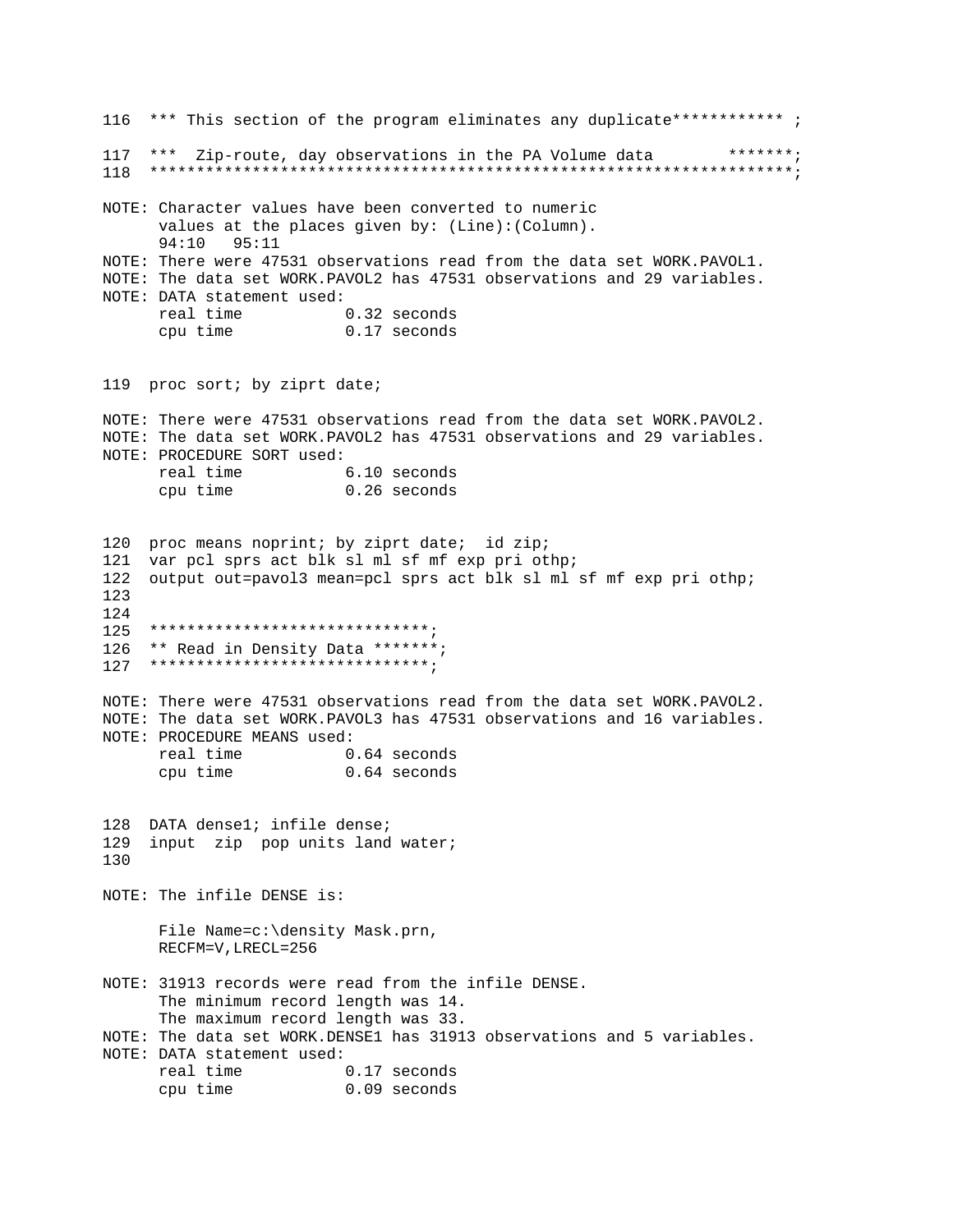```
116  *** This section of the program eliminates any duplicate************ ;
117  ***  Zip-route, day observations in the PA Volume data        *******;
118  *********************************************************************;

NOTE: Character values have been converted to numeric
      values at the places given by: (Line):(Column).
      94:10   95:11
NOTE: There were 47531 observations read from the data set WORK.PAVOL1.
NOTE: The data set WORK.PAVOL2 has 47531 observations and 29 variables.
NOTE: DATA statement used:
      real time           0.32 seconds
      cpu time            0.17 seconds


119  proc sort; by ziprt date;

NOTE: There were 47531 observations read from the data set WORK.PAVOL2.
NOTE: The data set WORK.PAVOL2 has 47531 observations and 29 variables.
NOTE: PROCEDURE SORT used:
      real time           6.10 seconds
      cpu time            0.26 seconds


120  proc means noprint; by ziprt date;  id zip;
121  var pcl sprs act blk sl ml sf mf exp pri othp;
122  output out=pavol3 mean=pcl sprs act blk sl ml sf mf exp pri othp;
123
124
125  ******************************;
126  ** Read in Density Data *******;
127  ******************************;

NOTE: There were 47531 observations read from the data set WORK.PAVOL2.
NOTE: The data set WORK.PAVOL3 has 47531 observations and 16 variables.
NOTE: PROCEDURE MEANS used:
      real time           0.64 seconds
      cpu time            0.64 seconds


128  DATA dense1; infile dense;
129  input  zip  pop units land water;
130

NOTE: The infile DENSE is:

      File Name=c:\density Mask.prn,
      RECFM=V,LRECL=256

NOTE: 31913 records were read from the infile DENSE.
      The minimum record length was 14.
      The maximum record length was 33.
NOTE: The data set WORK.DENSE1 has 31913 observations and 5 variables.
NOTE: DATA statement used:
      real time           0.17 seconds
      cpu time            0.09 seconds
```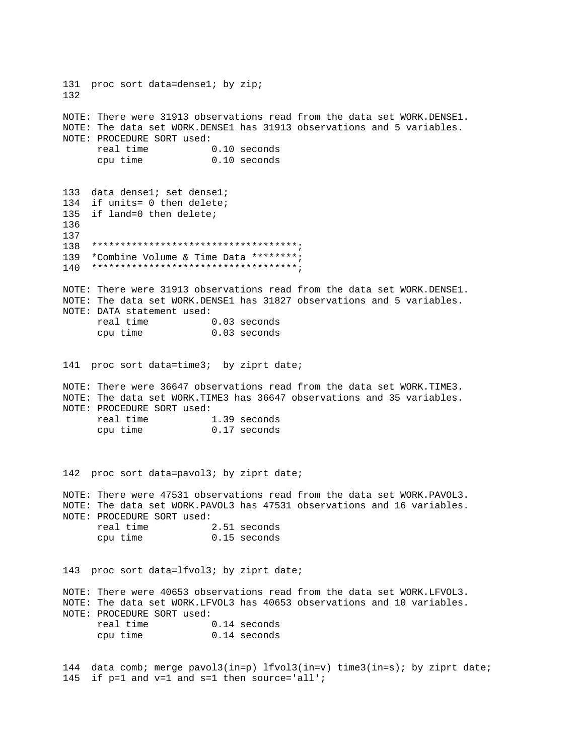```
131  proc sort data=dense1; by zip;
132

NOTE: There were 31913 observations read from the data set WORK.DENSE1.
NOTE: The data set WORK.DENSE1 has 31913 observations and 5 variables.
NOTE: PROCEDURE SORT used:
      real time           0.10 seconds
      cpu time            0.10 seconds


133  data dense1; set dense1;
134  if units= 0 then delete;
135  if land=0 then delete;
136
137
138  ************************************;
139  *Combine Volume & Time Data ********;
140  ************************************;

NOTE: There were 31913 observations read from the data set WORK.DENSE1.
NOTE: The data set WORK.DENSE1 has 31827 observations and 5 variables.
NOTE: DATA statement used:
      real time           0.03 seconds
      cpu time            0.03 seconds


141  proc sort data=time3;  by ziprt date;

NOTE: There were 36647 observations read from the data set WORK.TIME3.
NOTE: The data set WORK.TIME3 has 36647 observations and 35 variables.
NOTE: PROCEDURE SORT used:
      real time           1.39 seconds
      cpu time            0.17 seconds



142  proc sort data=pavol3; by ziprt date;

NOTE: There were 47531 observations read from the data set WORK.PAVOL3.
NOTE: The data set WORK.PAVOL3 has 47531 observations and 16 variables.
NOTE: PROCEDURE SORT used:
      real time           2.51 seconds
      cpu time            0.15 seconds


143  proc sort data=lfvol3; by ziprt date;

NOTE: There were 40653 observations read from the data set WORK.LFVOL3.
NOTE: The data set WORK.LFVOL3 has 40653 observations and 10 variables.
NOTE: PROCEDURE SORT used:
      real time           0.14 seconds
      cpu time            0.14 seconds


144  data comb; merge pavol3(in=p) lfvol3(in=v) time3(in=s); by ziprt date;
145  if p=1 and v=1 and s=1 then source='all';
```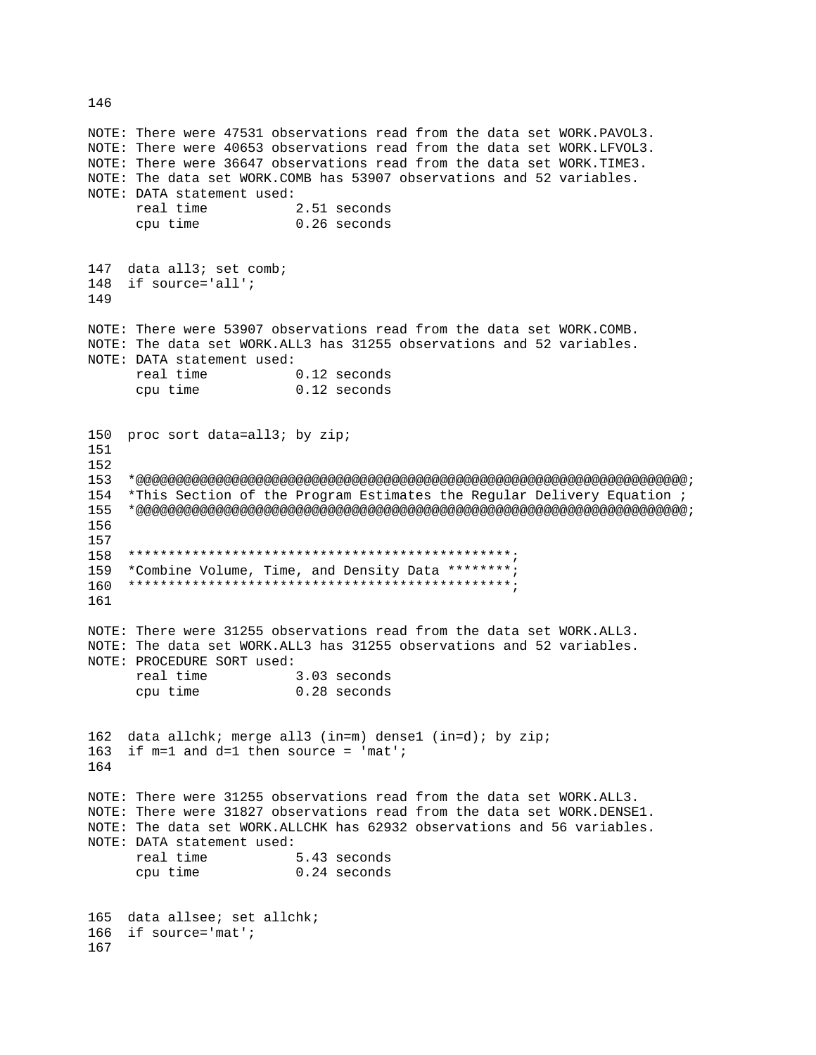```
146

NOTE: There were 47531 observations read from the data set WORK.PAVOL3.
NOTE: There were 40653 observations read from the data set WORK.LFVOL3.
NOTE: There were 36647 observations read from the data set WORK.TIME3.
NOTE: The data set WORK.COMB has 53907 observations and 52 variables.
NOTE: DATA statement used:
      real time           2.51 seconds
      cpu time            0.26 seconds


147  data all3; set comb;
148  if source='all';
149

NOTE: There were 53907 observations read from the data set WORK.COMB.
NOTE: The data set WORK.ALL3 has 31255 observations and 52 variables.
NOTE: DATA statement used:
      real time           0.12 seconds
      cpu time            0.12 seconds


150  proc sort data=all3; by zip;
151
152
153  *@@@@@@@@@@@@@@@@@@@@@@@@@@@@@@@@@@@@@@@@@@@@@@@@@@@@@@@@@@@@@@@@@@@@@@@;
154  *This Section of the Program Estimates the Regular Delivery Equation ;
155  *@@@@@@@@@@@@@@@@@@@@@@@@@@@@@@@@@@@@@@@@@@@@@@@@@@@@@@@@@@@@@@@@@@@@@@@;
156
157
158  ************************************************;
159  *Combine Volume, Time, and Density Data ********;
160  ************************************************;
161

NOTE: There were 31255 observations read from the data set WORK.ALL3.
NOTE: The data set WORK.ALL3 has 31255 observations and 52 variables.
NOTE: PROCEDURE SORT used:
      real time           3.03 seconds
      cpu time            0.28 seconds


162  data allchk; merge all3 (in=m) dense1 (in=d); by zip;
163  if m=1 and d=1 then source = 'mat';
164

NOTE: There were 31255 observations read from the data set WORK.ALL3.
NOTE: There were 31827 observations read from the data set WORK.DENSE1.
NOTE: The data set WORK.ALLCHK has 62932 observations and 56 variables.
NOTE: DATA statement used:
      real time           5.43 seconds
      cpu time            0.24 seconds


165  data allsee; set allchk;
166  if source='mat';
167
```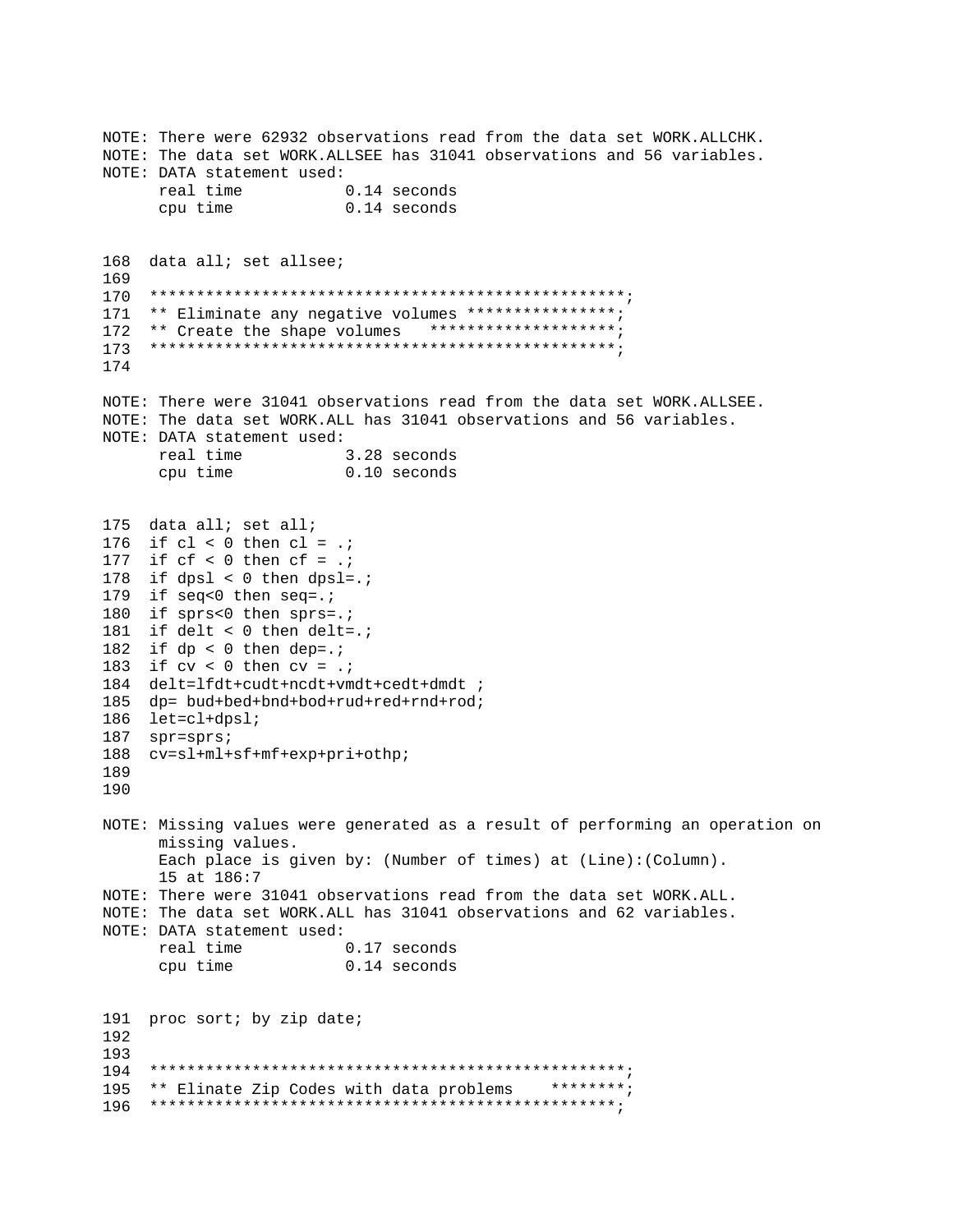```
NOTE: There were 62932 observations read from the data set WORK.ALLCHK.
NOTE: The data set WORK.ALLSEE has 31041 observations and 56 variables.
NOTE: DATA statement used:
      real time           0.14 seconds
      cpu time            0.14 seconds


168  data all; set allsee;
169
170  ***************************************************;
171  ** Eliminate any negative volumes ****************;
172  ** Create the shape volumes   ********************;
173  ***************************************************;
174

NOTE: There were 31041 observations read from the data set WORK.ALLSEE.
NOTE: The data set WORK.ALL has 31041 observations and 56 variables.
NOTE: DATA statement used:
      real time           3.28 seconds
      cpu time            0.10 seconds


175  data all; set all;
176  if cl < 0 then cl = .;
177  if cf < 0 then cf = .;
178  if dpsl < 0 then dpsl=.;
179  if seq<0 then seq=.;
180  if sprs<0 then sprs=.;
181  if delt < 0 then delt=.;
182  if dp < 0 then dep=.;
183  if cv < 0 then cv = .;
184  delt=lfdt+cudt+ncdt+vmdt+cedt+dmdt ;
185  dp= bud+bed+bnd+bod+rud+red+rnd+rod;
186  let=cl+dpsl;
187  spr=sprs;
188  cv=sl+ml+sf+mf+exp+pri+othp;
189
190

NOTE: Missing values were generated as a result of performing an operation on
      missing values.
      Each place is given by: (Number of times) at (Line):(Column).
      15 at 186:7
NOTE: There were 31041 observations read from the data set WORK.ALL.
NOTE: The data set WORK.ALL has 31041 observations and 62 variables.
NOTE: DATA statement used:
      real time           0.17 seconds
      cpu time            0.14 seconds


191  proc sort; by zip date;
192
193
194  ***************************************************;
195  ** Elinate Zip Codes with data problems    ********;
196  ***************************************************;
```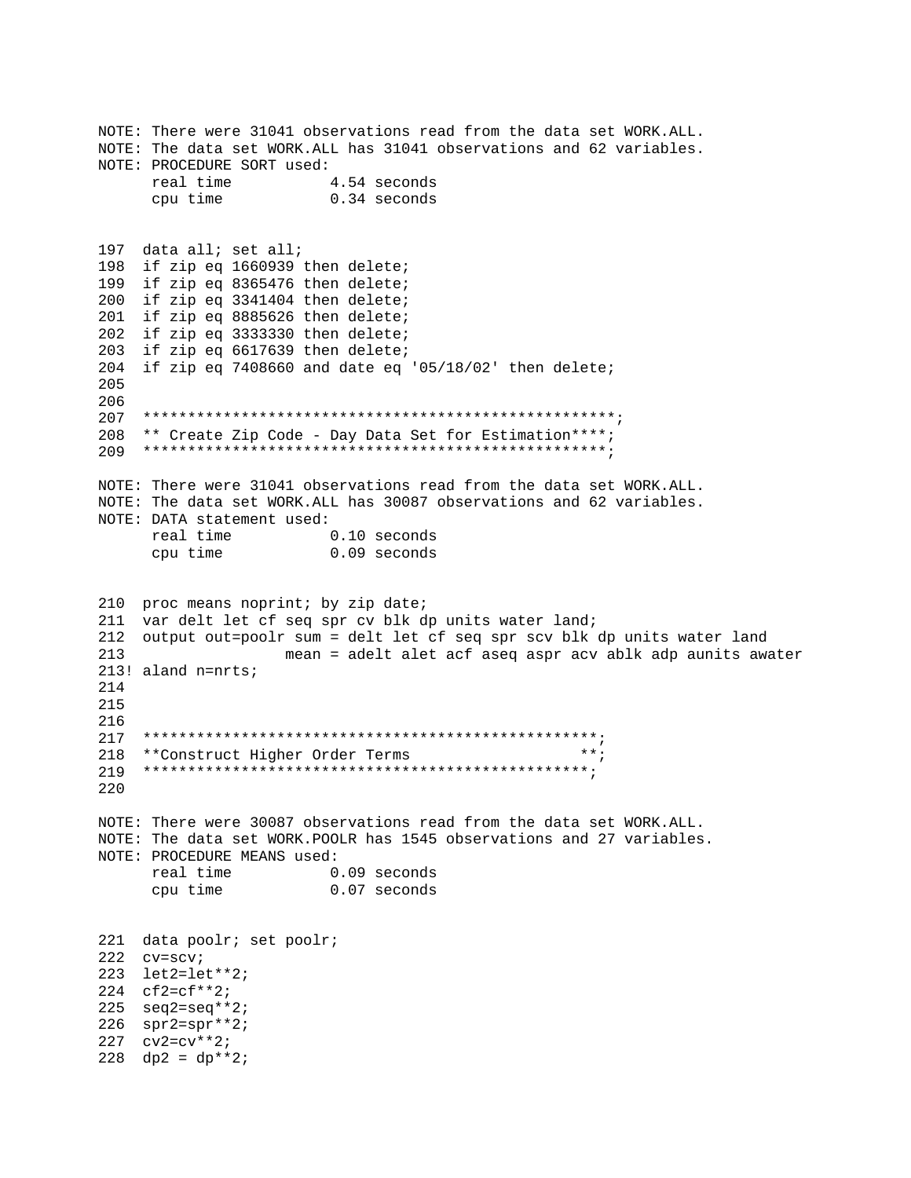```
NOTE: There were 31041 observations read from the data set WORK.ALL.
NOTE: The data set WORK.ALL has 31041 observations and 62 variables.
NOTE: PROCEDURE SORT used:
      real time           4.54 seconds
      cpu time            0.34 seconds


197  data all; set all;
198  if zip eq 1660939 then delete;
199  if zip eq 8365476 then delete;
200  if zip eq 3341404 then delete;
201  if zip eq 8885626 then delete;
202  if zip eq 3333330 then delete;
203  if zip eq 6617639 then delete;
204  if zip eq 7408660 and date eq '05/18/02' then delete;
205
206
207  ****************************************************;
208  ** Create Zip Code - Day Data Set for Estimation****;
209  ****************************************************;

NOTE: There were 31041 observations read from the data set WORK.ALL.
NOTE: The data set WORK.ALL has 30087 observations and 62 variables.
NOTE: DATA statement used:
      real time           0.10 seconds
      cpu time            0.09 seconds


210  proc means noprint; by zip date;
211  var delt let cf seq spr cv blk dp units water land;
212  output out=poolr sum = delt let cf seq spr scv blk dp units water land
213                  mean = adelt alet acf aseq aspr acv ablk adp aunits awater
213! aland n=nrts;
214
215
216
217  **************************************************;
218  **Construct Higher Order Terms                  **;
219  **************************************************;
220

NOTE: There were 30087 observations read from the data set WORK.ALL.
NOTE: The data set WORK.POOLR has 1545 observations and 27 variables.
NOTE: PROCEDURE MEANS used:
      real time           0.09 seconds
      cpu time            0.07 seconds


221  data poolr; set poolr;
222  cv=scv;
223  let2=let**2;
224  cf2=cf**2;
225  seq2=seq**2;
226  spr2=spr**2;
227  cv2=cv**2;
228  dp2 = dp**2;
```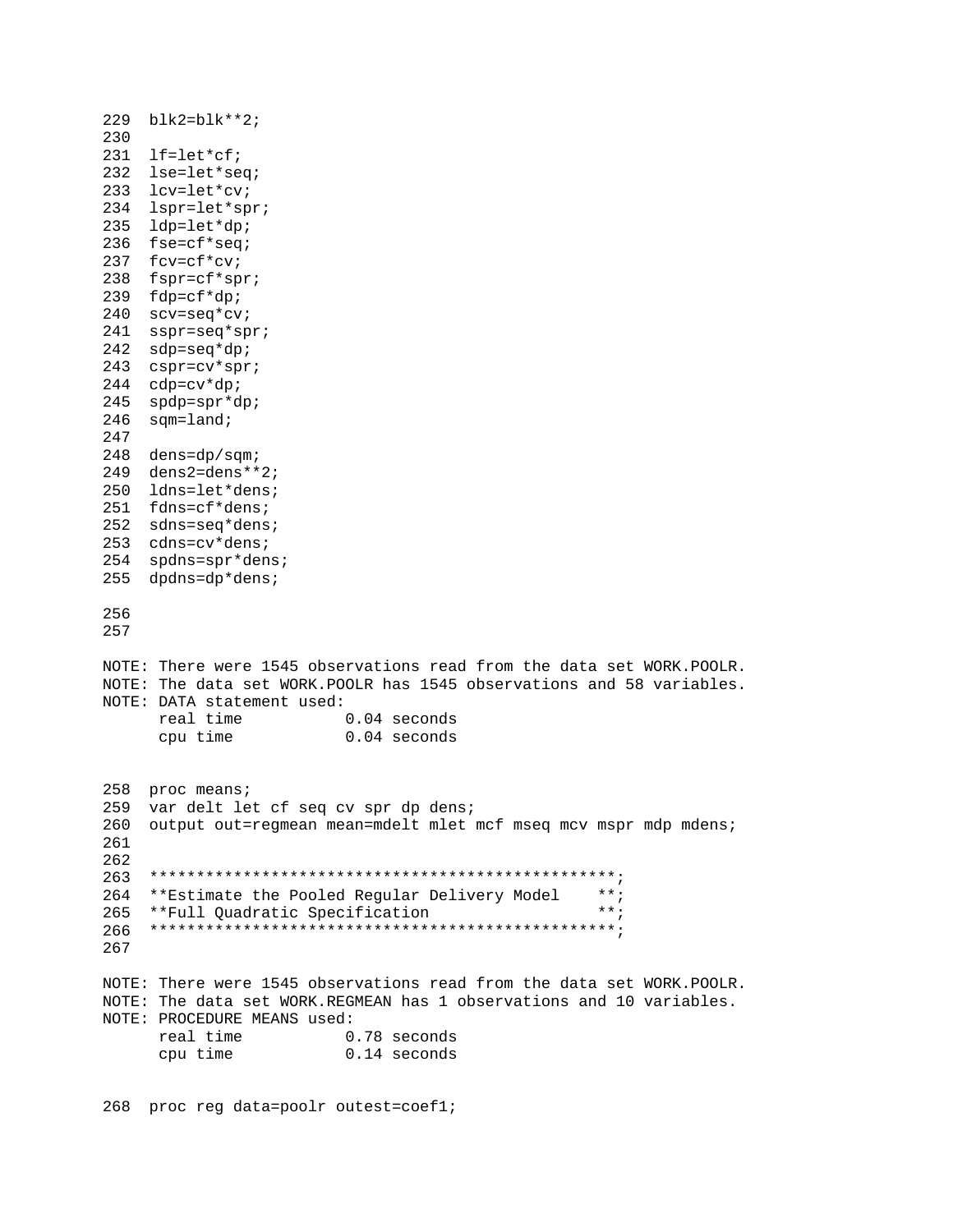```
229  blk2=blk**2;
230
231  lf=let*cf;
232  lse=let*seq;
233  lcv=let*cv;
234  lspr=let*spr;
235  ldp=let*dp;
236  fse=cf*seq;
237  fcv=cf*cv;
238  fspr=cf*spr;
239  fdp=cf*dp;
240  scv=seq*cv;
241  sspr=seq*spr;
242  sdp=seq*dp;
243  cspr=cv*spr;
244  cdp=cv*dp;
245  spdp=spr*dp;
246  sqm=land;
247
248  dens=dp/sqm;
249  dens2=dens**2;
250  ldns=let*dens;
251  fdns=cf*dens;
252  sdns=seq*dens;
253  cdns=cv*dens;
254  spdns=spr*dens;
255  dpdns=dp*dens;

256
257

NOTE: There were 1545 observations read from the data set WORK.POOLR.
NOTE: The data set WORK.POOLR has 1545 observations and 58 variables.
NOTE: DATA statement used:
      real time           0.04 seconds
      cpu time            0.04 seconds


258  proc means;
259  var delt let cf seq cv spr dp dens;
260  output out=regmean mean=mdelt mlet mcf mseq mcv mspr mdp mdens;
261
262
263  **************************************************;
264  **Estimate the Pooled Regular Delivery Model    **;
265  **Full Quadratic Specification                  **;
266  **************************************************;
267

NOTE: There were 1545 observations read from the data set WORK.POOLR.
NOTE: The data set WORK.REGMEAN has 1 observations and 10 variables.
NOTE: PROCEDURE MEANS used:
      real time           0.78 seconds
      cpu time            0.14 seconds


268  proc reg data=poolr outest=coef1;
```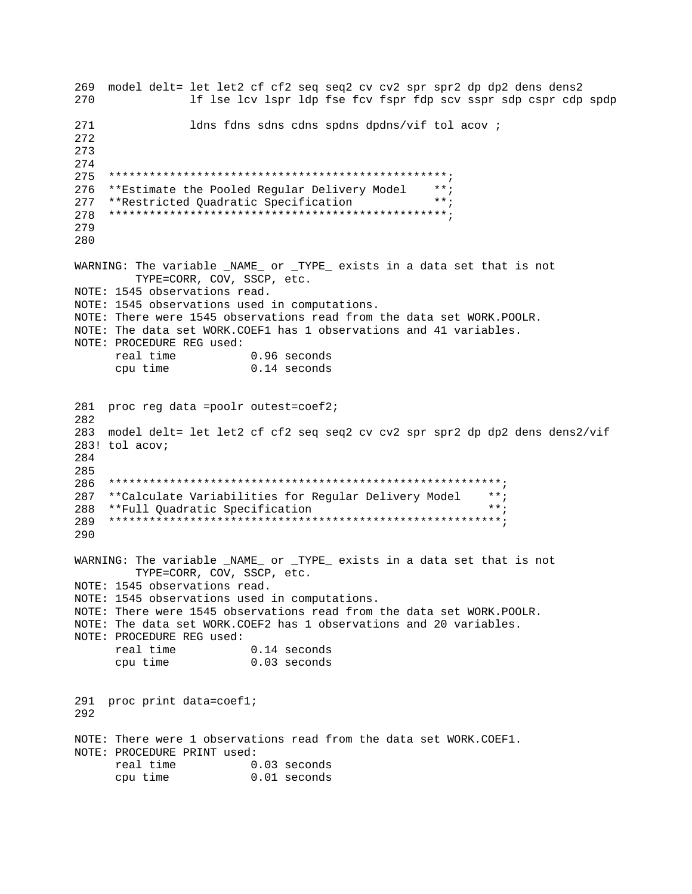```
269  model delt= let let2 cf cf2 seq seq2 cv cv2 spr spr2 dp dp2 dens dens2
270              lf lse lcv lspr ldp fse fcv fspr fdp scv sspr sdp cspr cdp spdp

271              ldns fdns sdns cdns spdns dpdns/vif tol acov ;
272
273
274
275  **************************************************;
276  **Estimate the Pooled Regular Delivery Model    **;
277  **Restricted Quadratic Specification            **;
278  **************************************************;
279
280

WARNING: The variable _NAME_ or _TYPE_ exists in a data set that is not
         TYPE=CORR, COV, SSCP, etc.
NOTE: 1545 observations read.
NOTE: 1545 observations used in computations.
NOTE: There were 1545 observations read from the data set WORK.POOLR.
NOTE: The data set WORK.COEF1 has 1 observations and 41 variables.
NOTE: PROCEDURE REG used:
      real time           0.96 seconds
      cpu time            0.14 seconds


281  proc reg data =poolr outest=coef2;
282
283  model delt= let let2 cf cf2 seq seq2 cv cv2 spr spr2 dp dp2 dens dens2/vif
283! tol acov;
284
285
286  **********************************************************;
287  **Calculate Variabilities for Regular Delivery Model    **;
288  **Full Quadratic Specification                          **;
289  **********************************************************;
290

WARNING: The variable _NAME_ or _TYPE_ exists in a data set that is not
         TYPE=CORR, COV, SSCP, etc.
NOTE: 1545 observations read.
NOTE: 1545 observations used in computations.
NOTE: There were 1545 observations read from the data set WORK.POOLR.
NOTE: The data set WORK.COEF2 has 1 observations and 20 variables.
NOTE: PROCEDURE REG used:
      real time           0.14 seconds
      cpu time            0.03 seconds


291  proc print data=coef1;
292

NOTE: There were 1 observations read from the data set WORK.COEF1.
NOTE: PROCEDURE PRINT used:
      real time           0.03 seconds
      cpu time            0.01 seconds
```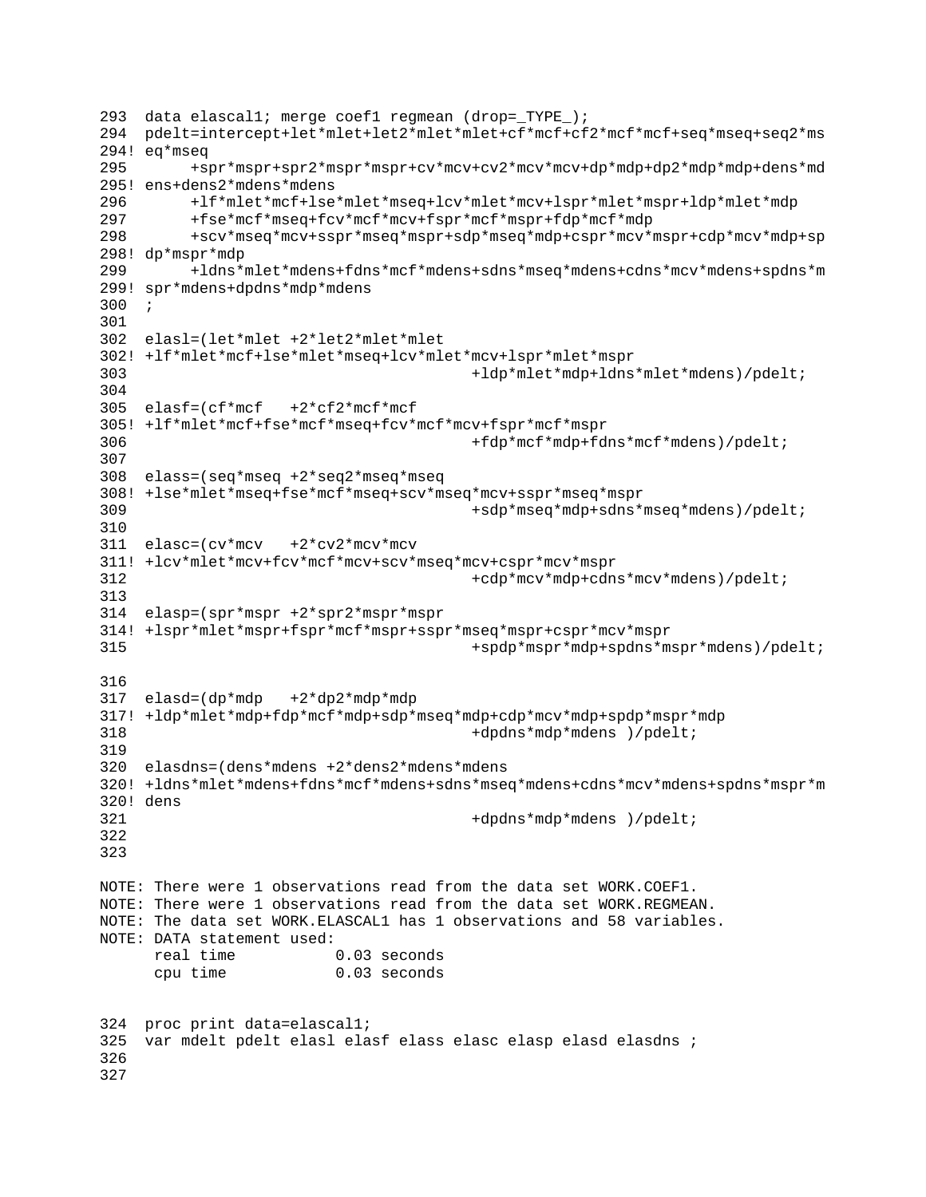```
293  data elascal1; merge coef1 regmean (drop=_TYPE_);
294  pdelt=intercept+let*mlet+let2*mlet*mlet+cf*mcf+cf2*mcf*mcf+seq*mseq+seq2*ms
294! eq*mseq
295       +spr*mspr+spr2*mspr*mspr+cv*mcv+cv2*mcv*mcv+dp*mdp+dp2*mdp*mdp+dens*md
295! ens+dens2*mdens*mdens
296       +lf*mlet*mcf+lse*mlet*mseq+lcv*mlet*mcv+lspr*mlet*mspr+ldp*mlet*mdp
297       +fse*mcf*mseq+fcv*mcf*mcv+fspr*mcf*mspr+fdp*mcf*mdp
298       +scv*mseq*mcv+sspr*mseq*mspr+sdp*mseq*mdp+cspr*mcv*mspr+cdp*mcv*mdp+sp
298! dp*mspr*mdp
299       +ldns*mlet*mdens+fdns*mcf*mdens+sdns*mseq*mdens+cdns*mcv*mdens+spdns*m
299! spr*mdens+dpdns*mdp*mdens
300  ;
301
302  elasl=(let*mlet +2*let2*mlet*mlet
302! +lf*mlet*mcf+lse*mlet*mseq+lcv*mlet*mcv+lspr*mlet*mspr
303                                    +ldp*mlet*mdp+ldns*mlet*mdens)/pdelt;
304
305  elasf=(cf*mcf   +2*cf2*mcf*mcf
305! +lf*mlet*mcf+fse*mcf*mseq+fcv*mcf*mcv+fspr*mcf*mspr
306                                    +fdp*mcf*mdp+fdns*mcf*mdens)/pdelt;
307
308  elass=(seq*mseq +2*seq2*mseq*mseq
308! +lse*mlet*mseq+fse*mcf*mseq+scv*mseq*mcv+sspr*mseq*mspr
309                                    +sdp*mseq*mdp+sdns*mseq*mdens)/pdelt;
310
311  elasc=(cv*mcv   +2*cv2*mcv*mcv
311! +lcv*mlet*mcv+fcv*mcf*mcv+scv*mseq*mcv+cspr*mcv*mspr
312                                    +cdp*mcv*mdp+cdns*mcv*mdens)/pdelt;
313
314  elasp=(spr*mspr +2*spr2*mspr*mspr
314! +lspr*mlet*mspr+fspr*mcf*mspr+sspr*mseq*mspr+cspr*mcv*mspr
315                                    +spdp*mspr*mdp+spdns*mspr*mdens)/pdelt;

316
317  elasd=(dp*mdp   +2*dp2*mdp*mdp
317! +ldp*mlet*mdp+fdp*mcf*mdp+sdp*mseq*mdp+cdp*mcv*mdp+spdp*mspr*mdp
318                                    +dpdns*mdp*mdens )/pdelt;
319
320  elasdns=(dens*mdens +2*dens2*mdens*mdens
320! +ldns*mlet*mdens+fdns*mcf*mdens+sdns*mseq*mdens+cdns*mcv*mdens+spdns*mspr*m
320! dens
321                                    +dpdns*mdp*mdens )/pdelt;
322
323

NOTE: There were 1 observations read from the data set WORK.COEF1.
NOTE: There were 1 observations read from the data set WORK.REGMEAN.
NOTE: The data set WORK.ELASCAL1 has 1 observations and 58 variables.
NOTE: DATA statement used:
      real time           0.03 seconds
      cpu time            0.03 seconds


324  proc print data=elascal1;
325  var mdelt pdelt elasl elasf elass elasc elasp elasd elasdns ;
326
327
```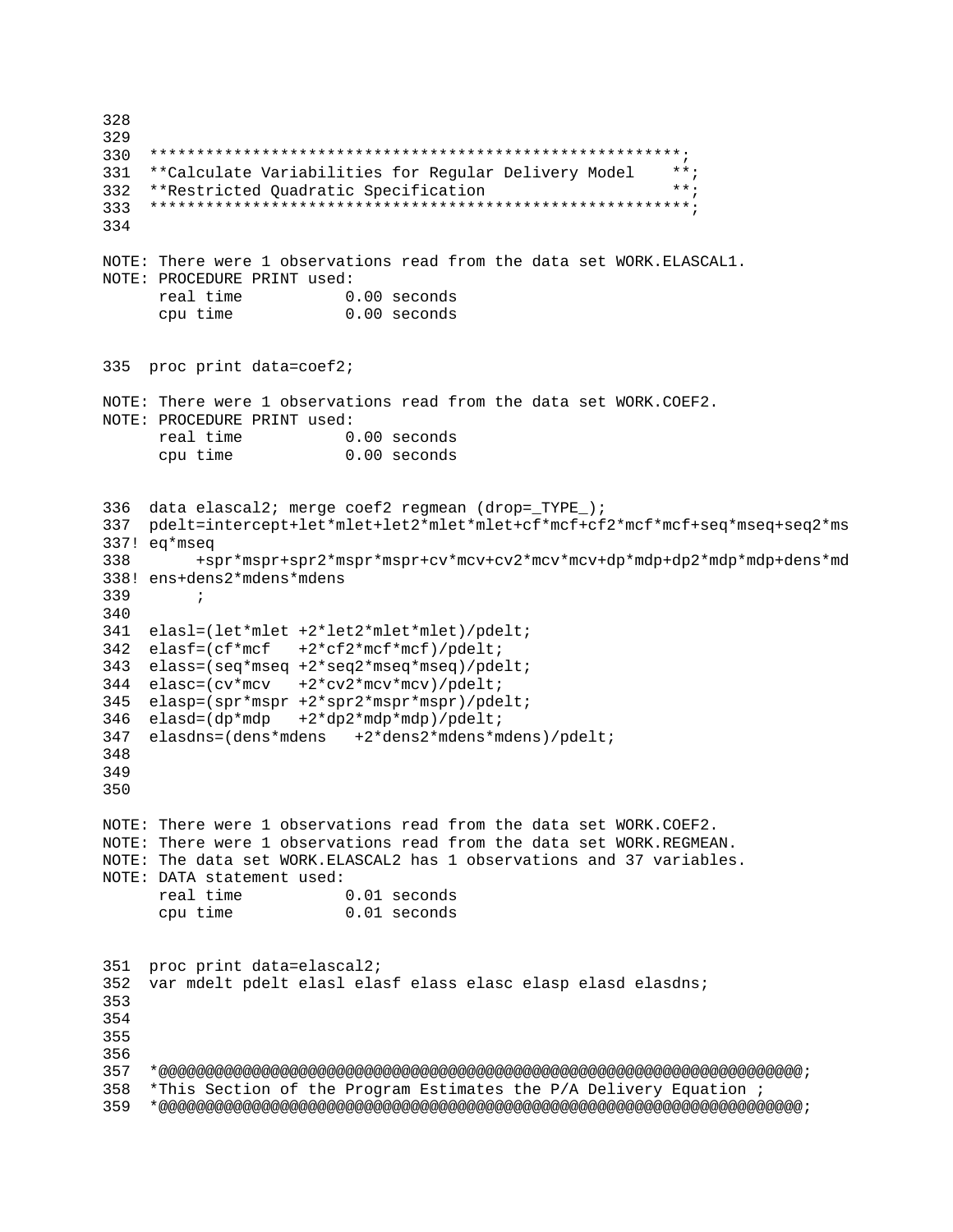```
328
329
330  *********************************************************;
331  **Calculate Variabilities for Regular Delivery Model    **;
332  **Restricted Quadratic Specification                    **;
333  *********************************************************;
334

NOTE: There were 1 observations read from the data set WORK.ELASCAL1.
NOTE: PROCEDURE PRINT used:
      real time           0.00 seconds
      cpu time            0.00 seconds


335  proc print data=coef2;

NOTE: There were 1 observations read from the data set WORK.COEF2.
NOTE: PROCEDURE PRINT used:
      real time           0.00 seconds
      cpu time            0.00 seconds


336  data elascal2; merge coef2 regmean (drop=_TYPE_);
337  pdelt=intercept+let*mlet+let2*mlet*mlet+cf*mcf+cf2*mcf*mcf+seq*mseq+seq2*ms
337! eq*mseq
338       +spr*mspr+spr2*mspr*mspr+cv*mcv+cv2*mcv*mcv+dp*mdp+dp2*mdp*mdp+dens*md
338! ens+dens2*mdens*mdens
339       ;
340
341  elasl=(let*mlet +2*let2*mlet*mlet)/pdelt;
342  elasf=(cf*mcf   +2*cf2*mcf*mcf)/pdelt;
343  elass=(seq*mseq +2*seq2*mseq*mseq)/pdelt;
344  elasc=(cv*mcv   +2*cv2*mcv*mcv)/pdelt;
345  elasp=(spr*mspr +2*spr2*mspr*mspr)/pdelt;
346  elasd=(dp*mdp   +2*dp2*mdp*mdp)/pdelt;
347  elasdns=(dens*mdens   +2*dens2*mdens*mdens)/pdelt;
348
349
350

NOTE: There were 1 observations read from the data set WORK.COEF2.
NOTE: There were 1 observations read from the data set WORK.REGMEAN.
NOTE: The data set WORK.ELASCAL2 has 1 observations and 37 variables.
NOTE: DATA statement used:
      real time           0.01 seconds
      cpu time            0.01 seconds


351  proc print data=elascal2;
352  var mdelt pdelt elasl elasf elass elasc elasp elasd elasdns;
353
354
355
356
357  *@@@@@@@@@@@@@@@@@@@@@@@@@@@@@@@@@@@@@@@@@@@@@@@@@@@@@@@@@@@@@@@@@@@@@@;
358  *This Section of the Program Estimates the P/A Delivery Equation ;
359  *@@@@@@@@@@@@@@@@@@@@@@@@@@@@@@@@@@@@@@@@@@@@@@@@@@@@@@@@@@@@@@@@@@@@@@;
```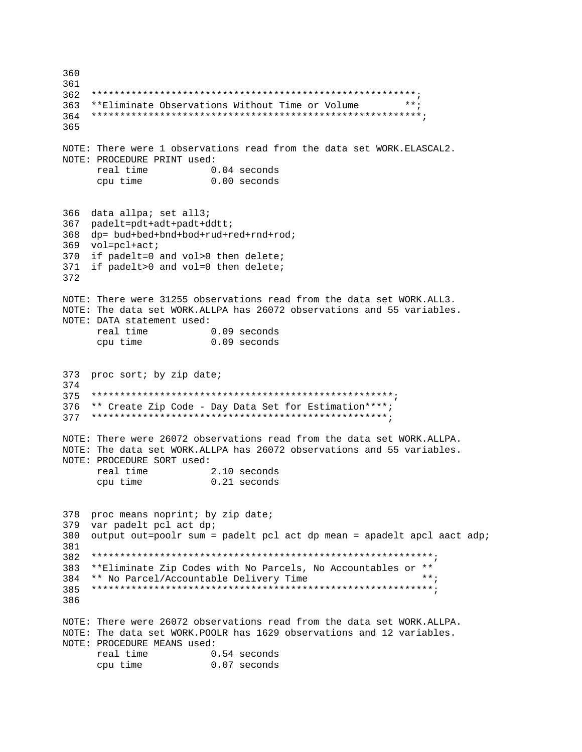```
360
361
362  ********************************************************;
363  **Eliminate Observations Without Time or Volume       **;
364  ********************************************************;
365

NOTE: There were 1 observations read from the data set WORK.ELASCAL2.
NOTE: PROCEDURE PRINT used:
      real time           0.04 seconds
      cpu time            0.00 seconds


366  data allpa; set all3;
367  padelt=pdt+adt+padt+ddtt;
368  dp= bud+bed+bnd+bod+rud+red+rnd+rod;
369  vol=pcl+act;
370  if padelt=0 and vol>0 then delete;
371  if padelt>0 and vol=0 then delete;
372

NOTE: There were 31255 observations read from the data set WORK.ALL3.
NOTE: The data set WORK.ALLPA has 26072 observations and 55 variables.
NOTE: DATA statement used:
      real time           0.09 seconds
      cpu time            0.09 seconds


373  proc sort; by zip date;
374
375  ****************************************************;
376  ** Create Zip Code - Day Data Set for Estimation****;
377  ****************************************************;

NOTE: There were 26072 observations read from the data set WORK.ALLPA.
NOTE: The data set WORK.ALLPA has 26072 observations and 55 variables.
NOTE: PROCEDURE SORT used:
      real time           2.10 seconds
      cpu time            0.21 seconds


378  proc means noprint; by zip date;
379  var padelt pcl act dp;
380  output out=poolr sum = padelt pcl act dp mean = apadelt apcl aact adp;
381
382  ***********************************************************;
383  **Eliminate Zip Codes with No Parcels, No Accountables or **
384  ** No Parcel/Accountable Delivery Time                    **;
385  ***********************************************************;
386

NOTE: There were 26072 observations read from the data set WORK.ALLPA.
NOTE: The data set WORK.POOLR has 1629 observations and 12 variables.
NOTE: PROCEDURE MEANS used:
      real time           0.54 seconds
      cpu time            0.07 seconds
```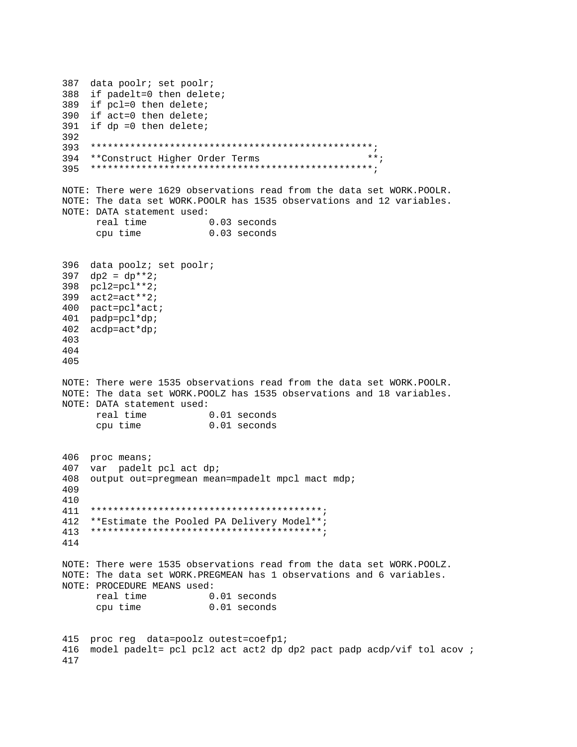```
387  data poolr; set poolr;
388  if padelt=0 then delete;
389  if pcl=0 then delete;
390  if act=0 then delete;
391  if dp =0 then delete;
392
393  ***************************************************;
394  **Construct Higher Order Terms                  **;
395  ***************************************************;

NOTE: There were 1629 observations read from the data set WORK.POOLR.
NOTE: The data set WORK.POOLR has 1535 observations and 12 variables.
NOTE: DATA statement used:
      real time           0.03 seconds
      cpu time            0.03 seconds


396  data poolz; set poolr;
397  dp2 = dp**2;
398  pcl2=pcl**2;
399  act2=act**2;
400  pact=pcl*act;
401  padp=pcl*dp;
402  acdp=act*dp;
403
404
405

NOTE: There were 1535 observations read from the data set WORK.POOLR.
NOTE: The data set WORK.POOLZ has 1535 observations and 18 variables.
NOTE: DATA statement used:
      real time           0.01 seconds
      cpu time            0.01 seconds


406  proc means;
407  var  padelt pcl act dp;
408  output out=pregmean mean=mpadelt mpcl mact mdp;
409
410
411  *****************************************;
412  **Estimate the Pooled PA Delivery Model**;
413  *****************************************;
414

NOTE: There were 1535 observations read from the data set WORK.POOLZ.
NOTE: The data set WORK.PREGMEAN has 1 observations and 6 variables.
NOTE: PROCEDURE MEANS used:
      real time           0.01 seconds
      cpu time            0.01 seconds


415  proc reg  data=poolz outest=coefp1;
416  model padelt= pcl pcl2 act act2 dp dp2 pact padp acdp/vif tol acov ;
417
```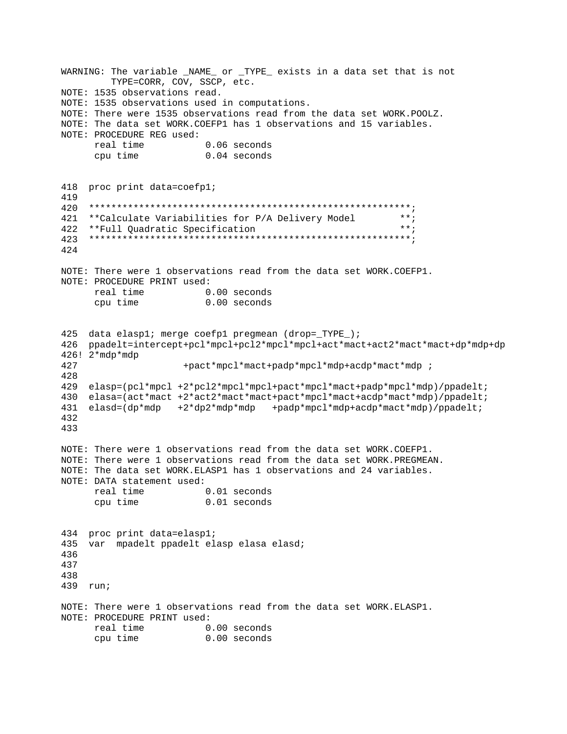```
WARNING: The variable _NAME_ or _TYPE_ exists in a data set that is not
         TYPE=CORR, COV, SSCP, etc.
NOTE: 1535 observations read.
NOTE: 1535 observations used in computations.
NOTE: There were 1535 observations read from the data set WORK.POOLZ.
NOTE: The data set WORK.COEFP1 has 1 observations and 15 variables.
NOTE: PROCEDURE REG used:
      real time           0.06 seconds
      cpu time            0.04 seconds


418  proc print data=coefp1;
419
420  *********************************************************;
421  **Calculate Variabilities for P/A Delivery Model        **;
422  **Full Quadratic Specification                          **;
423  *********************************************************;
424

NOTE: There were 1 observations read from the data set WORK.COEFP1.
NOTE: PROCEDURE PRINT used:
      real time           0.00 seconds
      cpu time            0.00 seconds


425  data elasp1; merge coefp1 pregmean (drop=_TYPE_);
426  ppadelt=intercept+pcl*mpcl+pcl2*mpcl*mpcl+act*mact+act2*mact*mact+dp*mdp+dp
426! 2*mdp*mdp
427                  +pact*mpcl*mact+padp*mpcl*mdp+acdp*mact*mdp ;
428
429  elasp=(pcl*mpcl +2*pcl2*mpcl*mpcl+pact*mpcl*mact+padp*mpcl*mdp)/ppadelt;
430  elasa=(act*mact +2*act2*mact*mact+pact*mpcl*mact+acdp*mact*mdp)/ppadelt;
431  elasd=(dp*mdp   +2*dp2*mdp*mdp   +padp*mpcl*mdp+acdp*mact*mdp)/ppadelt;
432
433

NOTE: There were 1 observations read from the data set WORK.COEFP1.
NOTE: There were 1 observations read from the data set WORK.PREGMEAN.
NOTE: The data set WORK.ELASP1 has 1 observations and 24 variables.
NOTE: DATA statement used:
      real time           0.01 seconds
      cpu time            0.01 seconds


434  proc print data=elasp1;
435  var  mpadelt ppadelt elasp elasa elasd;
436
437
438
439  run;

NOTE: There were 1 observations read from the data set WORK.ELASP1.
NOTE: PROCEDURE PRINT used:
      real time           0.00 seconds
      cpu time            0.00 seconds
```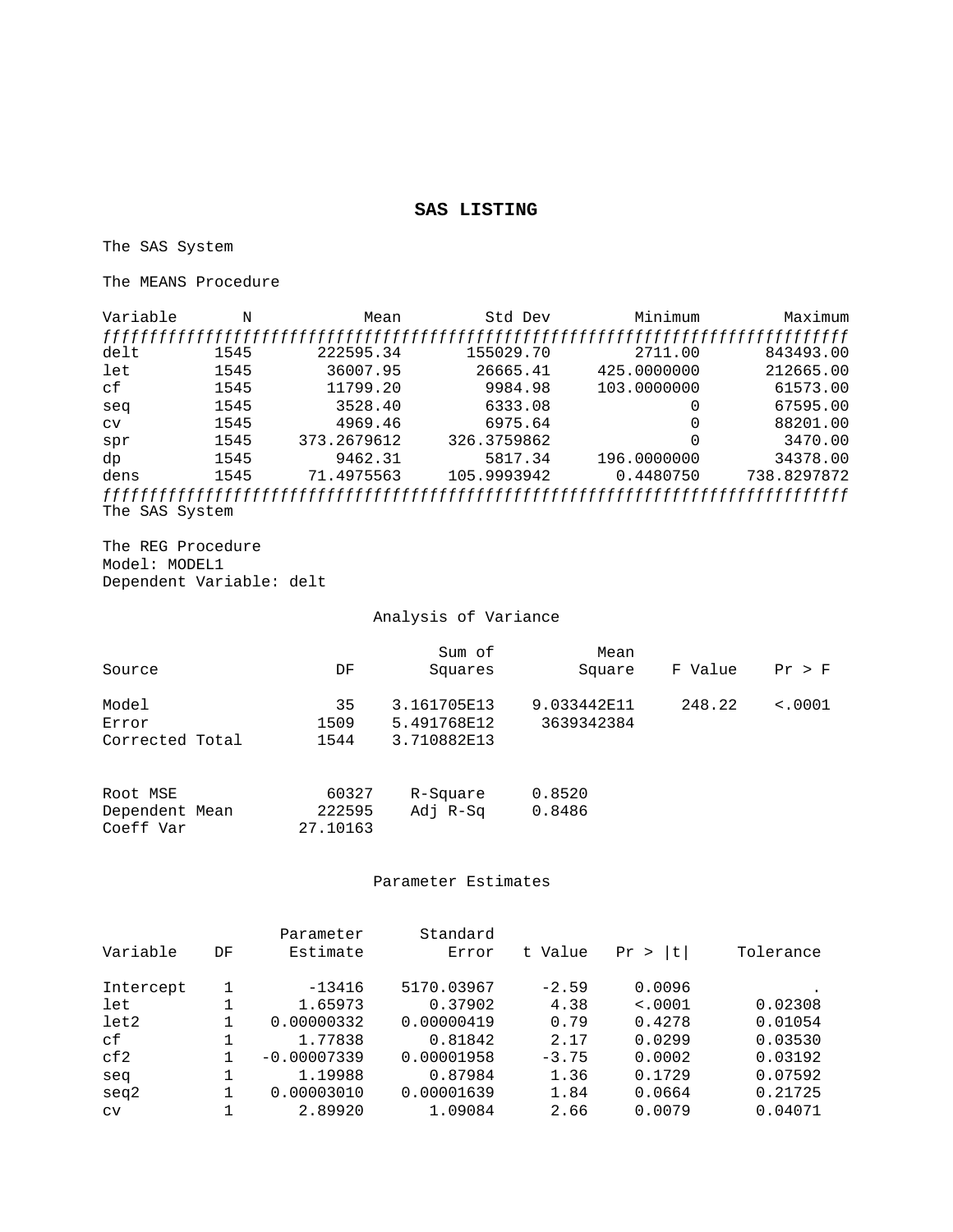## SAS LISTING

The SAS System

The MEANS Procedure

| Variable | N | Mean | Std Dev | Minimum | Maximum |
|---|---|---|---|---|---|
| delt | 1545 | 222595.34 | 155029.70 | 2711.00 | 843493.00 |
| let | 1545 | 36007.95 | 26665.41 | 425.0000000 | 212665.00 |
| cf | 1545 | 11799.20 | 9984.98 | 103.0000000 | 61573.00 |
| seq | 1545 | 3528.40 | 6333.08 | 0 | 67595.00 |
| cv | 1545 | 4969.46 | 6975.64 | 0 | 88201.00 |
| spr | 1545 | 373.2679612 | 326.3759862 | 0 | 3470.00 |
| dp | 1545 | 9462.31 | 5817.34 | 196.0000000 | 34378.00 |
| dens | 1545 | 71.4975563 | 105.9993942 | 0.4480750 | 738.8297872 |

The SAS System

The REG Procedure
Model: MODEL1
Dependent Variable: delt

Analysis of Variance

| Source | DF | Sum of Squares | Mean Square | F Value | Pr > F |
|---|---|---|---|---|---|
| Model | 35 | 3.161705E13 | 9.033442E11 | 248.22 | <.0001 |
| Error | 1509 | 5.491768E12 | 3639342384 | | |
| Corrected Total | 1544 | 3.710882E13 | | | |

| | | | |
|---|---|---|---|
| Root MSE | 60327 | R-Square | 0.8520 |
| Dependent Mean | 222595 | Adj R-Sq | 0.8486 |
| Coeff Var | 27.10163 | | |

Parameter Estimates

| Variable | DF | Parameter Estimate | Standard Error | t Value | Pr > \|t\| | Tolerance |
|---|---|---|---|---|---|---|
| Intercept | 1 | -13416 | 5170.03967 | -2.59 | 0.0096 | . |
| let | 1 | 1.65973 | 0.37902 | 4.38 | <.0001 | 0.02308 |
| let2 | 1 | 0.00000332 | 0.00000419 | 0.79 | 0.4278 | 0.01054 |
| cf | 1 | 1.77838 | 0.81842 | 2.17 | 0.0299 | 0.03530 |
| cf2 | 1 | -0.00007339 | 0.00001958 | -3.75 | 0.0002 | 0.03192 |
| seq | 1 | 1.19988 | 0.87984 | 1.36 | 0.1729 | 0.07592 |
| seq2 | 1 | 0.00003010 | 0.00001639 | 1.84 | 0.0664 | 0.21725 |
| cv | 1 | 2.89920 | 1.09084 | 2.66 | 0.0079 | 0.04071 |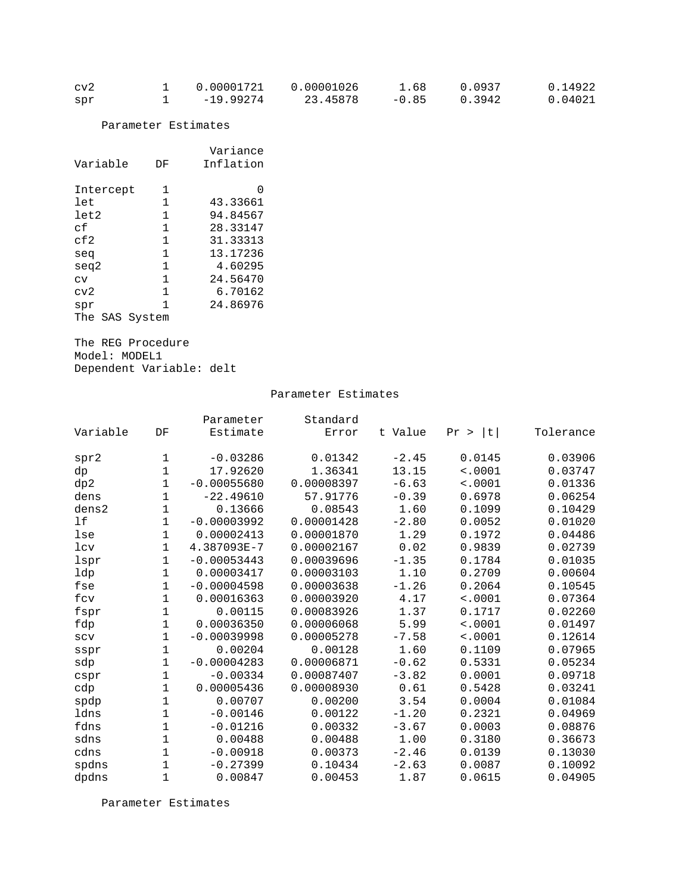| Variable | DF | Parameter Estimate | Standard Error | t Value | Pr > \|t\| | Tolerance |
|---|---|---|---|---|---|---|
| cv2 | 1 | 0.00001721 | 0.00001026 | 1.68 | 0.0937 | 0.14922 |
| spr | 1 | -19.99274 | 23.45878 | -0.85 | 0.3942 | 0.04021 |

Parameter Estimates

| Variable | DF | Variance Inflation |
|---|---|---|
| Intercept | 1 | 0 |
| let | 1 | 43.33661 |
| let2 | 1 | 94.84567 |
| cf | 1 | 28.33147 |
| cf2 | 1 | 31.33313 |
| seq | 1 | 13.17236 |
| seq2 | 1 | 4.60295 |
| cv | 1 | 24.56470 |
| cv2 | 1 | 6.70162 |
| spr | 1 | 24.86976 |

The SAS System

The REG Procedure
Model: MODEL1
Dependent Variable: delt

Parameter Estimates

| Variable | DF | Parameter Estimate | Standard Error | t Value | Pr > \|t\| | Tolerance |
|---|---|---|---|---|---|---|
| spr2 | 1 | -0.03286 | 0.01342 | -2.45 | 0.0145 | 0.03906 |
| dp | 1 | 17.92620 | 1.36341 | 13.15 | <.0001 | 0.03747 |
| dp2 | 1 | -0.00055680 | 0.00008397 | -6.63 | <.0001 | 0.01336 |
| dens | 1 | -22.49610 | 57.91776 | -0.39 | 0.6978 | 0.06254 |
| dens2 | 1 | 0.13666 | 0.08543 | 1.60 | 0.1099 | 0.10429 |
| lf | 1 | -0.00003992 | 0.00001428 | -2.80 | 0.0052 | 0.01020 |
| lse | 1 | 0.00002413 | 0.00001870 | 1.29 | 0.1972 | 0.04486 |
| lcv | 1 | 4.387093E-7 | 0.00002167 | 0.02 | 0.9839 | 0.02739 |
| lspr | 1 | -0.00053443 | 0.00039696 | -1.35 | 0.1784 | 0.01035 |
| ldp | 1 | 0.00003417 | 0.00003103 | 1.10 | 0.2709 | 0.00604 |
| fse | 1 | -0.00004598 | 0.00003638 | -1.26 | 0.2064 | 0.10545 |
| fcv | 1 | 0.00016363 | 0.00003920 | 4.17 | <.0001 | 0.07364 |
| fspr | 1 | 0.00115 | 0.00083926 | 1.37 | 0.1717 | 0.02260 |
| fdp | 1 | 0.00036350 | 0.00006068 | 5.99 | <.0001 | 0.01497 |
| scv | 1 | -0.00039998 | 0.00005278 | -7.58 | <.0001 | 0.12614 |
| sspr | 1 | 0.00204 | 0.00128 | 1.60 | 0.1109 | 0.07965 |
| sdp | 1 | -0.00004283 | 0.00006871 | -0.62 | 0.5331 | 0.05234 |
| cspr | 1 | -0.00334 | 0.00087407 | -3.82 | 0.0001 | 0.09718 |
| cdp | 1 | 0.00005436 | 0.00008930 | 0.61 | 0.5428 | 0.03241 |
| spdp | 1 | 0.00707 | 0.00200 | 3.54 | 0.0004 | 0.01084 |
| ldns | 1 | -0.00146 | 0.00122 | -1.20 | 0.2321 | 0.04969 |
| fdns | 1 | -0.01216 | 0.00332 | -3.67 | 0.0003 | 0.08876 |
| sdns | 1 | 0.00488 | 0.00488 | 1.00 | 0.3180 | 0.36673 |
| cdns | 1 | -0.00918 | 0.00373 | -2.46 | 0.0139 | 0.13030 |
| spdns | 1 | -0.27399 | 0.10434 | -2.63 | 0.0087 | 0.10092 |
| dpdns | 1 | 0.00847 | 0.00453 | 1.87 | 0.0615 | 0.04905 |

Parameter Estimates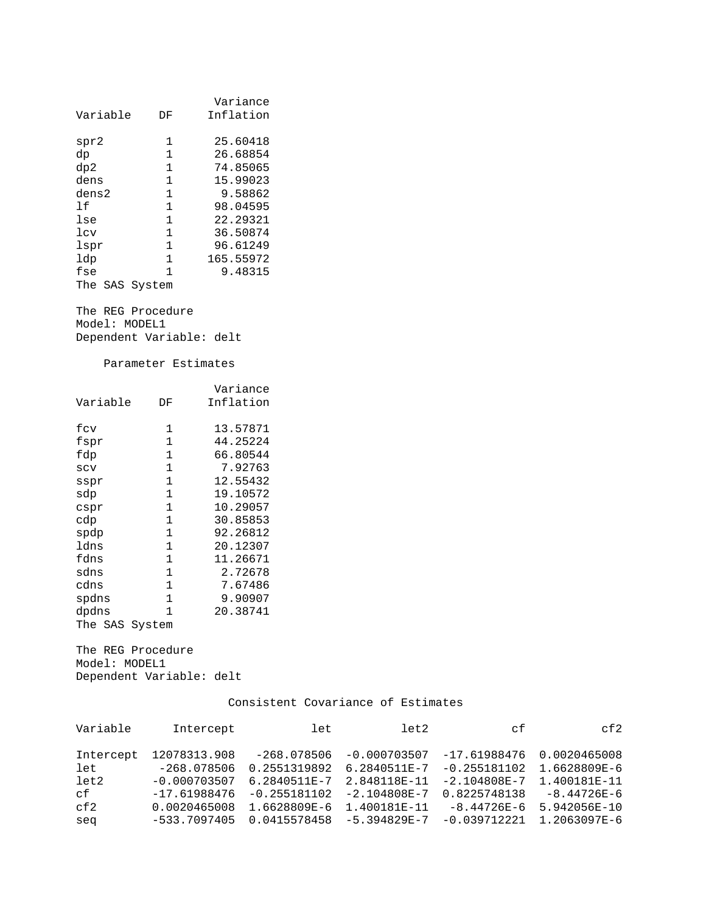| Variable | DF | Variance Inflation |
|---|---|---|
| spr2 | 1 | 25.60418 |
| dp | 1 | 26.68854 |
| dp2 | 1 | 74.85065 |
| dens | 1 | 15.99023 |
| dens2 | 1 | 9.58862 |
| lf | 1 | 98.04595 |
| lse | 1 | 22.29321 |
| lcv | 1 | 36.50874 |
| lspr | 1 | 96.61249 |
| ldp | 1 | 165.55972 |
| fse | 1 | 9.48315 |

The SAS System

The REG Procedure
Model: MODEL1
Dependent Variable: delt

Parameter Estimates

| Variable | DF | Variance Inflation |
|---|---|---|
| fcv | 1 | 13.57871 |
| fspr | 1 | 44.25224 |
| fdp | 1 | 66.80544 |
| scv | 1 | 7.92763 |
| sspr | 1 | 12.55432 |
| sdp | 1 | 19.10572 |
| cspr | 1 | 10.29057 |
| cdp | 1 | 30.85853 |
| spdp | 1 | 92.26812 |
| ldns | 1 | 20.12307 |
| fdns | 1 | 11.26671 |
| sdns | 1 | 2.72678 |
| cdns | 1 | 7.67486 |
| spdns | 1 | 9.90907 |
| dpdns | 1 | 20.38741 |

The SAS System

The REG Procedure
Model: MODEL1
Dependent Variable: delt

Consistent Covariance of Estimates

| Variable | Intercept | let | let2 | cf | cf2 |
|---|---|---|---|---|---|
| Intercept | 12078313.908 | -268.078506 | -0.000703507 | -17.61988476 | 0.0020465008 |
| let | -268.078506 | 0.2551319892 | 6.2840511E-7 | -0.255181102 | 1.6628809E-6 |
| let2 | -0.000703507 | 6.2840511E-7 | 2.848118E-11 | -2.104808E-7 | 1.400181E-11 |
| cf | -17.61988476 | -0.255181102 | -2.104808E-7 | 0.8225748138 | -8.44726E-6 |
| cf2 | 0.0020465008 | 1.6628809E-6 | 1.400181E-11 | -8.44726E-6 | 5.942056E-10 |
| seq | -533.7097405 | 0.0415578458 | -5.394829E-7 | -0.039712221 | 1.2063097E-6 |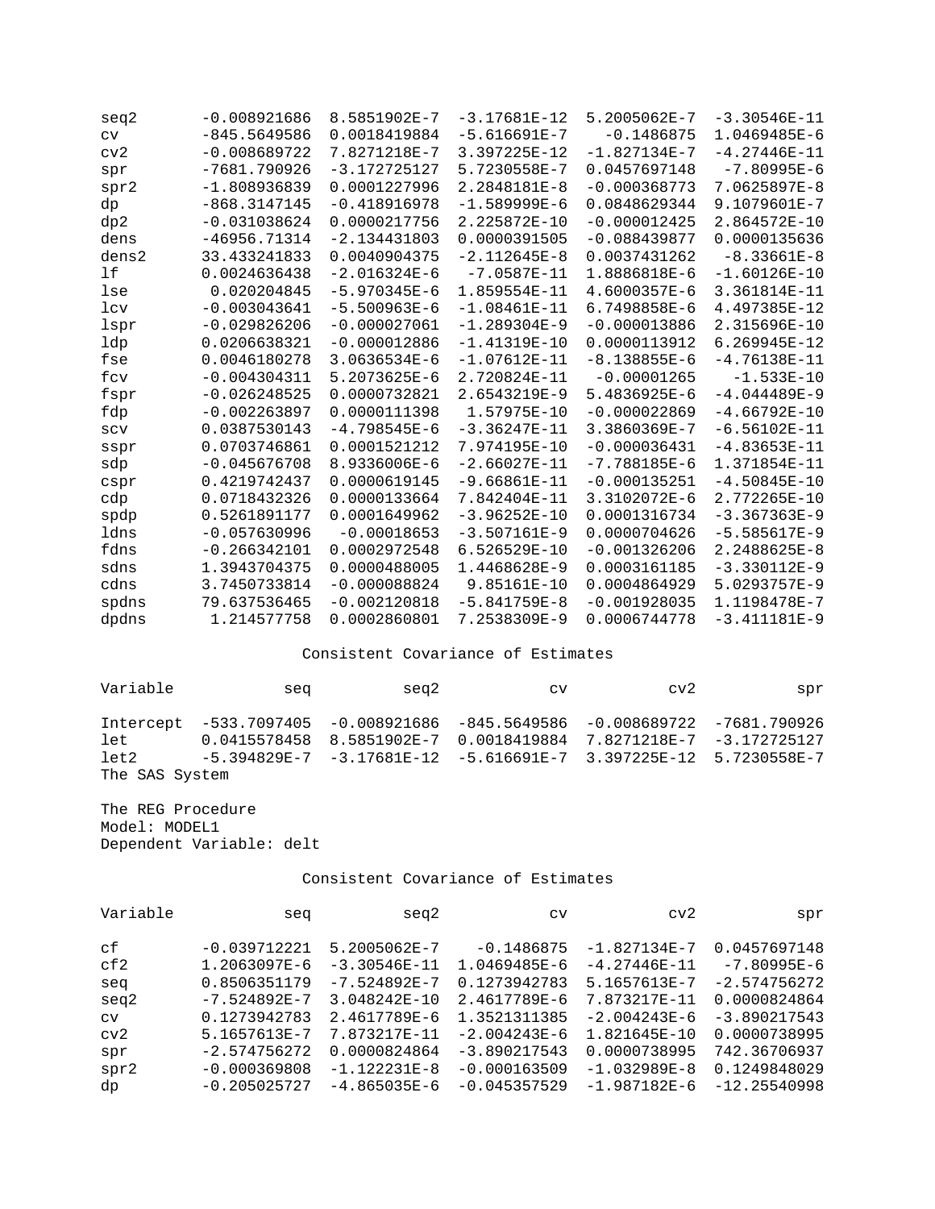| | | | | | |
|---|---|---|---|---|---|
| seq2 | -0.008921686 | 8.5851902E-7 | -3.17681E-12 | 5.2005062E-7 | -3.30546E-11 |
| cv | -845.5649586 | 0.0018419884 | -5.616691E-7 | -0.1486875 | 1.0469485E-6 |
| cv2 | -0.008689722 | 7.8271218E-7 | 3.397225E-12 | -1.827134E-7 | -4.27446E-11 |
| spr | -7681.790926 | -3.172725127 | 5.7230558E-7 | 0.0457697148 | -7.80995E-6 |
| spr2 | -1.808936839 | 0.0001227996 | 2.2848181E-8 | -0.000368773 | 7.0625897E-8 |
| dp | -868.3147145 | -0.418916978 | -1.589999E-6 | 0.0848629344 | 9.1079601E-7 |
| dp2 | -0.031038624 | 0.0000217756 | 2.225872E-10 | -0.000012425 | 2.864572E-10 |
| dens | -46956.71314 | -2.134431803 | 0.0000391505 | -0.088439877 | 0.0000135636 |
| dens2 | 33.433241833 | 0.0040904375 | -2.112645E-8 | 0.0037431262 | -8.33661E-8 |
| lf | 0.0024636438 | -2.016324E-6 | -7.0587E-11 | 1.8886818E-6 | -1.60126E-10 |
| lse | 0.020204845 | -5.970345E-6 | 1.859554E-11 | 4.6000357E-6 | 3.361814E-11 |
| lcv | -0.003043641 | -5.500963E-6 | -1.08461E-11 | 6.7498858E-6 | 4.497385E-12 |
| lspr | -0.029826206 | -0.000027061 | -1.289304E-9 | -0.000013886 | 2.315696E-10 |
| ldp | 0.0206638321 | -0.000012886 | -1.41319E-10 | 0.0000113912 | 6.269945E-12 |
| fse | 0.0046180278 | 3.0636534E-6 | -1.07612E-11 | -8.138855E-6 | -4.76138E-11 |
| fcv | -0.004304311 | 5.2073625E-6 | 2.720824E-11 | -0.00001265 | -1.533E-10 |
| fspr | -0.026248525 | 0.0000732821 | 2.6543219E-9 | 5.4836925E-6 | -4.044489E-9 |
| fdp | -0.002263897 | 0.0000111398 | 1.57975E-10 | -0.000022869 | -4.66792E-10 |
| scv | 0.0387530143 | -4.798545E-6 | -3.36247E-11 | 3.3860369E-7 | -6.56102E-11 |
| sspr | 0.0703746861 | 0.0001521212 | 7.974195E-10 | -0.000036431 | -4.83653E-11 |
| sdp | -0.045676708 | 8.9336006E-6 | -2.66027E-11 | -7.788185E-6 | 1.371854E-11 |
| cspr | 0.4219742437 | 0.0000619145 | -9.66861E-11 | -0.000135251 | -4.50845E-10 |
| cdp | 0.0718432326 | 0.0000133664 | 7.842404E-11 | 3.3102072E-6 | 2.772265E-10 |
| spdp | 0.5261891177 | 0.0001649962 | -3.96252E-10 | 0.0001316734 | -3.367363E-9 |
| ldns | -0.057630996 | -0.00018653 | -3.507161E-9 | 0.0000704626 | -5.585617E-9 |
| fdns | -0.266342101 | 0.0002972548 | 6.526529E-10 | -0.001326206 | 2.2488625E-8 |
| sdns | 1.3943704375 | 0.0000488005 | 1.4468628E-9 | 0.0003161185 | -3.330112E-9 |
| cdns | 3.7450733814 | -0.000088824 | 9.85161E-10 | 0.0004864929 | 5.0293757E-9 |
| spdns | 79.637536465 | -0.002120818 | -5.841759E-8 | -0.001928035 | 1.1198478E-7 |
| dpdns | 1.214577758 | 0.0002860801 | 7.2538309E-9 | 0.0006744778 | -3.411181E-9 |

Consistent Covariance of Estimates

| Variable | seq | seq2 | cv | cv2 | spr |
|---|---|---|---|---|---|
| Intercept | -533.7097405 | -0.008921686 | -845.5649586 | -0.008689722 | -7681.790926 |
| let | 0.0415578458 | 8.5851902E-7 | 0.0018419884 | 7.8271218E-7 | -3.172725127 |
| let2 | -5.394829E-7 | -3.17681E-12 | -5.616691E-7 | 3.397225E-12 | 5.7230558E-7 |

The SAS System

The REG Procedure
Model: MODEL1
Dependent Variable: delt

Consistent Covariance of Estimates

| Variable | seq | seq2 | cv | cv2 | spr |
|---|---|---|---|---|---|
| cf | -0.039712221 | 5.2005062E-7 | -0.1486875 | -1.827134E-7 | 0.0457697148 |
| cf2 | 1.2063097E-6 | -3.30546E-11 | 1.0469485E-6 | -4.27446E-11 | -7.80995E-6 |
| seq | 0.8506351179 | -7.524892E-7 | 0.1273942783 | 5.1657613E-7 | -2.574756272 |
| seq2 | -7.524892E-7 | 3.048242E-10 | 2.4617789E-6 | 7.873217E-11 | 0.0000824864 |
| cv | 0.1273942783 | 2.4617789E-6 | 1.3521311385 | -2.004243E-6 | -3.890217543 |
| cv2 | 5.1657613E-7 | 7.873217E-11 | -2.004243E-6 | 1.821645E-10 | 0.0000738995 |
| spr | -2.574756272 | 0.0000824864 | -3.890217543 | 0.0000738995 | 742.36706937 |
| spr2 | -0.000369808 | -1.122231E-8 | -0.000163509 | -1.032989E-8 | 0.1249848029 |
| dp | -0.205025727 | -4.865035E-6 | -0.045357529 | -1.987182E-6 | -12.25540998 |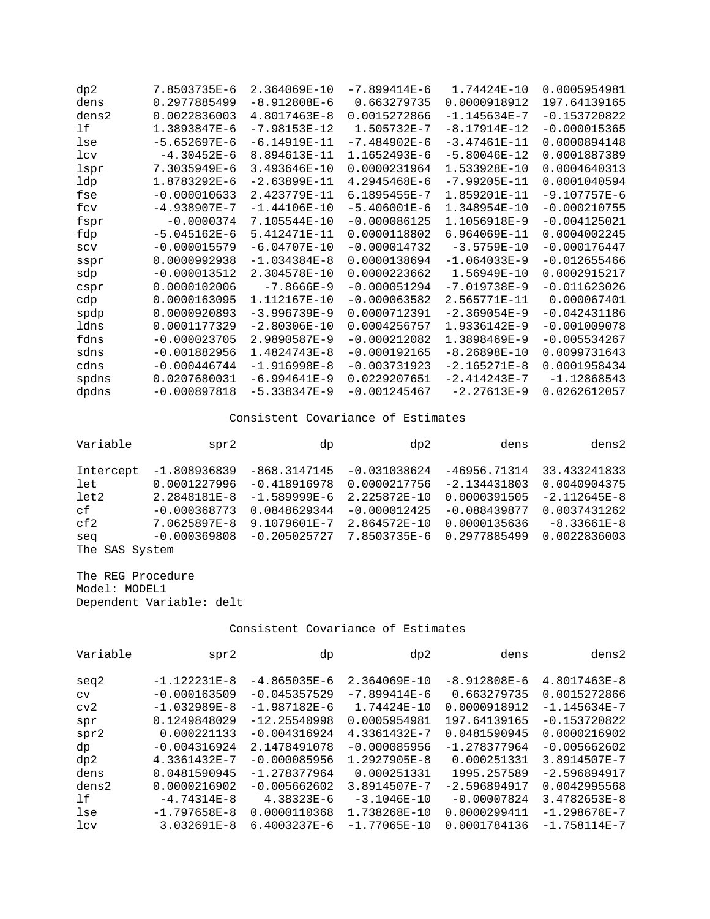| | | | | | |
|---|---|---|---|---|---|
| dp2 | 7.8503735E-6 | 2.364069E-10 | -7.899414E-6 | 1.74424E-10 | 0.0005954981 |
| dens | 0.2977885499 | -8.912808E-6 | 0.663279735 | 0.0000918912 | 197.64139165 |
| dens2 | 0.0022836003 | 4.8017463E-8 | 0.0015272866 | -1.145634E-7 | -0.153720822 |
| lf | 1.3893847E-6 | -7.98153E-12 | 1.505732E-7 | -8.17914E-12 | -0.000015365 |
| lse | -5.652697E-6 | -6.14919E-11 | -7.484902E-6 | -3.47461E-11 | 0.0000894148 |
| lcv | -4.30452E-6 | 8.894613E-11 | 1.1652493E-6 | -5.80046E-12 | 0.0001887389 |
| lspr | 7.3035949E-6 | 3.493646E-10 | 0.0000231964 | 1.533928E-10 | 0.0004640313 |
| ldp | 1.8783292E-6 | -2.63899E-11 | 4.2945468E-6 | -7.99205E-11 | 0.0001040594 |
| fse | -0.000010633 | 2.423779E-11 | 6.1895455E-7 | 1.859201E-11 | -9.107757E-6 |
| fcv | -4.938907E-7 | -1.44106E-10 | -5.406001E-6 | 1.348954E-10 | -0.000210755 |
| fspr | -0.0000374 | 7.105544E-10 | -0.000086125 | 1.1056918E-9 | -0.004125021 |
| fdp | -5.045162E-6 | 5.412471E-11 | 0.0000118802 | 6.964069E-11 | 0.0004002245 |
| scv | -0.000015579 | -6.04707E-10 | -0.000014732 | -3.5759E-10 | -0.000176447 |
| sspr | 0.0000992938 | -1.034384E-8 | 0.0000138694 | -1.064033E-9 | -0.012655466 |
| sdp | -0.000013512 | 2.304578E-10 | 0.0000223662 | 1.56949E-10 | 0.0002915217 |
| cspr | 0.0000102006 | -7.8666E-9 | -0.000051294 | -7.019738E-9 | -0.011623026 |
| cdp | 0.0000163095 | 1.112167E-10 | -0.000063582 | 2.565771E-11 | 0.000067401 |
| spdp | 0.0000920893 | -3.996739E-9 | 0.0000712391 | -2.369054E-9 | -0.042431186 |
| ldns | 0.0001177329 | -2.80306E-10 | 0.0004256757 | 1.9336142E-9 | -0.001009078 |
| fdns | -0.000023705 | 2.9890587E-9 | -0.000212082 | 1.3898469E-9 | -0.005534267 |
| sdns | -0.001882956 | 1.4824743E-8 | -0.000192165 | -8.26898E-10 | 0.0099731643 |
| cdns | -0.000446744 | -1.916998E-8 | -0.003731923 | -2.165271E-8 | 0.0001958434 |
| spdns | 0.0207680031 | -6.994641E-9 | 0.0229207651 | -2.414243E-7 | -1.12868543 |
| dpdns | -0.000897818 | -5.338347E-9 | -0.001245467 | -2.27613E-9 | 0.0262612057 |

Consistent Covariance of Estimates

| Variable | spr2 | dp | dp2 | dens | dens2 |
|---|---|---|---|---|---|
| Intercept | -1.808936839 | -868.3147145 | -0.031038624 | -46956.71314 | 33.433241833 |
| let | 0.0001227996 | -0.418916978 | 0.0000217756 | -2.134431803 | 0.0040904375 |
| let2 | 2.2848181E-8 | -1.589999E-6 | 2.225872E-10 | 0.0000391505 | -2.112645E-8 |
| cf | -0.000368773 | 0.0848629344 | -0.000012425 | -0.088439877 | 0.0037431262 |
| cf2 | 7.0625897E-8 | 9.1079601E-7 | 2.864572E-10 | 0.0000135636 | -8.33661E-8 |
| seq | -0.000369808 | -0.205025727 | 7.8503735E-6 | 0.2977885499 | 0.0022836003 |

The SAS System

The REG Procedure
Model: MODEL1
Dependent Variable: delt

Consistent Covariance of Estimates

| Variable | spr2 | dp | dp2 | dens | dens2 |
|---|---|---|---|---|---|
| seq2 | -1.122231E-8 | -4.865035E-6 | 2.364069E-10 | -8.912808E-6 | 4.8017463E-8 |
| cv | -0.000163509 | -0.045357529 | -7.899414E-6 | 0.663279735 | 0.0015272866 |
| cv2 | -1.032989E-8 | -1.987182E-6 | 1.74424E-10 | 0.0000918912 | -1.145634E-7 |
| spr | 0.1249848029 | -12.25540998 | 0.0005954981 | 197.64139165 | -0.153720822 |
| spr2 | 0.000221133 | -0.004316924 | 4.3361432E-7 | 0.0481590945 | 0.0000216902 |
| dp | -0.004316924 | 2.1478491078 | -0.000085956 | -1.278377964 | -0.005662602 |
| dp2 | 4.3361432E-7 | -0.000085956 | 1.2927905E-8 | 0.000251331 | 3.8914507E-7 |
| dens | 0.0481590945 | -1.278377964 | 0.000251331 | 1995.257589 | -2.596894917 |
| dens2 | 0.0000216902 | -0.005662602 | 3.8914507E-7 | -2.596894917 | 0.0042995568 |
| lf | -4.74314E-8 | 4.38323E-6 | -3.1046E-10 | -0.00007824 | 3.4782653E-8 |
| lse | -1.797658E-8 | 0.0000110368 | 1.738268E-10 | 0.0000299411 | -1.298678E-7 |
| lcv | 3.032691E-8 | 6.4003237E-6 | -1.77065E-10 | 0.0001784136 | -1.758114E-7 |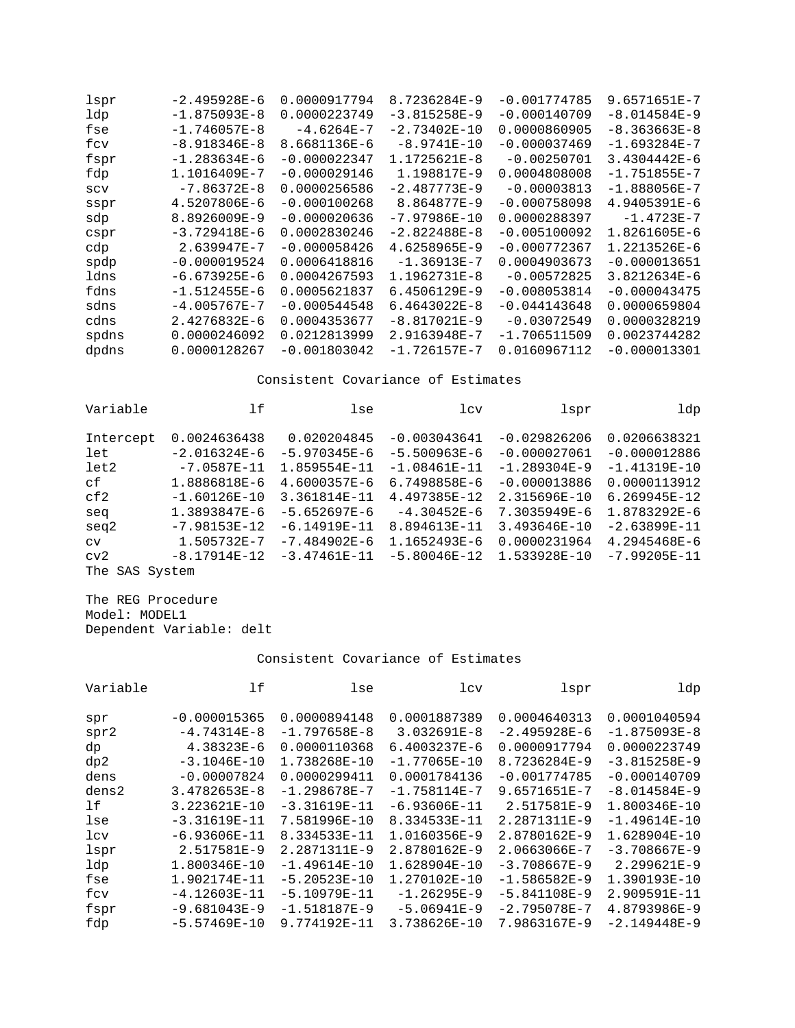| | | | | | |
|---|---|---|---|---|---|
| lspr | -2.495928E-6 | 0.0000917794 | 8.7236284E-9 | -0.001774785 | 9.6571651E-7 |
| ldp | -1.875093E-8 | 0.0000223749 | -3.815258E-9 | -0.000140709 | -8.014584E-9 |
| fse | -1.746057E-8 | -4.6264E-7 | -2.73402E-10 | 0.0000860905 | -8.363663E-8 |
| fcv | -8.918346E-8 | 8.6681136E-6 | -8.9741E-10 | -0.000037469 | -1.693284E-7 |
| fspr | -1.283634E-6 | -0.000022347 | 1.1725621E-8 | -0.00250701 | 3.4304442E-6 |
| fdp | 1.1016409E-7 | -0.000029146 | 1.198817E-9 | 0.0004808008 | -1.751855E-7 |
| scv | -7.86372E-8 | 0.0000256586 | -2.487773E-9 | -0.00003813 | -1.888056E-7 |
| sspr | 4.5207806E-6 | -0.000100268 | 8.864877E-9 | -0.000758098 | 4.9405391E-6 |
| sdp | 8.8926009E-9 | -0.000020636 | -7.97986E-10 | 0.0000288397 | -1.4723E-7 |
| cspr | -3.729418E-6 | 0.0002830246 | -2.822488E-8 | -0.005100092 | 1.8261605E-6 |
| cdp | 2.639947E-7 | -0.000058426 | 4.6258965E-9 | -0.000772367 | 1.2213526E-6 |
| spdp | -0.000019524 | 0.0006418816 | -1.36913E-7 | 0.0004903673 | -0.000013651 |
| ldns | -6.673925E-6 | 0.0004267593 | 1.1962731E-8 | -0.00572825 | 3.8212634E-6 |
| fdns | -1.512455E-6 | 0.0005621837 | 6.4506129E-9 | -0.008053814 | -0.000043475 |
| sdns | -4.005767E-7 | -0.000544548 | 6.4643022E-8 | -0.044143648 | 0.0000659804 |
| cdns | 2.4276832E-6 | 0.0004353677 | -8.817021E-9 | -0.03072549 | 0.0000328219 |
| spdns | 0.0000246092 | 0.0212813999 | 2.9163948E-7 | -1.706511509 | 0.0023744282 |
| dpdns | 0.0000128267 | -0.001803042 | -1.726157E-7 | 0.0160967112 | -0.000013301 |

Consistent Covariance of Estimates

| Variable | lf | lse | lcv | lspr | ldp |
|---|---|---|---|---|---|
| Intercept | 0.0024636438 | 0.020204845 | -0.003043641 | -0.029826206 | 0.0206638321 |
| let | -2.016324E-6 | -5.970345E-6 | -5.500963E-6 | -0.000027061 | -0.000012886 |
| let2 | -7.0587E-11 | 1.859554E-11 | -1.08461E-11 | -1.289304E-9 | -1.41319E-10 |
| cf | 1.8886818E-6 | 4.6000357E-6 | 6.7498858E-6 | -0.000013886 | 0.0000113912 |
| cf2 | -1.60126E-10 | 3.361814E-11 | 4.497385E-12 | 2.315696E-10 | 6.269945E-12 |
| seq | 1.3893847E-6 | -5.652697E-6 | -4.30452E-6 | 7.3035949E-6 | 1.8783292E-6 |
| seq2 | -7.98153E-12 | -6.14919E-11 | 8.894613E-11 | 3.493646E-10 | -2.63899E-11 |
| cv | 1.505732E-7 | -7.484902E-6 | 1.1652493E-6 | 0.0000231964 | 4.2945468E-6 |
| cv2 | -8.17914E-12 | -3.47461E-11 | -5.80046E-12 | 1.533928E-10 | -7.99205E-11 |

The SAS System

The REG Procedure
Model: MODEL1
Dependent Variable: delt

Consistent Covariance of Estimates

| Variable | lf | lse | lcv | lspr | ldp |
|---|---|---|---|---|---|
| spr | -0.000015365 | 0.0000894148 | 0.0001887389 | 0.0004640313 | 0.0001040594 |
| spr2 | -4.74314E-8 | -1.797658E-8 | 3.032691E-8 | -2.495928E-6 | -1.875093E-8 |
| dp | 4.38323E-6 | 0.0000110368 | 6.4003237E-6 | 0.0000917794 | 0.0000223749 |
| dp2 | -3.1046E-10 | 1.738268E-10 | -1.77065E-10 | 8.7236284E-9 | -3.815258E-9 |
| dens | -0.00007824 | 0.0000299411 | 0.0001784136 | -0.001774785 | -0.000140709 |
| dens2 | 3.4782653E-8 | -1.298678E-7 | -1.758114E-7 | 9.6571651E-7 | -8.014584E-9 |
| lf | 3.223621E-10 | -3.31619E-11 | -6.93606E-11 | 2.517581E-9 | 1.800346E-10 |
| lse | -3.31619E-11 | 7.581996E-10 | 8.334533E-11 | 2.2871311E-9 | -1.49614E-10 |
| lcv | -6.93606E-11 | 8.334533E-11 | 1.0160356E-9 | 2.8780162E-9 | 1.628904E-10 |
| lspr | 2.517581E-9 | 2.2871311E-9 | 2.8780162E-9 | 2.0663066E-7 | -3.708667E-9 |
| ldp | 1.800346E-10 | -1.49614E-10 | 1.628904E-10 | -3.708667E-9 | 2.299621E-9 |
| fse | 1.902174E-11 | -5.20523E-10 | 1.270102E-10 | -1.586582E-9 | 1.390193E-10 |
| fcv | -4.12603E-11 | -5.10979E-11 | -1.26295E-9 | -5.841108E-9 | 2.909591E-11 |
| fspr | -9.681043E-9 | -1.518187E-9 | -5.06941E-9 | -2.795078E-7 | 4.8793986E-9 |
| fdp | -5.57469E-10 | 9.774192E-11 | 3.738626E-10 | 7.9863167E-9 | -2.149448E-9 |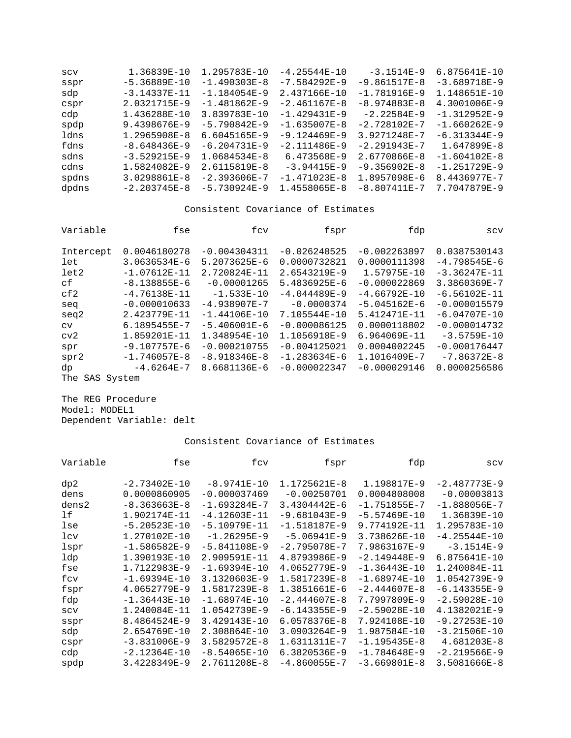| | | | | | |
|---|---|---|---|---|---|
| scv | 1.36839E-10 | 1.295783E-10 | -4.25544E-10 | -3.1514E-9 | 6.875641E-10 |
| sspr | -5.36889E-10 | -1.490303E-8 | -7.584292E-9 | -9.861517E-8 | -3.689718E-9 |
| sdp | -3.14337E-11 | -1.184054E-9 | 2.437166E-10 | -1.781916E-9 | 1.148651E-10 |
| cspr | 2.0321715E-9 | -1.481862E-9 | -2.461167E-8 | -8.974883E-8 | 4.3001006E-9 |
| cdp | 1.436288E-10 | 3.839783E-10 | -1.429431E-9 | -2.22584E-9 | -1.312952E-9 |
| spdp | 9.4398676E-9 | -5.790842E-9 | -1.635007E-8 | -2.728102E-7 | -1.660262E-9 |
| ldns | 1.2965908E-8 | 6.6045165E-9 | -9.124469E-9 | 3.9271248E-7 | -6.313344E-9 |
| fdns | -8.648436E-9 | -6.204731E-9 | -2.111486E-9 | -2.291943E-7 | 1.647899E-8 |
| sdns | -3.529215E-9 | 1.0684534E-8 | 6.473568E-9 | 2.6770866E-8 | -1.604102E-8 |
| cdns | 1.5824082E-9 | 2.6115819E-8 | -3.94415E-9 | -9.356902E-8 | -1.251729E-9 |
| spdns | 3.0298861E-8 | -2.393606E-7 | -1.471023E-8 | 1.8957098E-6 | 8.4436977E-7 |
| dpdns | -2.203745E-8 | -5.730924E-9 | 1.4558065E-8 | -8.807411E-7 | 7.7047879E-9 |

Consistent Covariance of Estimates

| Variable | fse | fcv | fspr | fdp | scv |
|---|---|---|---|---|---|
| Intercept | 0.0046180278 | -0.004304311 | -0.026248525 | -0.002263897 | 0.0387530143 |
| let | 3.0636534E-6 | 5.2073625E-6 | 0.0000732821 | 0.0000111398 | -4.798545E-6 |
| let2 | -1.07612E-11 | 2.720824E-11 | 2.6543219E-9 | 1.57975E-10 | -3.36247E-11 |
| cf | -8.138855E-6 | -0.00001265 | 5.4836925E-6 | -0.000022869 | 3.3860369E-7 |
| cf2 | -4.76138E-11 | -1.533E-10 | -4.044489E-9 | -4.66792E-10 | -6.56102E-11 |
| seq | -0.000010633 | -4.938907E-7 | -0.0000374 | -5.045162E-6 | -0.000015579 |
| seq2 | 2.423779E-11 | -1.44106E-10 | 7.105544E-10 | 5.412471E-11 | -6.04707E-10 |
| cv | 6.1895455E-7 | -5.406001E-6 | -0.000086125 | 0.0000118802 | -0.000014732 |
| cv2 | 1.859201E-11 | 1.348954E-10 | 1.1056918E-9 | 6.964069E-11 | -3.5759E-10 |
| spr | -9.107757E-6 | -0.000210755 | -0.004125021 | 0.0004002245 | -0.000176447 |
| spr2 | -1.746057E-8 | -8.918346E-8 | -1.283634E-6 | 1.1016409E-7 | -7.86372E-8 |
| dp | -4.6264E-7 | 8.6681136E-6 | -0.000022347 | -0.000029146 | 0.0000256586 |

The SAS System

The REG Procedure
Model: MODEL1
Dependent Variable: delt

Consistent Covariance of Estimates

| Variable | fse | fcv | fspr | fdp | scv |
|---|---|---|---|---|---|
| dp2 | -2.73402E-10 | -8.9741E-10 | 1.1725621E-8 | 1.198817E-9 | -2.487773E-9 |
| dens | 0.0000860905 | -0.000037469 | -0.00250701 | 0.0004808008 | -0.00003813 |
| dens2 | -8.363663E-8 | -1.693284E-7 | 3.4304442E-6 | -1.751855E-7 | -1.888056E-7 |
| lf | 1.902174E-11 | -4.12603E-11 | -9.681043E-9 | -5.57469E-10 | 1.36839E-10 |
| lse | -5.20523E-10 | -5.10979E-11 | -1.518187E-9 | 9.774192E-11 | 1.295783E-10 |
| lcv | 1.270102E-10 | -1.26295E-9 | -5.06941E-9 | 3.738626E-10 | -4.25544E-10 |
| lspr | -1.586582E-9 | -5.841108E-9 | -2.795078E-7 | 7.9863167E-9 | -3.1514E-9 |
| ldp | 1.390193E-10 | 2.909591E-11 | 4.8793986E-9 | -2.149448E-9 | 6.875641E-10 |
| fse | 1.7122983E-9 | -1.69394E-10 | 4.0652779E-9 | -1.36443E-10 | 1.240084E-11 |
| fcv | -1.69394E-10 | 3.1320603E-9 | 1.5817239E-8 | -1.68974E-10 | 1.0542739E-9 |
| fspr | 4.0652779E-9 | 1.5817239E-8 | 1.3851661E-6 | -2.444607E-8 | -6.143355E-9 |
| fdp | -1.36443E-10 | -1.68974E-10 | -2.444607E-8 | 7.7997809E-9 | -2.59028E-10 |
| scv | 1.240084E-11 | 1.0542739E-9 | -6.143355E-9 | -2.59028E-10 | 4.1382021E-9 |
| sspr | 8.4864524E-9 | 3.429143E-10 | 6.0578376E-8 | 7.924108E-10 | -9.27253E-10 |
| sdp | 2.654769E-10 | 2.308864E-10 | 3.0903264E-9 | 1.987584E-10 | -3.21506E-10 |
| cspr | -3.831006E-9 | 3.5829572E-8 | 1.6311311E-7 | -1.195435E-8 | 4.681203E-8 |
| cdp | -2.12364E-10 | -8.54065E-10 | 6.3820536E-9 | -1.784648E-9 | -2.219566E-9 |
| spdp | 3.4228349E-9 | 2.7611208E-8 | -4.860055E-7 | -3.669801E-8 | 3.5081666E-8 |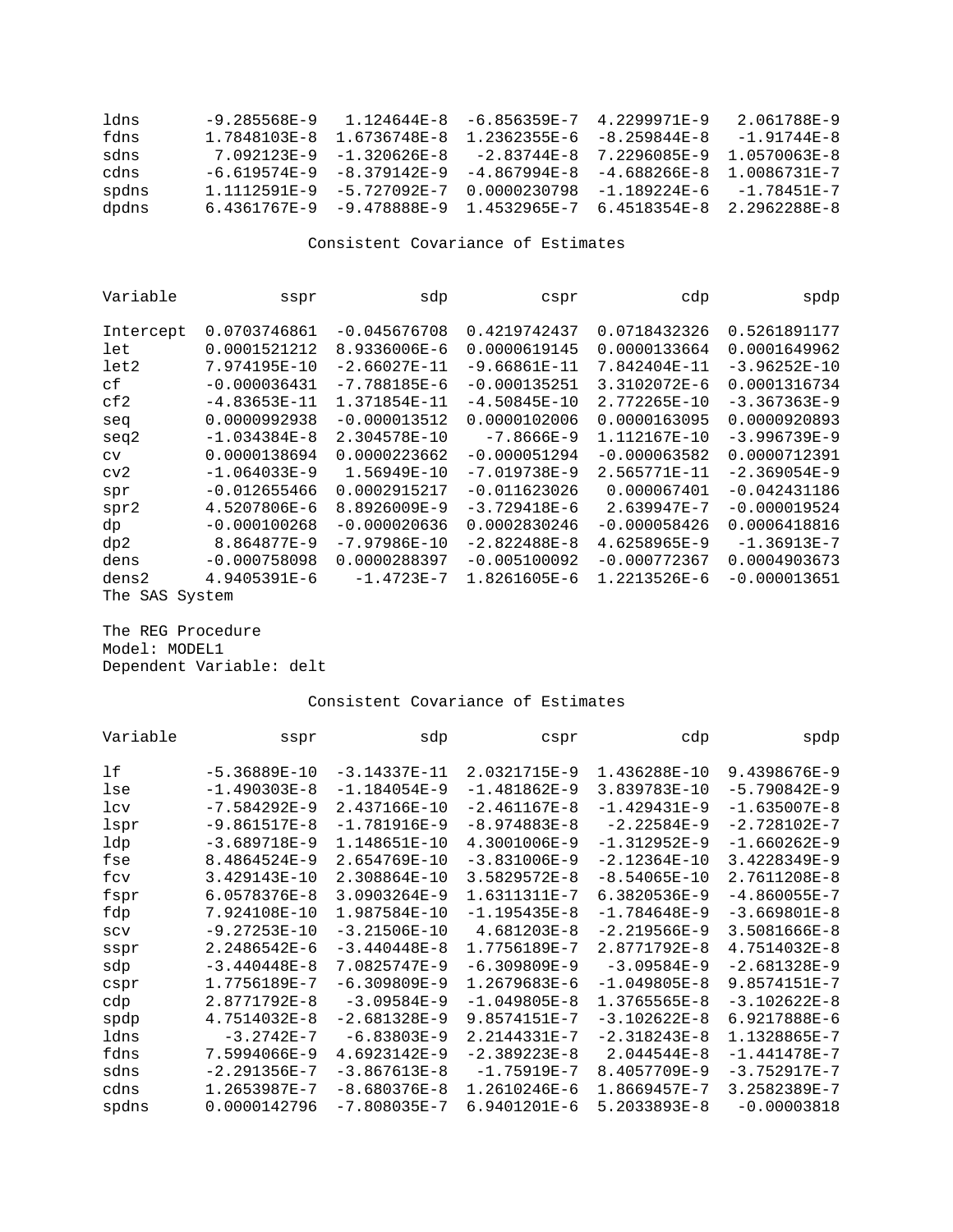| | | | | | |
|---|---|---|---|---|---|
| ldns | -9.285568E-9 | 1.124644E-8 | -6.856359E-7 | 4.2299971E-9 | 2.061788E-9 |
| fdns | 1.7848103E-8 | 1.6736748E-8 | 1.2362355E-6 | -8.259844E-8 | -1.91744E-8 |
| sdns | 7.092123E-9 | -1.320626E-8 | -2.83744E-8 | 7.2296085E-9 | 1.0570063E-8 |
| cdns | -6.619574E-9 | -8.379142E-9 | -4.867994E-8 | -4.688266E-8 | 1.0086731E-7 |
| spdns | 1.1112591E-9 | -5.727092E-7 | 0.0000230798 | -1.189224E-6 | -1.78451E-7 |
| dpdns | 6.4361767E-9 | -9.478888E-9 | 1.4532965E-7 | 6.4518354E-8 | 2.2962288E-8 |

Consistent Covariance of Estimates

| Variable | sspr | sdp | cspr | cdp | spdp |
|---|---|---|---|---|---|
| Intercept | 0.0703746861 | -0.045676708 | 0.4219742437 | 0.0718432326 | 0.5261891177 |
| let | 0.0001521212 | 8.9336006E-6 | 0.0000619145 | 0.0000133664 | 0.0001649962 |
| let2 | 7.974195E-10 | -2.66027E-11 | -9.66861E-11 | 7.842404E-11 | -3.96252E-10 |
| cf | -0.000036431 | -7.788185E-6 | -0.000135251 | 3.3102072E-6 | 0.0001316734 |
| cf2 | -4.83653E-11 | 1.371854E-11 | -4.50845E-10 | 2.772265E-10 | -3.367363E-9 |
| seq | 0.0000992938 | -0.000013512 | 0.0000102006 | 0.0000163095 | 0.0000920893 |
| seq2 | -1.034384E-8 | 2.304578E-10 | -7.8666E-9 | 1.112167E-10 | -3.996739E-9 |
| cv | 0.0000138694 | 0.0000223662 | -0.000051294 | -0.000063582 | 0.0000712391 |
| cv2 | -1.064033E-9 | 1.56949E-10 | -7.019738E-9 | 2.565771E-11 | -2.369054E-9 |
| spr | -0.012655466 | 0.0002915217 | -0.011623026 | 0.000067401 | -0.042431186 |
| spr2 | 4.5207806E-6 | 8.8926009E-9 | -3.729418E-6 | 2.639947E-7 | -0.000019524 |
| dp | -0.000100268 | -0.000020636 | 0.0002830246 | -0.000058426 | 0.0006418816 |
| dp2 | 8.864877E-9 | -7.97986E-10 | -2.822488E-8 | 4.6258965E-9 | -1.36913E-7 |
| dens | -0.000758098 | 0.0000288397 | -0.005100092 | -0.000772367 | 0.0004903673 |
| dens2 | 4.9405391E-6 | -1.4723E-7 | 1.8261605E-6 | 1.2213526E-6 | -0.000013651 |

The SAS System

The REG Procedure
Model: MODEL1
Dependent Variable: delt

Consistent Covariance of Estimates

| Variable | sspr | sdp | cspr | cdp | spdp |
|---|---|---|---|---|---|
| lf | -5.36889E-10 | -3.14337E-11 | 2.0321715E-9 | 1.436288E-10 | 9.4398676E-9 |
| lse | -1.490303E-8 | -1.184054E-9 | -1.481862E-9 | 3.839783E-10 | -5.790842E-9 |
| lcv | -7.584292E-9 | 2.437166E-10 | -2.461167E-8 | -1.429431E-9 | -1.635007E-8 |
| lspr | -9.861517E-8 | -1.781916E-9 | -8.974883E-8 | -2.22584E-9 | -2.728102E-7 |
| ldp | -3.689718E-9 | 1.148651E-10 | 4.3001006E-9 | -1.312952E-9 | -1.660262E-9 |
| fse | 8.4864524E-9 | 2.654769E-10 | -3.831006E-9 | -2.12364E-10 | 3.4228349E-9 |
| fcv | 3.429143E-10 | 2.308864E-10 | 3.5829572E-8 | -8.54065E-10 | 2.7611208E-8 |
| fspr | 6.0578376E-8 | 3.0903264E-9 | 1.6311311E-7 | 6.3820536E-9 | -4.860055E-7 |
| fdp | 7.924108E-10 | 1.987584E-10 | -1.195435E-8 | -1.784648E-9 | -3.669801E-8 |
| scv | -9.27253E-10 | -3.21506E-10 | 4.681203E-8 | -2.219566E-9 | 3.5081666E-8 |
| sspr | 2.2486542E-6 | -3.440448E-8 | 1.7756189E-7 | 2.8771792E-8 | 4.7514032E-8 |
| sdp | -3.440448E-8 | 7.0825747E-9 | -6.309809E-9 | -3.09584E-9 | -2.681328E-9 |
| cspr | 1.7756189E-7 | -6.309809E-9 | 1.2679683E-6 | -1.049805E-8 | 9.8574151E-7 |
| cdp | 2.8771792E-8 | -3.09584E-9 | -1.049805E-8 | 1.3765565E-8 | -3.102622E-8 |
| spdp | 4.7514032E-8 | -2.681328E-9 | 9.8574151E-7 | -3.102622E-8 | 6.9217888E-6 |
| ldns | -3.2742E-7 | -6.83803E-9 | 2.2144331E-7 | -2.318243E-8 | 1.1328865E-7 |
| fdns | 7.5994066E-9 | 4.6923142E-9 | -2.389223E-8 | 2.044544E-8 | -1.441478E-7 |
| sdns | -2.291356E-7 | -3.867613E-8 | -1.75919E-7 | 8.4057709E-9 | -3.752917E-7 |
| cdns | 1.2653987E-7 | -8.680376E-8 | 1.2610246E-6 | 1.8669457E-7 | 3.2582389E-7 |
| spdns | 0.0000142796 | -7.808035E-7 | 6.9401201E-6 | 5.2033893E-8 | -0.00003818 |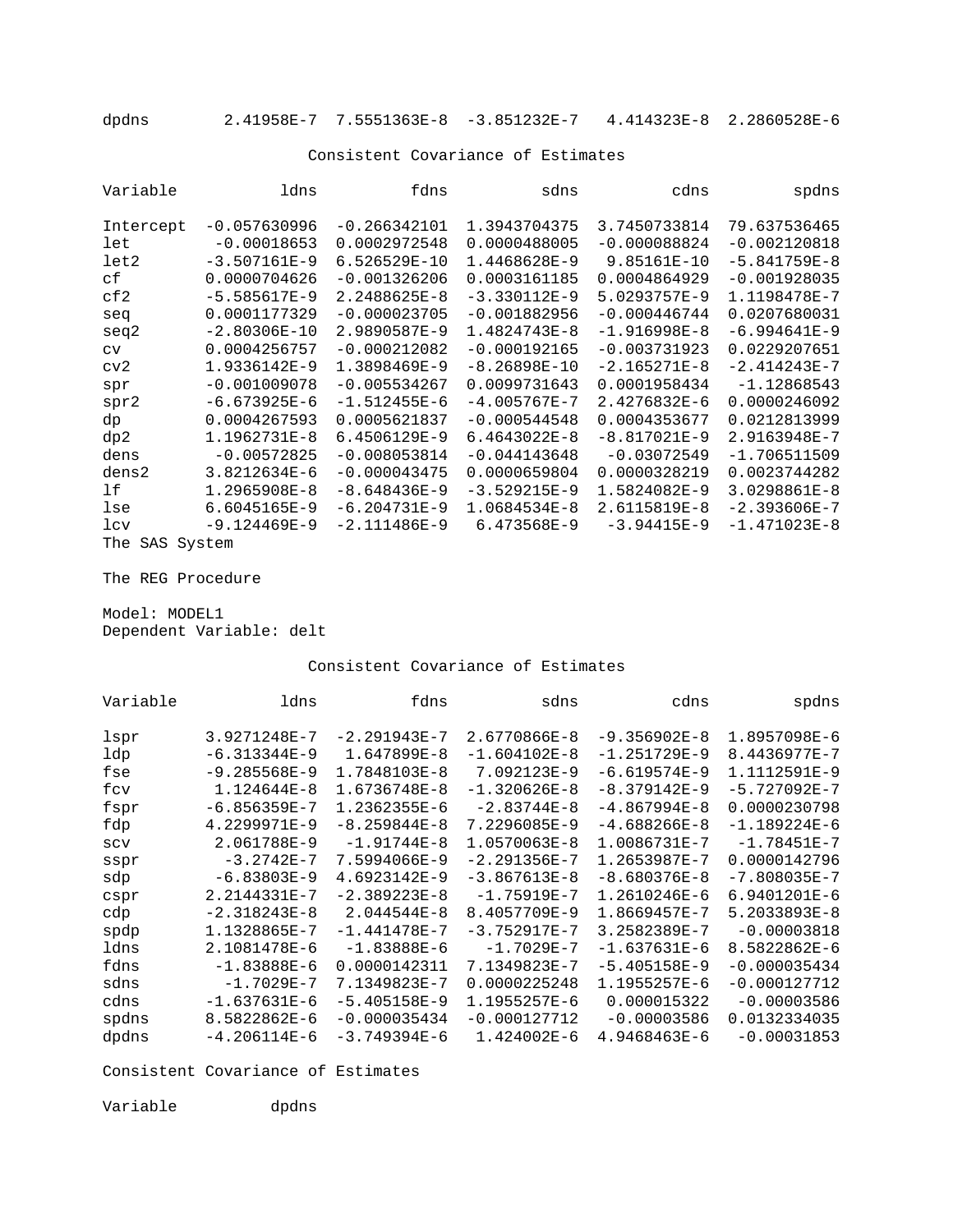| | | | | | |
|---|---|---|---|---|---|
| dpdns | 2.41958E-7 | 7.5551363E-8 | -3.851232E-7 | 4.414323E-8 | 2.2860528E-6 |

Consistent Covariance of Estimates

| Variable | ldns | fdns | sdns | cdns | spdns |
|---|---|---|---|---|---|
| Intercept | -0.057630996 | -0.266342101 | 1.3943704375 | 3.7450733814 | 79.637536465 |
| let | -0.00018653 | 0.0002972548 | 0.0000488005 | -0.000088824 | -0.002120818 |
| let2 | -3.507161E-9 | 6.526529E-10 | 1.4468628E-9 | 9.85161E-10 | -5.841759E-8 |
| cf | 0.0000704626 | -0.001326206 | 0.0003161185 | 0.0004864929 | -0.001928035 |
| cf2 | -5.585617E-9 | 2.2488625E-8 | -3.330112E-9 | 5.0293757E-9 | 1.1198478E-7 |
| seq | 0.0001177329 | -0.000023705 | -0.001882956 | -0.000446744 | 0.0207680031 |
| seq2 | -2.80306E-10 | 2.9890587E-9 | 1.4824743E-8 | -1.916998E-8 | -6.994641E-9 |
| cv | 0.0004256757 | -0.000212082 | -0.000192165 | -0.003731923 | 0.0229207651 |
| cv2 | 1.9336142E-9 | 1.3898469E-9 | -8.26898E-10 | -2.165271E-8 | -2.414243E-7 |
| spr | -0.001009078 | -0.005534267 | 0.0099731643 | 0.0001958434 | -1.12868543 |
| spr2 | -6.673925E-6 | -1.512455E-6 | -4.005767E-7 | 2.4276832E-6 | 0.0000246092 |
| dp | 0.0004267593 | 0.0005621837 | -0.000544548 | 0.0004353677 | 0.0212813999 |
| dp2 | 1.1962731E-8 | 6.4506129E-9 | 6.4643022E-8 | -8.817021E-9 | 2.9163948E-7 |
| dens | -0.00572825 | -0.008053814 | -0.044143648 | -0.03072549 | -1.706511509 |
| dens2 | 3.8212634E-6 | -0.000043475 | 0.0000659804 | 0.0000328219 | 0.0023744282 |
| lf | 1.2965908E-8 | -8.648436E-9 | -3.529215E-9 | 1.5824082E-9 | 3.0298861E-8 |
| lse | 6.6045165E-9 | -6.204731E-9 | 1.0684534E-8 | 2.6115819E-8 | -2.393606E-7 |
| lcv | -9.124469E-9 | -2.111486E-9 | 6.473568E-9 | -3.94415E-9 | -1.471023E-8 |

The SAS System

The REG Procedure

Model: MODEL1
Dependent Variable: delt

Consistent Covariance of Estimates

| Variable | ldns | fdns | sdns | cdns | spdns |
|---|---|---|---|---|---|
| lspr | 3.9271248E-7 | -2.291943E-7 | 2.6770866E-8 | -9.356902E-8 | 1.8957098E-6 |
| ldp | -6.313344E-9 | 1.647899E-8 | -1.604102E-8 | -1.251729E-9 | 8.4436977E-7 |
| fse | -9.285568E-9 | 1.7848103E-8 | 7.092123E-9 | -6.619574E-9 | 1.1112591E-9 |
| fcv | 1.124644E-8 | 1.6736748E-8 | -1.320626E-8 | -8.379142E-9 | -5.727092E-7 |
| fspr | -6.856359E-7 | 1.2362355E-6 | -2.83744E-8 | -4.867994E-8 | 0.0000230798 |
| fdp | 4.2299971E-9 | -8.259844E-8 | 7.2296085E-9 | -4.688266E-8 | -1.189224E-6 |
| scv | 2.061788E-9 | -1.91744E-8 | 1.0570063E-8 | 1.0086731E-7 | -1.78451E-7 |
| sspr | -3.2742E-7 | 7.5994066E-9 | -2.291356E-7 | 1.2653987E-7 | 0.0000142796 |
| sdp | -6.83803E-9 | 4.6923142E-9 | -3.867613E-8 | -8.680376E-8 | -7.808035E-7 |
| cspr | 2.2144331E-7 | -2.389223E-8 | -1.75919E-7 | 1.2610246E-6 | 6.9401201E-6 |
| cdp | -2.318243E-8 | 2.044544E-8 | 8.4057709E-9 | 1.8669457E-7 | 5.2033893E-8 |
| spdp | 1.1328865E-7 | -1.441478E-7 | -3.752917E-7 | 3.2582389E-7 | -0.00003818 |
| ldns | 2.1081478E-6 | -1.83888E-6 | -1.7029E-7 | -1.637631E-6 | 8.5822862E-6 |
| fdns | -1.83888E-6 | 0.0000142311 | 7.1349823E-7 | -5.405158E-9 | -0.000035434 |
| sdns | -1.7029E-7 | 7.1349823E-7 | 0.0000225248 | 1.1955257E-6 | -0.000127712 |
| cdns | -1.637631E-6 | -5.405158E-9 | 1.1955257E-6 | 0.000015322 | -0.00003586 |
| spdns | 8.5822862E-6 | -0.000035434 | -0.000127712 | -0.00003586 | 0.0132334035 |
| dpdns | -4.206114E-6 | -3.749394E-6 | 1.424002E-6 | 4.9468463E-6 | -0.00031853 |

Consistent Covariance of Estimates

| Variable | dpdns |
|---|---|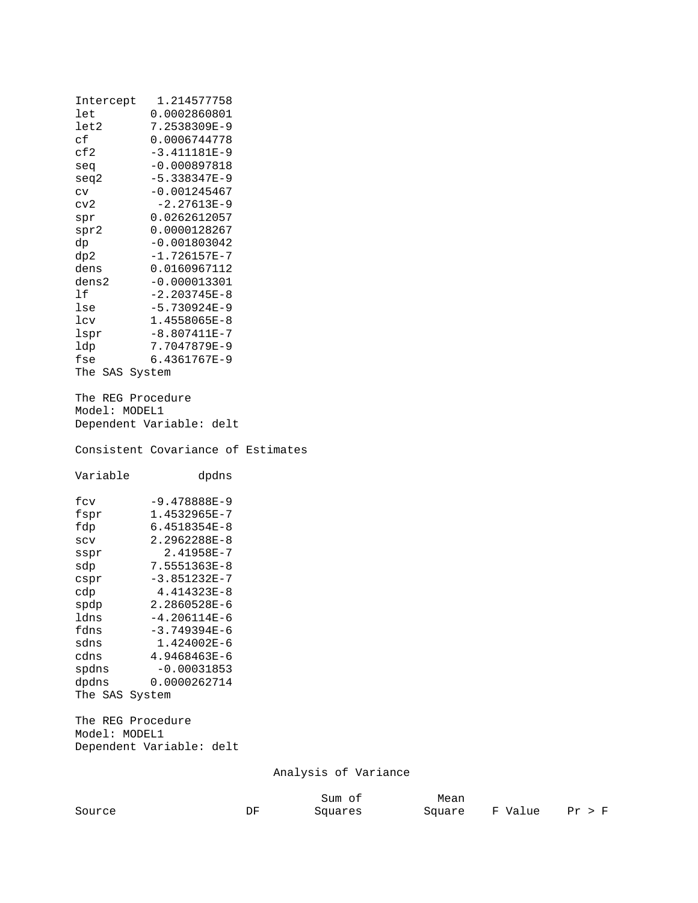| | |
|---|---|
| Intercept | 1.214577758 |
| let | 0.0002860801 |
| let2 | 7.2538309E-9 |
| cf | 0.0006744778 |
| cf2 | -3.411181E-9 |
| seq | -0.000897818 |
| seq2 | -5.338347E-9 |
| cv | -0.001245467 |
| cv2 | -2.27613E-9 |
| spr | 0.0262612057 |
| spr2 | 0.0000128267 |
| dp | -0.001803042 |
| dp2 | -1.726157E-7 |
| dens | 0.0160967112 |
| dens2 | -0.000013301 |
| lf | -2.203745E-8 |
| lse | -5.730924E-9 |
| lcv | 1.4558065E-8 |
| lspr | -8.807411E-7 |
| ldp | 7.7047879E-9 |
| fse | 6.4361767E-9 |

The SAS System

The REG Procedure
Model: MODEL1
Dependent Variable: delt

Consistent Covariance of Estimates

| Variable | dpdns |
|---|---|
| fcv | -9.478888E-9 |
| fspr | 1.4532965E-7 |
| fdp | 6.4518354E-8 |
| scv | 2.2962288E-8 |
| sspr | 2.41958E-7 |
| sdp | 7.5551363E-8 |
| cspr | -3.851232E-7 |
| cdp | 4.414323E-8 |
| spdp | 2.2860528E-6 |
| ldns | -4.206114E-6 |
| fdns | -3.749394E-6 |
| sdns | 1.424002E-6 |
| cdns | 4.9468463E-6 |
| spdns | -0.00031853 |
| dpdns | 0.0000262714 |

The SAS System

The REG Procedure
Model: MODEL1
Dependent Variable: delt

Analysis of Variance

| Source | DF | Sum of Squares | Mean Square | F Value | Pr > F |
|---|---|---|---|---|---|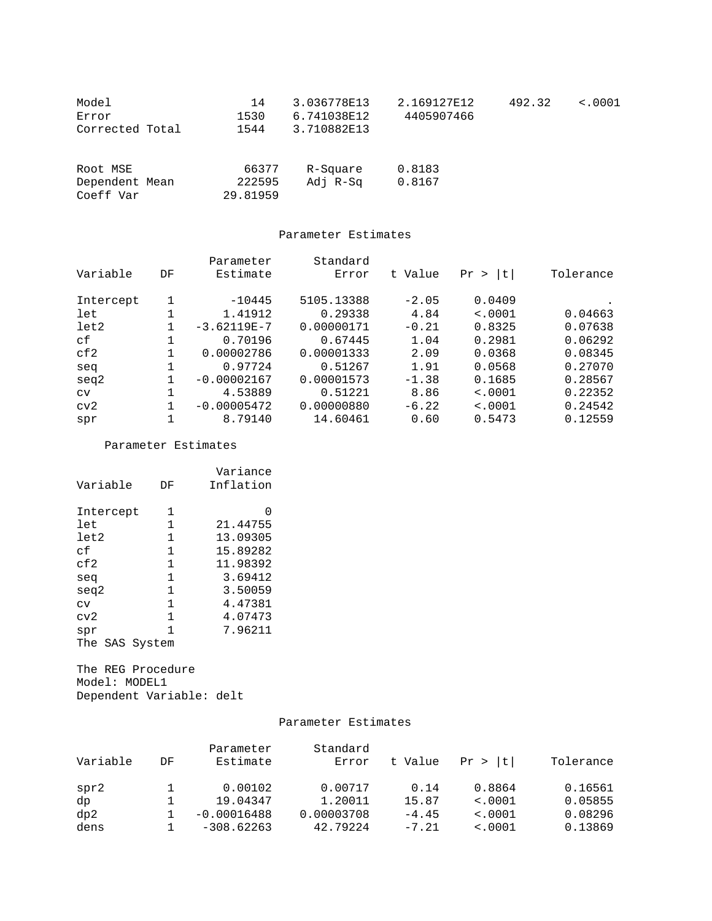| | | | | | |
|---|---|---|---|---|---|
| Model | 14 | 3.036778E13 | 2.169127E12 | 492.32 | <.0001 |
| Error | 1530 | 6.741038E12 | 4405907466 | | |
| Corrected Total | 1544 | 3.710882E13 | | | |

| | | | |
|---|---|---|---|
| Root MSE | 66377 | R-Square | 0.8183 |
| Dependent Mean | 222595 | Adj R-Sq | 0.8167 |
| Coeff Var | 29.81959 | | |

Parameter Estimates

| Variable | DF | Parameter Estimate | Standard Error | t Value | Pr > \|t\| | Tolerance |
|---|---|---|---|---|---|---|
| Intercept | 1 | -10445 | 5105.13388 | -2.05 | 0.0409 | . |
| let | 1 | 1.41912 | 0.29338 | 4.84 | <.0001 | 0.04663 |
| let2 | 1 | -3.62119E-7 | 0.00000171 | -0.21 | 0.8325 | 0.07638 |
| cf | 1 | 0.70196 | 0.67445 | 1.04 | 0.2981 | 0.06292 |
| cf2 | 1 | 0.00002786 | 0.00001333 | 2.09 | 0.0368 | 0.08345 |
| seq | 1 | 0.97724 | 0.51267 | 1.91 | 0.0568 | 0.27070 |
| seq2 | 1 | -0.00002167 | 0.00001573 | -1.38 | 0.1685 | 0.28567 |
| cv | 1 | 4.53889 | 0.51221 | 8.86 | <.0001 | 0.22352 |
| cv2 | 1 | -0.00005472 | 0.00000880 | -6.22 | <.0001 | 0.24542 |
| spr | 1 | 8.79140 | 14.60461 | 0.60 | 0.5473 | 0.12559 |

Parameter Estimates

| Variable | DF | Variance Inflation |
|---|---|---|
| Intercept | 1 | 0 |
| let | 1 | 21.44755 |
| let2 | 1 | 13.09305 |
| cf | 1 | 15.89282 |
| cf2 | 1 | 11.98392 |
| seq | 1 | 3.69412 |
| seq2 | 1 | 3.50059 |
| cv | 1 | 4.47381 |
| cv2 | 1 | 4.07473 |
| spr | 1 | 7.96211 |

The SAS System

The REG Procedure
Model: MODEL1
Dependent Variable: delt

Parameter Estimates

| Variable | DF | Parameter Estimate | Standard Error | t Value | Pr > \|t\| | Tolerance |
|---|---|---|---|---|---|---|
| spr2 | 1 | 0.00102 | 0.00717 | 0.14 | 0.8864 | 0.16561 |
| dp | 1 | 19.04347 | 1.20011 | 15.87 | <.0001 | 0.05855 |
| dp2 | 1 | -0.00016488 | 0.00003708 | -4.45 | <.0001 | 0.08296 |
| dens | 1 | -308.62263 | 42.79224 | -7.21 | <.0001 | 0.13869 |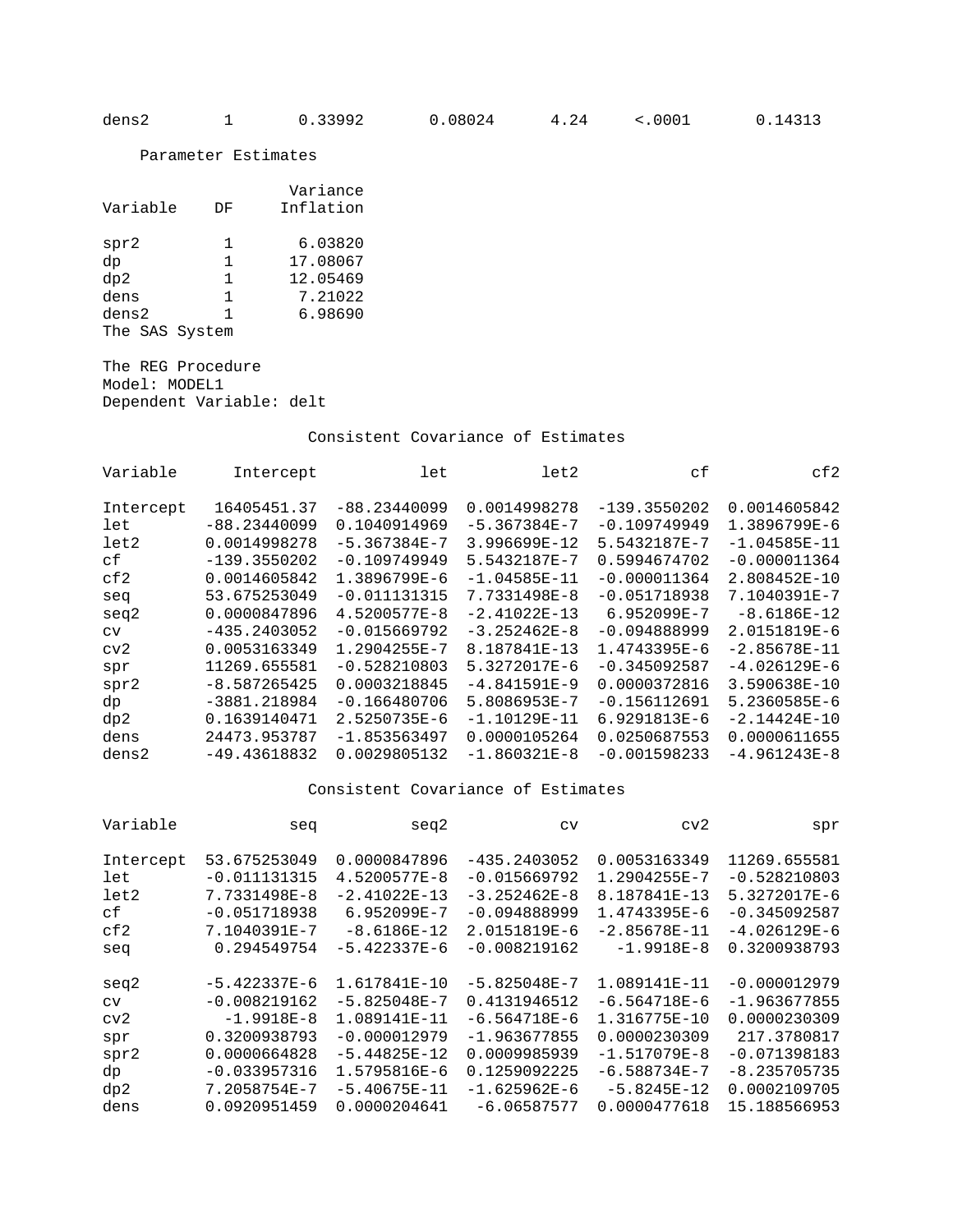| dens2 | 1 | 0.33992 | 0.08024 | 4.24 | <.0001 | 0.14313 |
|---|---|---|---|---|---|---|

Parameter Estimates

| Variable | DF | Variance Inflation |
|---|---|---|
| spr2 | 1 | 6.03820 |
| dp | 1 | 17.08067 |
| dp2 | 1 | 12.05469 |
| dens | 1 | 7.21022 |
| dens2 | 1 | 6.98690 |

The SAS System

The REG Procedure
Model: MODEL1
Dependent Variable: delt

Consistent Covariance of Estimates

| Variable | Intercept | let | let2 | cf | cf2 |
|---|---|---|---|---|---|
| Intercept | 16405451.37 | -88.23440099 | 0.0014998278 | -139.3550202 | 0.0014605842 |
| let | -88.23440099 | 0.1040914969 | -5.367384E-7 | -0.109749949 | 1.3896799E-6 |
| let2 | 0.0014998278 | -5.367384E-7 | 3.996699E-12 | 5.5432187E-7 | -1.04585E-11 |
| cf | -139.3550202 | -0.109749949 | 5.5432187E-7 | 0.5994674702 | -0.000011364 |
| cf2 | 0.0014605842 | 1.3896799E-6 | -1.04585E-11 | -0.000011364 | 2.808452E-10 |
| seq | 53.675253049 | -0.011131315 | 7.7331498E-8 | -0.051718938 | 7.1040391E-7 |
| seq2 | 0.0000847896 | 4.5200577E-8 | -2.41022E-13 | 6.952099E-7 | -8.6186E-12 |
| cv | -435.2403052 | -0.015669792 | -3.252462E-8 | -0.094888999 | 2.0151819E-6 |
| cv2 | 0.0053163349 | 1.2904255E-7 | 8.187841E-13 | 1.4743395E-6 | -2.85678E-11 |
| spr | 11269.655581 | -0.528210803 | 5.3272017E-6 | -0.345092587 | -4.026129E-6 |
| spr2 | -8.587265425 | 0.0003218845 | -4.841591E-9 | 0.0000372816 | 3.590638E-10 |
| dp | -3881.218984 | -0.166480706 | 5.8086953E-7 | -0.156112691 | 5.2360585E-6 |
| dp2 | 0.1639140471 | 2.5250735E-6 | -1.10129E-11 | 6.9291813E-6 | -2.14424E-10 |
| dens | 24473.953787 | -1.853563497 | 0.0000105264 | 0.0250687553 | 0.0000611655 |
| dens2 | -49.43618832 | 0.0029805132 | -1.860321E-8 | -0.001598233 | -4.961243E-8 |

Consistent Covariance of Estimates

| Variable | seq | seq2 | cv | cv2 | spr |
|---|---|---|---|---|---|
| Intercept | 53.675253049 | 0.0000847896 | -435.2403052 | 0.0053163349 | 11269.655581 |
| let | -0.011131315 | 4.5200577E-8 | -0.015669792 | 1.2904255E-7 | -0.528210803 |
| let2 | 7.7331498E-8 | -2.41022E-13 | -3.252462E-8 | 8.187841E-13 | 5.3272017E-6 |
| cf | -0.051718938 | 6.952099E-7 | -0.094888999 | 1.4743395E-6 | -0.345092587 |
| cf2 | 7.1040391E-7 | -8.6186E-12 | 2.0151819E-6 | -2.85678E-11 | -4.026129E-6 |
| seq | 0.294549754 | -5.422337E-6 | -0.008219162 | -1.9918E-8 | 0.3200938793 |
| seq2 | -5.422337E-6 | 1.617841E-10 | -5.825048E-7 | 1.089141E-11 | -0.000012979 |
| cv | -0.008219162 | -5.825048E-7 | 0.4131946512 | -6.564718E-6 | -1.963677855 |
| cv2 | -1.9918E-8 | 1.089141E-11 | -6.564718E-6 | 1.316775E-10 | 0.0000230309 |
| spr | 0.3200938793 | -0.000012979 | -1.963677855 | 0.0000230309 | 217.3780817 |
| spr2 | 0.0000664828 | -5.44825E-12 | 0.0009985939 | -1.517079E-8 | -0.071398183 |
| dp | -0.033957316 | 1.5795816E-6 | 0.1259092225 | -6.588734E-7 | -8.235705735 |
| dp2 | 7.2058754E-7 | -5.40675E-11 | -1.625962E-6 | -5.8245E-12 | 0.0002109705 |
| dens | 0.0920951459 | 0.0000204641 | -6.06587577 | 0.0000477618 | 15.188566953 |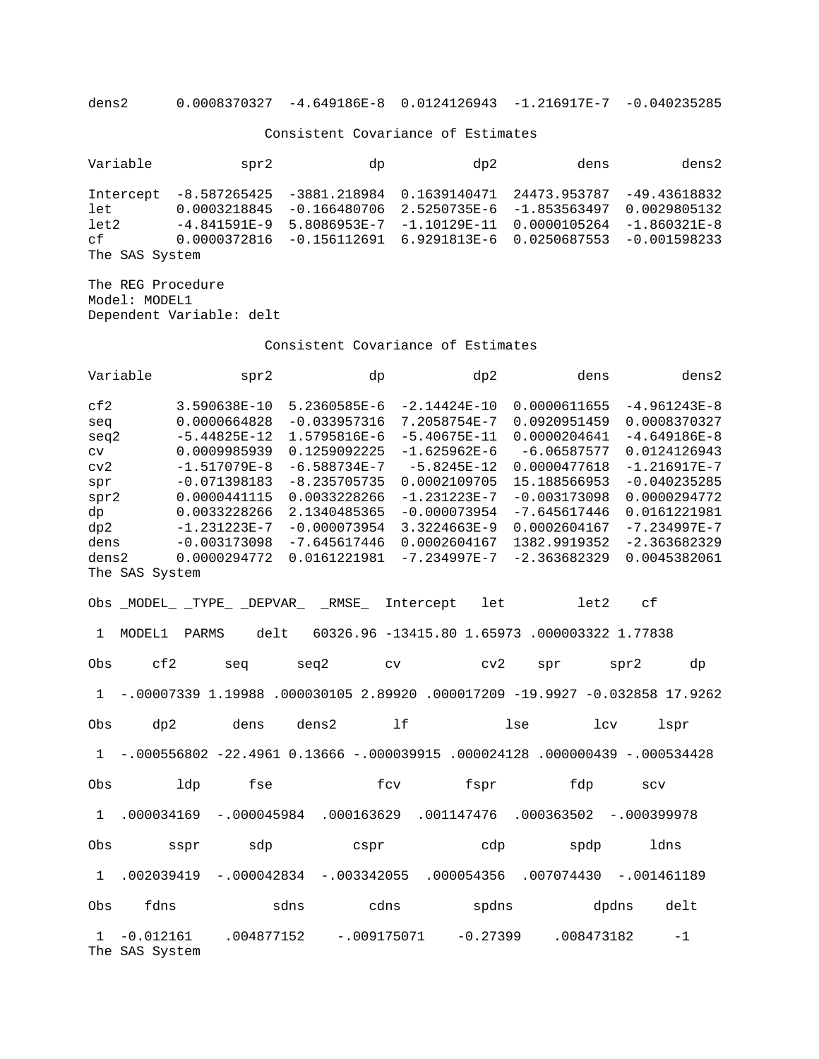| | | | | | |
|---|---|---|---|---|---|
| dens2 | 0.0008370327 | -4.649186E-8 | 0.0124126943 | -1.216917E-7 | -0.040235285 |

Consistent Covariance of Estimates

| Variable | spr2 | dp | dp2 | dens | dens2 |
|---|---|---|---|---|---|
| Intercept | -8.587265425 | -3881.218984 | 0.1639140471 | 24473.953787 | -49.43618832 |
| let | 0.0003218845 | -0.166480706 | 2.5250735E-6 | -1.853563497 | 0.0029805132 |
| let2 | -4.841591E-9 | 5.8086953E-7 | -1.10129E-11 | 0.0000105264 | -1.860321E-8 |
| cf | 0.0000372816 | -0.156112691 | 6.9291813E-6 | 0.0250687553 | -0.001598233 |

The SAS System

The REG Procedure
Model: MODEL1
Dependent Variable: delt

Consistent Covariance of Estimates

| Variable | spr2 | dp | dp2 | dens | dens2 |
|---|---|---|---|---|---|
| cf2 | 3.590638E-10 | 5.2360585E-6 | -2.14424E-10 | 0.0000611655 | -4.961243E-8 |
| seq | 0.0000664828 | -0.033957316 | 7.2058754E-7 | 0.0920951459 | 0.0008370327 |
| seq2 | -5.44825E-12 | 1.5795816E-6 | -5.40675E-11 | 0.0000204641 | -4.649186E-8 |
| cv | 0.0009985939 | 0.1259092225 | -1.625962E-6 | -6.06587577 | 0.0124126943 |
| cv2 | -1.517079E-8 | -6.588734E-7 | -5.8245E-12 | 0.0000477618 | -1.216917E-7 |
| spr | -0.071398183 | -8.235705735 | 0.0002109705 | 15.188566953 | -0.040235285 |
| spr2 | 0.0000441115 | 0.0033228266 | -1.231223E-7 | -0.003173098 | 0.0000294772 |
| dp | 0.0033228266 | 2.1340485365 | -0.000073954 | -7.645617446 | 0.0161221981 |
| dp2 | -1.231223E-7 | -0.000073954 | 3.3224663E-9 | 0.0002604167 | -7.234997E-7 |
| dens | -0.003173098 | -7.645617446 | 0.0002604167 | 1382.9919352 | -2.363682329 |
| dens2 | 0.0000294772 | 0.0161221981 | -7.234997E-7 | -2.363682329 | 0.0045382061 |

The SAS System

| Obs | _MODEL_ | _TYPE_ | _DEPVAR_ | _RMSE_ | Intercept | let | let2 | cf |
|---|---|---|---|---|---|---|---|---|
| 1 | MODEL1 | PARMS | delt | 60326.96 | -13415.80 | 1.65973 | .000003322 | 1.77838 |

| Obs | cf2 | seq | seq2 | cv | cv2 | spr | spr2 | dp |
|---|---|---|---|---|---|---|---|---|
| 1 | -.00007339 | 1.19988 | .000030105 | 2.89920 | .000017209 | -19.9927 | -0.032858 | 17.9262 |

| Obs | dp2 | dens | dens2 | lf | lse | lcv | lspr |
|---|---|---|---|---|---|---|---|
| 1 | -.000556802 | -22.4961 | 0.13666 | -.000039915 | .000024128 | .000000439 | -.000534428 |

| Obs | ldp | fse | fcv | fspr | fdp | scv |
|---|---|---|---|---|---|---|
| 1 | .000034169 | -.000045984 | .000163629 | .001147476 | .000363502 | -.000399978 |

| Obs | sspr | sdp | cspr | cdp | spdp | ldns |
|---|---|---|---|---|---|---|
| 1 | .002039419 | -.000042834 | -.003342055 | .000054356 | .007074430 | -.001461189 |

| Obs | fdns | sdns | cdns | spdns | dpdns | delt |
|---|---|---|---|---|---|---|
| 1 | -0.012161 | .004877152 | -.009175071 | -0.27399 | .008473182 | -1 |

The SAS System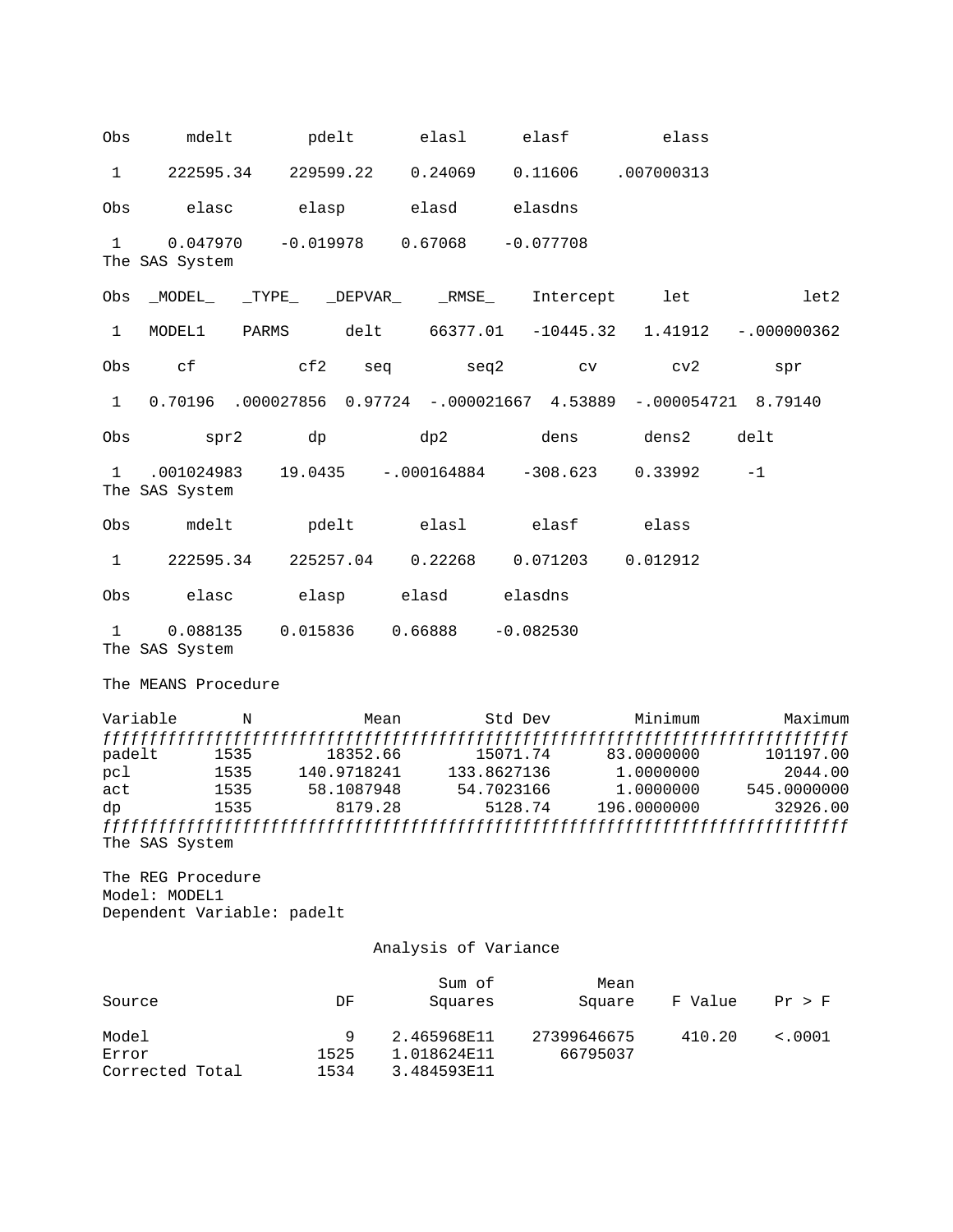| Obs | mdelt | pdelt | elasl | elasf | elass |
|---|---|---|---|---|---|
| 1 | 222595.34 | 229599.22 | 0.24069 | 0.11606 | .007000313 |

| Obs | elasc | elasp | elasd | elasdns |
|---|---|---|---|---|
| 1 | 0.047970 | -0.019978 | 0.67068 | -0.077708 |

The SAS System

| Obs | _MODEL_ | _TYPE_ | _DEPVAR_ | _RMSE_ | Intercept | let | let2 |
|---|---|---|---|---|---|---|---|
| 1 | MODEL1 | PARMS | delt | 66377.01 | -10445.32 | 1.41912 | -.000000362 |

| Obs | cf | cf2 | seq | seq2 | cv | cv2 | spr |
|---|---|---|---|---|---|---|---|
| 1 | 0.70196 | .000027856 | 0.97724 | -.000021667 | 4.53889 | -.000054721 | 8.79140 |

| Obs | spr2 | dp | dp2 | dens | dens2 | delt |
|---|---|---|---|---|---|---|
| 1 | .001024983 | 19.0435 | -.000164884 | -308.623 | 0.33992 | -1 |

The SAS System

| Obs | mdelt | pdelt | elasl | elasf | elass |
|---|---|---|---|---|---|
| 1 | 222595.34 | 225257.04 | 0.22268 | 0.071203 | 0.012912 |

| Obs | elasc | elasp | elasd | elasdns |
|---|---|---|---|---|
| 1 | 0.088135 | 0.015836 | 0.66888 | -0.082530 |

The SAS System

The MEANS Procedure

| Variable | N | Mean | Std Dev | Minimum | Maximum |
|---|---|---|---|---|---|
| padelt | 1535 | 18352.66 | 15071.74 | 83.0000000 | 101197.00 |
| pcl | 1535 | 140.9718241 | 133.8627136 | 1.0000000 | 2044.00 |
| act | 1535 | 58.1087948 | 54.7023166 | 1.0000000 | 545.0000000 |
| dp | 1535 | 8179.28 | 5128.74 | 196.0000000 | 32926.00 |

The SAS System

The REG Procedure
Model: MODEL1
Dependent Variable: padelt

Analysis of Variance

| Source | DF | Sum of Squares | Mean Square | F Value | Pr > F |
|---|---|---|---|---|---|
| Model | 9 | 2.465968E11 | 27399646675 | 410.20 | <.0001 |
| Error | 1525 | 1.018624E11 | 66795037 | | |
| Corrected Total | 1534 | 3.484593E11 | | | |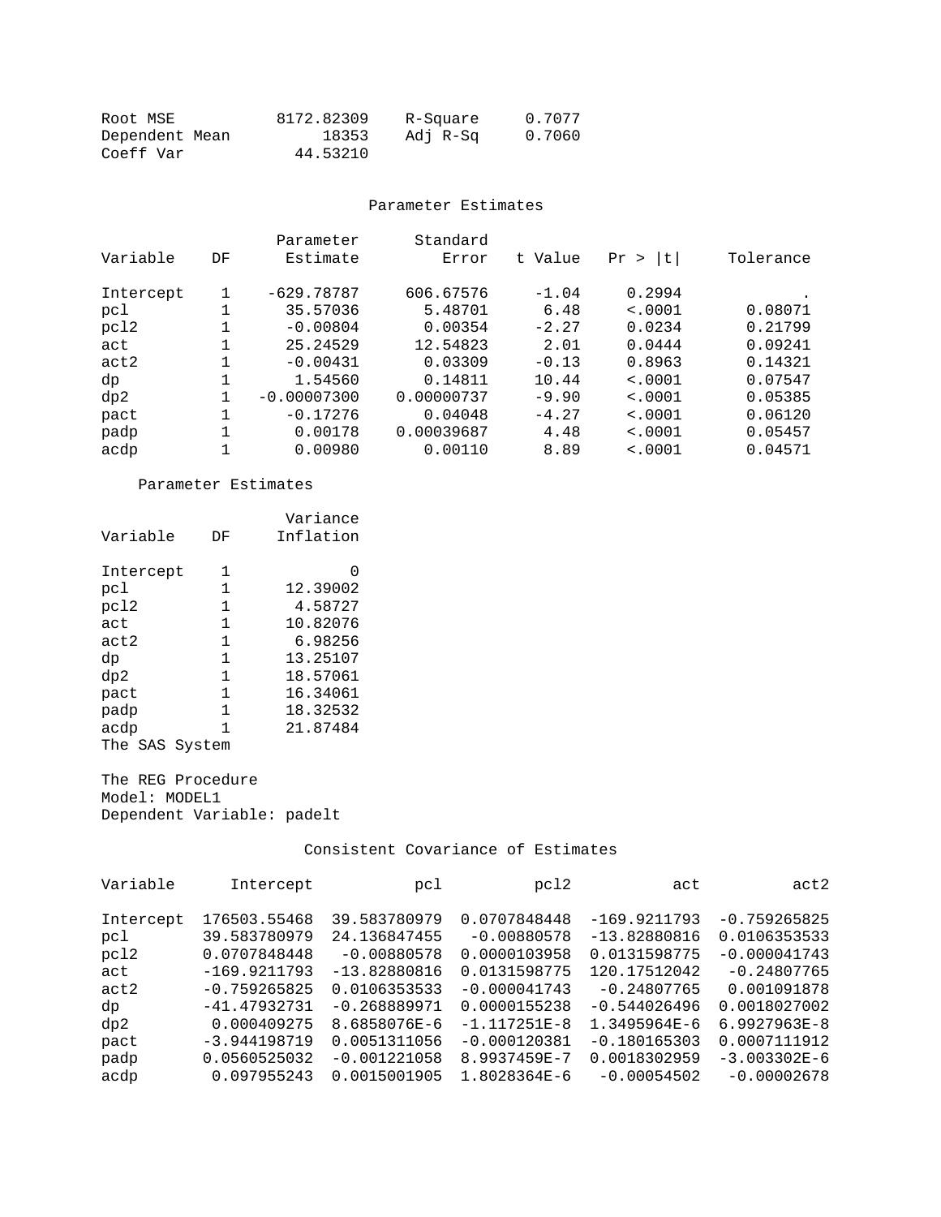| | | | |
|---|---|---|---|
| Root MSE | 8172.82309 | R-Square | 0.7077 |
| Dependent Mean | 18353 | Adj R-Sq | 0.7060 |
| Coeff Var | 44.53210 | | |

Parameter Estimates

| Variable | DF | Parameter Estimate | Standard Error | t Value | Pr > \|t\| | Tolerance |
|---|---|---|---|---|---|---|
| Intercept | 1 | -629.78787 | 606.67576 | -1.04 | 0.2994 | . |
| pcl | 1 | 35.57036 | 5.48701 | 6.48 | <.0001 | 0.08071 |
| pcl2 | 1 | -0.00804 | 0.00354 | -2.27 | 0.0234 | 0.21799 |
| act | 1 | 25.24529 | 12.54823 | 2.01 | 0.0444 | 0.09241 |
| act2 | 1 | -0.00431 | 0.03309 | -0.13 | 0.8963 | 0.14321 |
| dp | 1 | 1.54560 | 0.14811 | 10.44 | <.0001 | 0.07547 |
| dp2 | 1 | -0.00007300 | 0.00000737 | -9.90 | <.0001 | 0.05385 |
| pact | 1 | -0.17276 | 0.04048 | -4.27 | <.0001 | 0.06120 |
| padp | 1 | 0.00178 | 0.00039687 | 4.48 | <.0001 | 0.05457 |
| acdp | 1 | 0.00980 | 0.00110 | 8.89 | <.0001 | 0.04571 |

Parameter Estimates

| Variable | DF | Variance Inflation |
|---|---|---|
| Intercept | 1 | 0 |
| pcl | 1 | 12.39002 |
| pcl2 | 1 | 4.58727 |
| act | 1 | 10.82076 |
| act2 | 1 | 6.98256 |
| dp | 1 | 13.25107 |
| dp2 | 1 | 18.57061 |
| pact | 1 | 16.34061 |
| padp | 1 | 18.32532 |
| acdp | 1 | 21.87484 |

The SAS System

The REG Procedure
Model: MODEL1
Dependent Variable: padelt

Consistent Covariance of Estimates

| Variable | Intercept | pcl | pcl2 | act | act2 |
|---|---|---|---|---|---|
| Intercept | 176503.55468 | 39.583780979 | 0.0707848448 | -169.9211793 | -0.759265825 |
| pcl | 39.583780979 | 24.136847455 | -0.00880578 | -13.82880816 | 0.0106353533 |
| pcl2 | 0.0707848448 | -0.00880578 | 0.0000103958 | 0.0131598775 | -0.000041743 |
| act | -169.9211793 | -13.82880816 | 0.0131598775 | 120.17512042 | -0.24807765 |
| act2 | -0.759265825 | 0.0106353533 | -0.000041743 | -0.24807765 | 0.001091878 |
| dp | -41.47932731 | -0.268889971 | 0.0000155238 | -0.544026496 | 0.0018027002 |
| dp2 | 0.000409275 | 8.6858076E-6 | -1.117251E-8 | 1.3495964E-6 | 6.9927963E-8 |
| pact | -3.944198719 | 0.0051311056 | -0.000120381 | -0.180165303 | 0.0007111912 |
| padp | 0.0560525032 | -0.001221058 | 8.9937459E-7 | 0.0018302959 | -3.003302E-6 |
| acdp | 0.097955243 | 0.0015001905 | 1.8028364E-6 | -0.00054502 | -0.00002678 |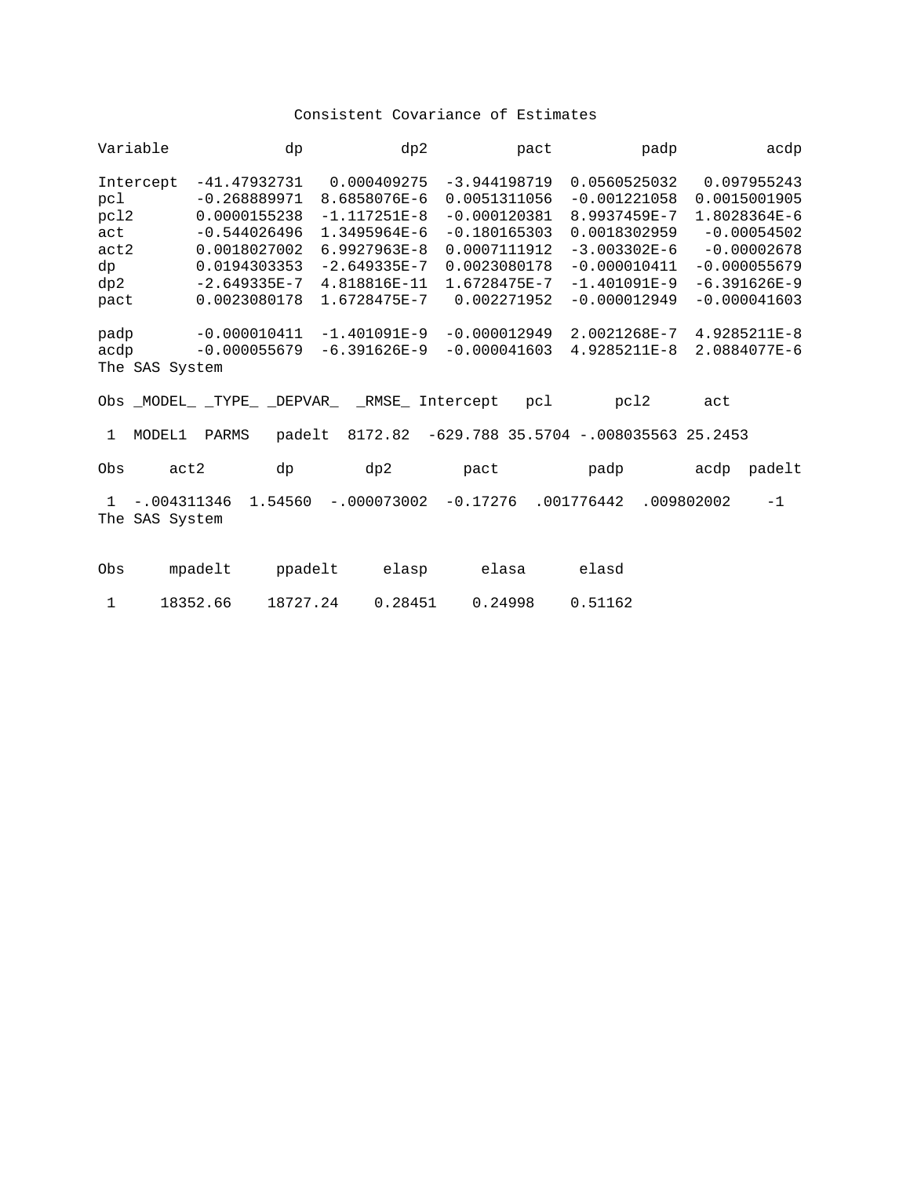Consistent Covariance of Estimates

| Variable | dp | dp2 | pact | padp | acdp |
|---|---|---|---|---|---|
| Intercept | -41.47932731 | 0.000409275 | -3.944198719 | 0.0560525032 | 0.097955243 |
| pcl | -0.268889971 | 8.6858076E-6 | 0.0051311056 | -0.001221058 | 0.0015001905 |
| pcl2 | 0.0000155238 | -1.117251E-8 | -0.000120381 | 8.9937459E-7 | 1.8028364E-6 |
| act | -0.544026496 | 1.3495964E-6 | -0.180165303 | 0.0018302959 | -0.00054502 |
| act2 | 0.0018027002 | 6.9927963E-8 | 0.0007111912 | -3.003302E-6 | -0.00002678 |
| dp | 0.0194303353 | -2.649335E-7 | 0.0023080178 | -0.000010411 | -0.000055679 |
| dp2 | -2.649335E-7 | 4.818816E-11 | 1.6728475E-7 | -1.401091E-9 | -6.391626E-9 |
| pact | 0.0023080178 | 1.6728475E-7 | 0.002271952 | -0.000012949 | -0.000041603 |
| padp | -0.000010411 | -1.401091E-9 | -0.000012949 | 2.0021268E-7 | 4.9285211E-8 |
| acdp | -0.000055679 | -6.391626E-9 | -0.000041603 | 4.9285211E-8 | 2.0884077E-6 |

The SAS System

| Obs | _MODEL_ | _TYPE_ | _DEPVAR_ | _RMSE_ | Intercept | pcl | pcl2 | act |
|---|---|---|---|---|---|---|---|---|
| 1 | MODEL1 | PARMS | padelt | 8172.82 | -629.788 | 35.5704 | -.008035563 | 25.2453 |

| Obs | act2 | dp | dp2 | pact | padp | acdp | padelt |
|---|---|---|---|---|---|---|---|
| 1 | -.004311346 | 1.54560 | -.000073002 | -0.17276 | .001776442 | .009802002 | -1 |

The SAS System

| Obs | mpadelt | ppadelt | elasp | elasa | elasd |
|---|---|---|---|---|---|
| 1 | 18352.66 | 18727.24 | 0.28451 | 0.24998 | 0.51162 |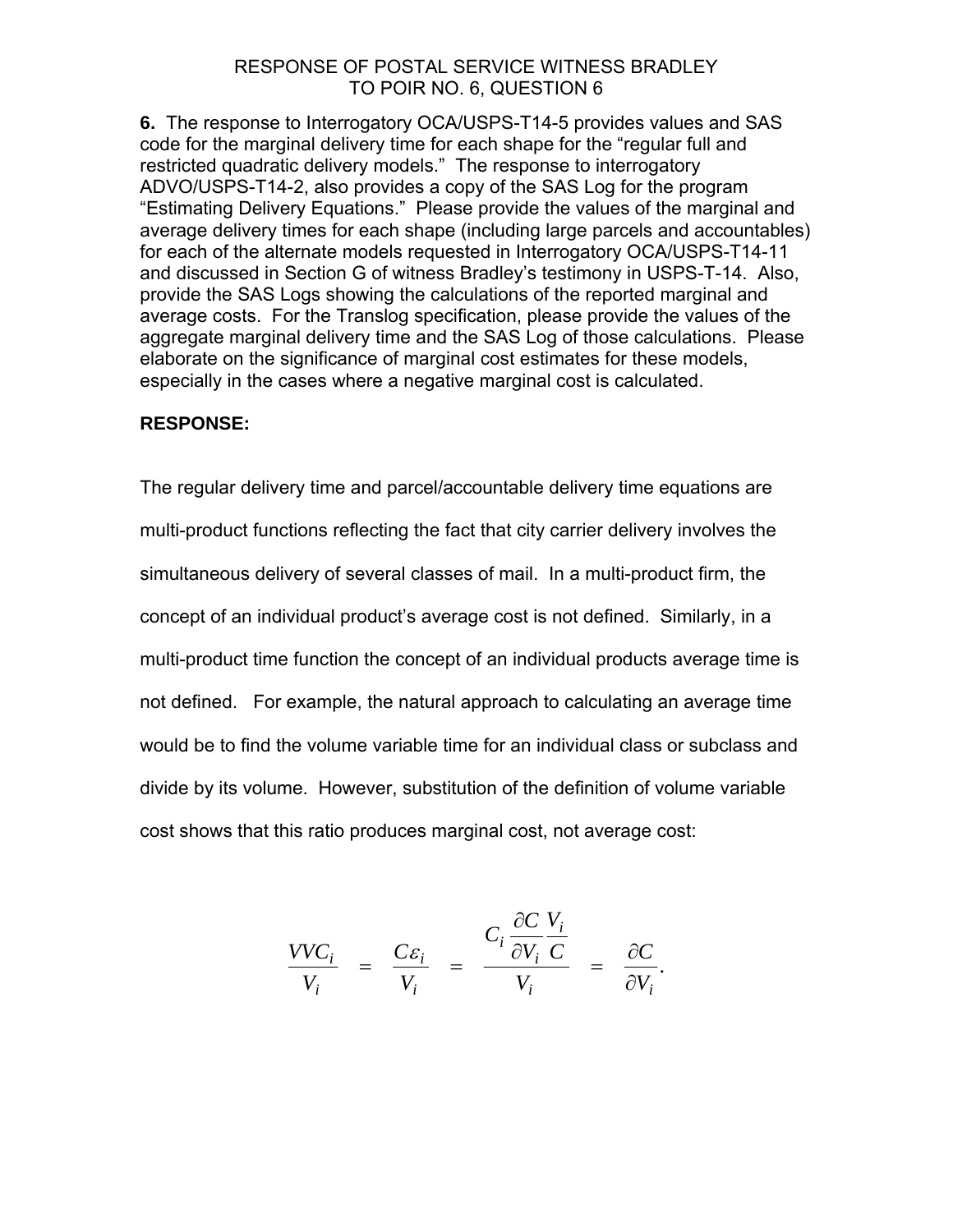RESPONSE OF POSTAL SERVICE WITNESS BRADLEY
TO POIR NO. 6, QUESTION 6

**6.** The response to Interrogatory OCA/USPS-T14-5 provides values and SAS code for the marginal delivery time for each shape for the "regular full and restricted quadratic delivery models." The response to interrogatory ADVO/USPS-T14-2, also provides a copy of the SAS Log for the program "Estimating Delivery Equations." Please provide the values of the marginal and average delivery times for each shape (including large parcels and accountables) for each of the alternate models requested in Interrogatory OCA/USPS-T14-11 and discussed in Section G of witness Bradley's testimony in USPS-T-14. Also, provide the SAS Logs showing the calculations of the reported marginal and average costs. For the Translog specification, please provide the values of the aggregate marginal delivery time and the SAS Log of those calculations. Please elaborate on the significance of marginal cost estimates for these models, especially in the cases where a negative marginal cost is calculated.

**RESPONSE:**

The regular delivery time and parcel/accountable delivery time equations are multi-product functions reflecting the fact that city carrier delivery involves the simultaneous delivery of several classes of mail. In a multi-product firm, the concept of an individual product's average cost is not defined. Similarly, in a multi-product time function the concept of an individual products average time is not defined. For example, the natural approach to calculating an average time would be to find the volume variable time for an individual class or subclass and divide by its volume. However, substitution of the definition of volume variable cost shows that this ratio produces marginal cost, not average cost:

$$\frac{VVC_i}{V_i} = \frac{C\varepsilon_i}{V_i} = \frac{C_i \dfrac{\partial C}{\partial V_i}\dfrac{V_i}{C}}{V_i} = \frac{\partial C}{\partial V_i}.$$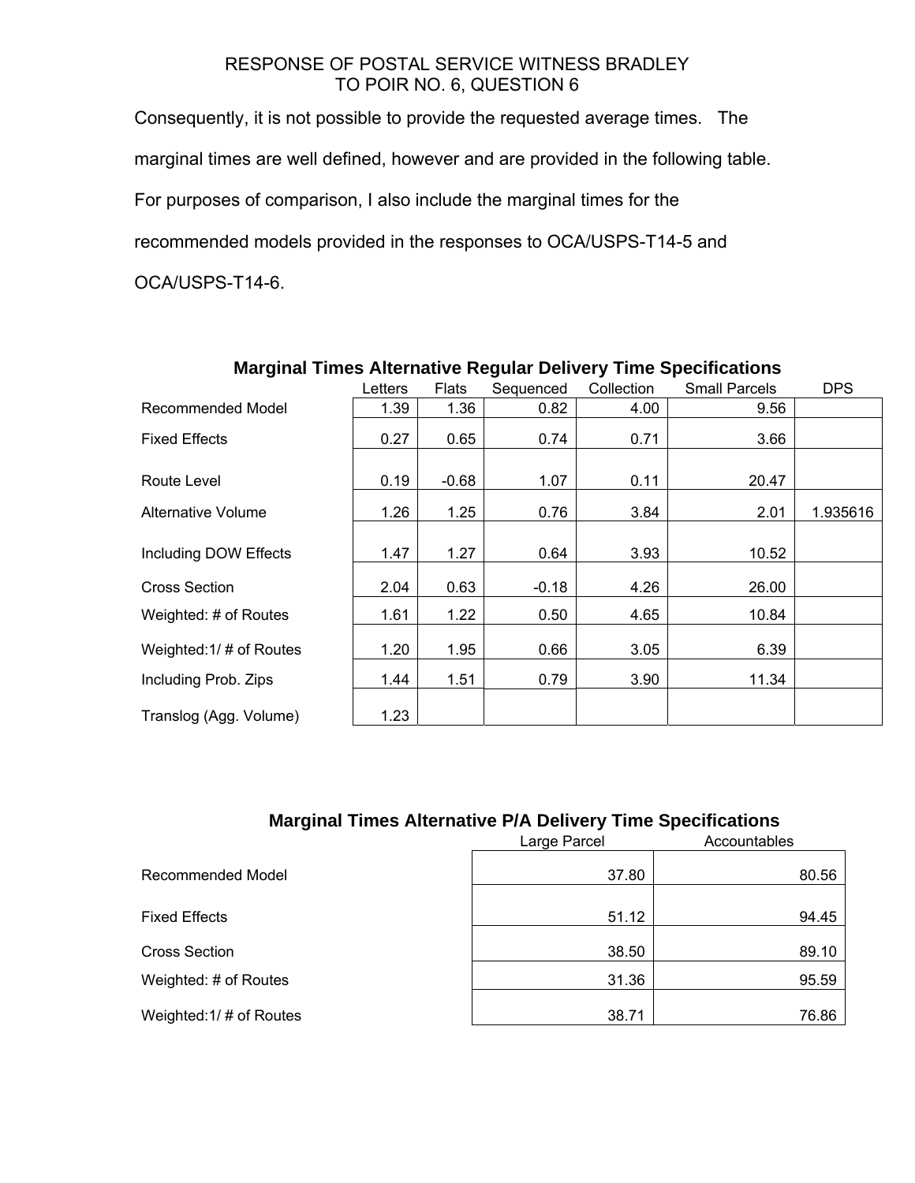RESPONSE OF POSTAL SERVICE WITNESS BRADLEY
TO POIR NO. 6, QUESTION 6

Consequently, it is not possible to provide the requested average times. The marginal times are well defined, however and are provided in the following table. For purposes of comparison, I also include the marginal times for the recommended models provided in the responses to OCA/USPS-T14-5 and OCA/USPS-T14-6.

**Marginal Times Alternative Regular Delivery Time Specifications**

| | Letters | Flats | Sequenced | Collection | Small Parcels | DPS |
|---|---|---|---|---|---|---|
| Recommended Model | 1.39 | 1.36 | 0.82 | 4.00 | 9.56 | |
| Fixed Effects | 0.27 | 0.65 | 0.74 | 0.71 | 3.66 | |
| Route Level | 0.19 | -0.68 | 1.07 | 0.11 | 20.47 | |
| Alternative Volume | 1.26 | 1.25 | 0.76 | 3.84 | 2.01 | 1.935616 |
| Including DOW Effects | 1.47 | 1.27 | 0.64 | 3.93 | 10.52 | |
| Cross Section | 2.04 | 0.63 | -0.18 | 4.26 | 26.00 | |
| Weighted: # of Routes | 1.61 | 1.22 | 0.50 | 4.65 | 10.84 | |
| Weighted:1/ # of Routes | 1.20 | 1.95 | 0.66 | 3.05 | 6.39 | |
| Including Prob. Zips | 1.44 | 1.51 | 0.79 | 3.90 | 11.34 | |
| Translog (Agg. Volume) | 1.23 | | | | | |

**Marginal Times Alternative P/A Delivery Time Specifications**

| | Large Parcel | Accountables |
|---|---|---|
| Recommended Model | 37.80 | 80.56 |
| Fixed Effects | 51.12 | 94.45 |
| Cross Section | 38.50 | 89.10 |
| Weighted: # of Routes | 31.36 | 95.59 |
| Weighted:1/ # of Routes | 38.71 | 76.86 |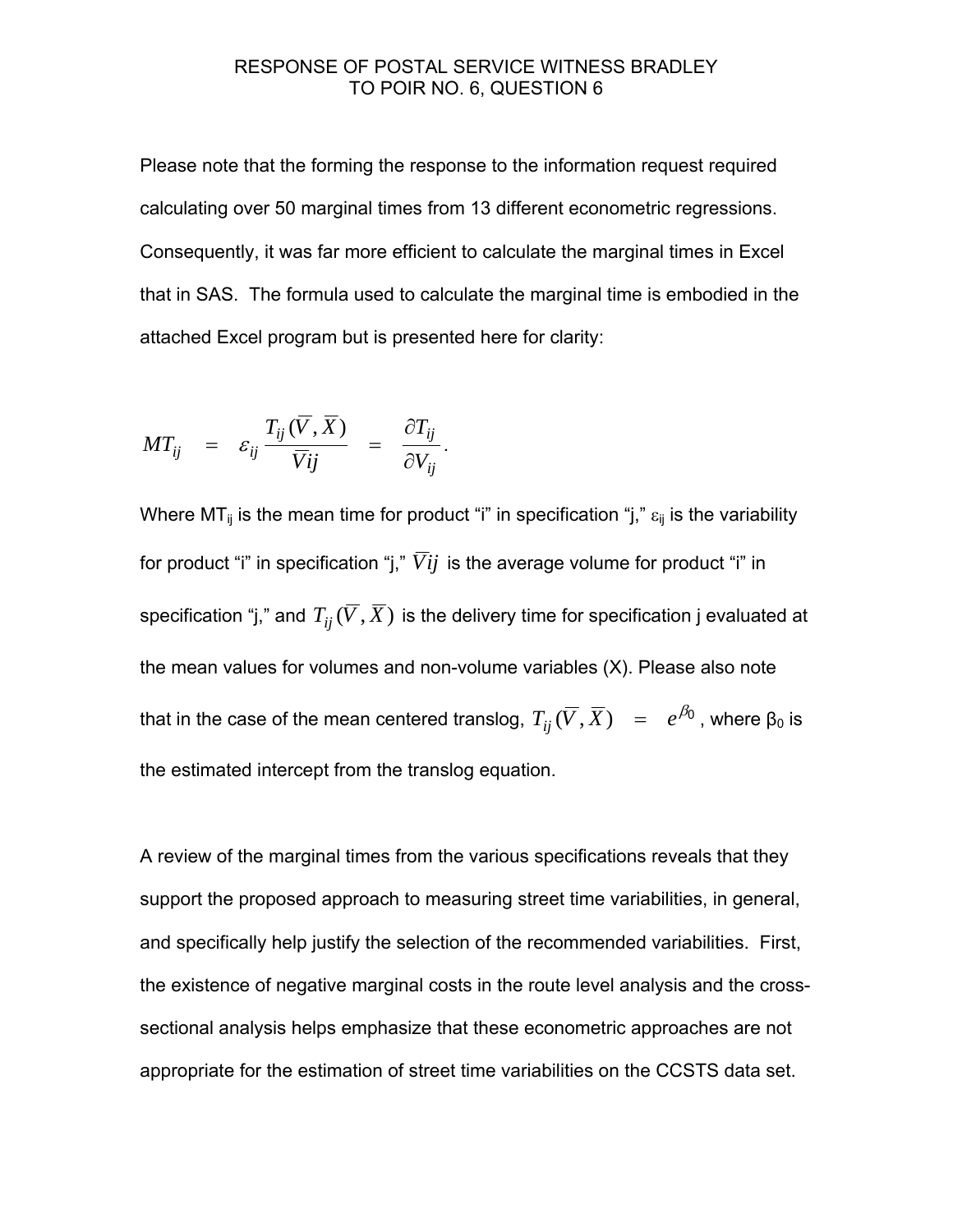# RESPONSE OF POSTAL SERVICE WITNESS BRADLEY TO POIR NO. 6, QUESTION 6

Please note that the forming the response to the information request required calculating over 50 marginal times from 13 different econometric regressions. Consequently, it was far more efficient to calculate the marginal times in Excel that in SAS. The formula used to calculate the marginal time is embodied in the attached Excel program but is presented here for clarity:

$$MT_{ij} \quad = \quad \varepsilon_{ij} \frac{T_{ij}(\overline{V}, \overline{X})}{\overline{V}ij} \quad = \quad \frac{\partial T_{ij}}{\partial V_{ij}}.$$

Where $MT_{ij}$ is the mean time for product "i" in specification "j," $\varepsilon_{ij}$ is the variability for product "i" in specification "j," $\overline{V}ij$ is the average volume for product "i" in specification "j," and $T_{ij}(\overline{V}, \overline{X})$ is the delivery time for specification j evaluated at the mean values for volumes and non-volume variables (X). Please also note that in the case of the mean centered translog, $T_{ij}(\overline{V}, \overline{X}) \quad = \quad e^{\beta_0}$, where $\beta_0$ is the estimated intercept from the translog equation.

A review of the marginal times from the various specifications reveals that they support the proposed approach to measuring street time variabilities, in general, and specifically help justify the selection of the recommended variabilities. First, the existence of negative marginal costs in the route level analysis and the cross-sectional analysis helps emphasize that these econometric approaches are not appropriate for the estimation of street time variabilities on the CCSTS data set.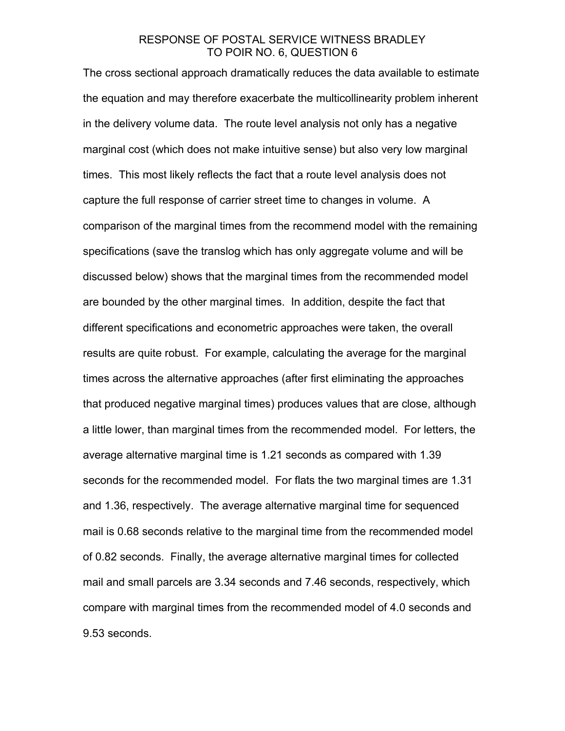# RESPONSE OF POSTAL SERVICE WITNESS BRADLEY TO POIR NO. 6, QUESTION 6

The cross sectional approach dramatically reduces the data available to estimate the equation and may therefore exacerbate the multicollinearity problem inherent in the delivery volume data. The route level analysis not only has a negative marginal cost (which does not make intuitive sense) but also very low marginal times. This most likely reflects the fact that a route level analysis does not capture the full response of carrier street time to changes in volume. A comparison of the marginal times from the recommend model with the remaining specifications (save the translog which has only aggregate volume and will be discussed below) shows that the marginal times from the recommended model are bounded by the other marginal times. In addition, despite the fact that different specifications and econometric approaches were taken, the overall results are quite robust. For example, calculating the average for the marginal times across the alternative approaches (after first eliminating the approaches that produced negative marginal times) produces values that are close, although a little lower, than marginal times from the recommended model. For letters, the average alternative marginal time is 1.21 seconds as compared with 1.39 seconds for the recommended model. For flats the two marginal times are 1.31 and 1.36, respectively. The average alternative marginal time for sequenced mail is 0.68 seconds relative to the marginal time from the recommended model of 0.82 seconds. Finally, the average alternative marginal times for collected mail and small parcels are 3.34 seconds and 7.46 seconds, respectively, which compare with marginal times from the recommended model of 4.0 seconds and 9.53 seconds.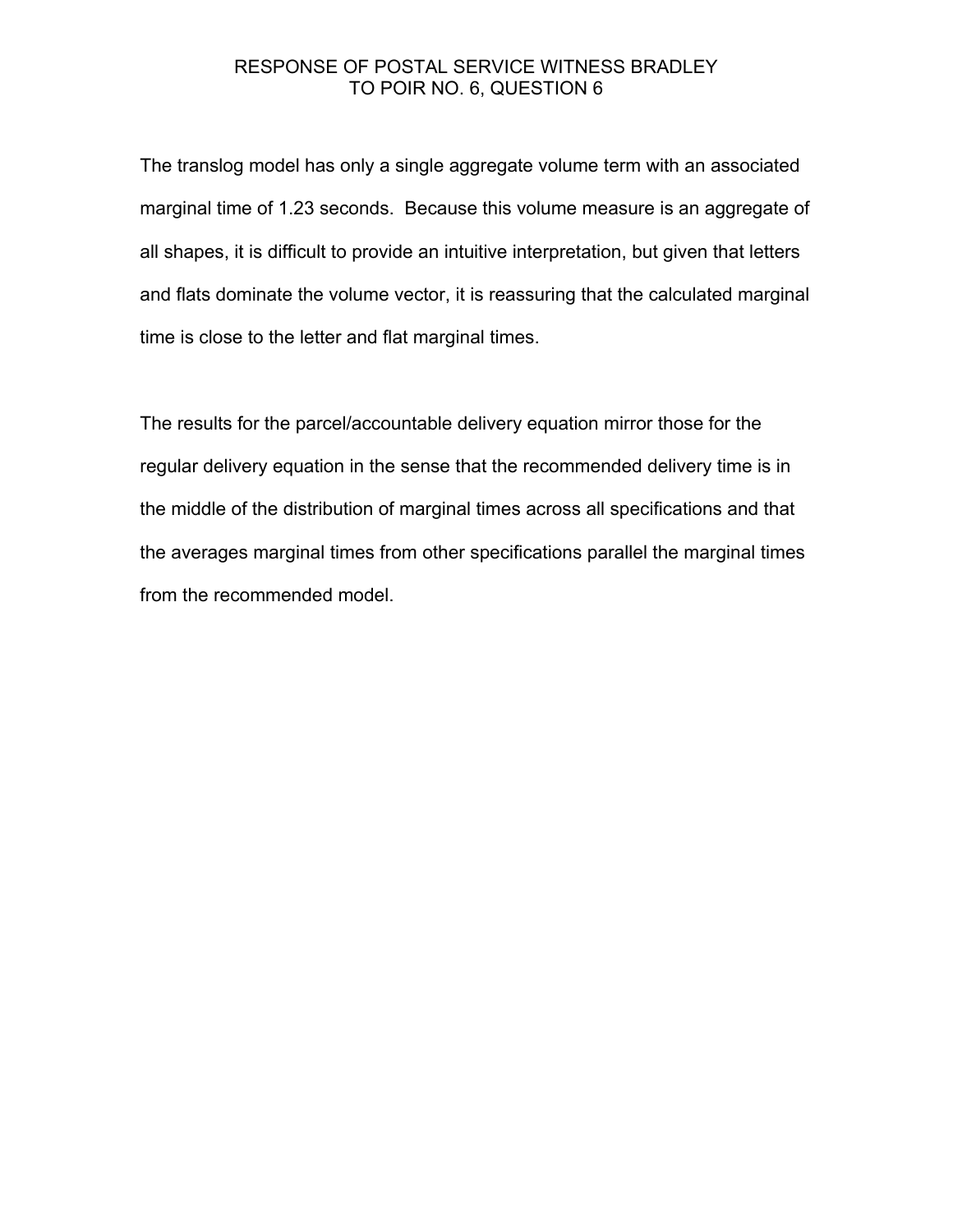RESPONSE OF POSTAL SERVICE WITNESS BRADLEY
TO POIR NO. 6, QUESTION 6

The translog model has only a single aggregate volume term with an associated marginal time of 1.23 seconds. Because this volume measure is an aggregate of all shapes, it is difficult to provide an intuitive interpretation, but given that letters and flats dominate the volume vector, it is reassuring that the calculated marginal time is close to the letter and flat marginal times.

The results for the parcel/accountable delivery equation mirror those for the regular delivery equation in the sense that the recommended delivery time is in the middle of the distribution of marginal times across all specifications and that the averages marginal times from other specifications parallel the marginal times from the recommended model.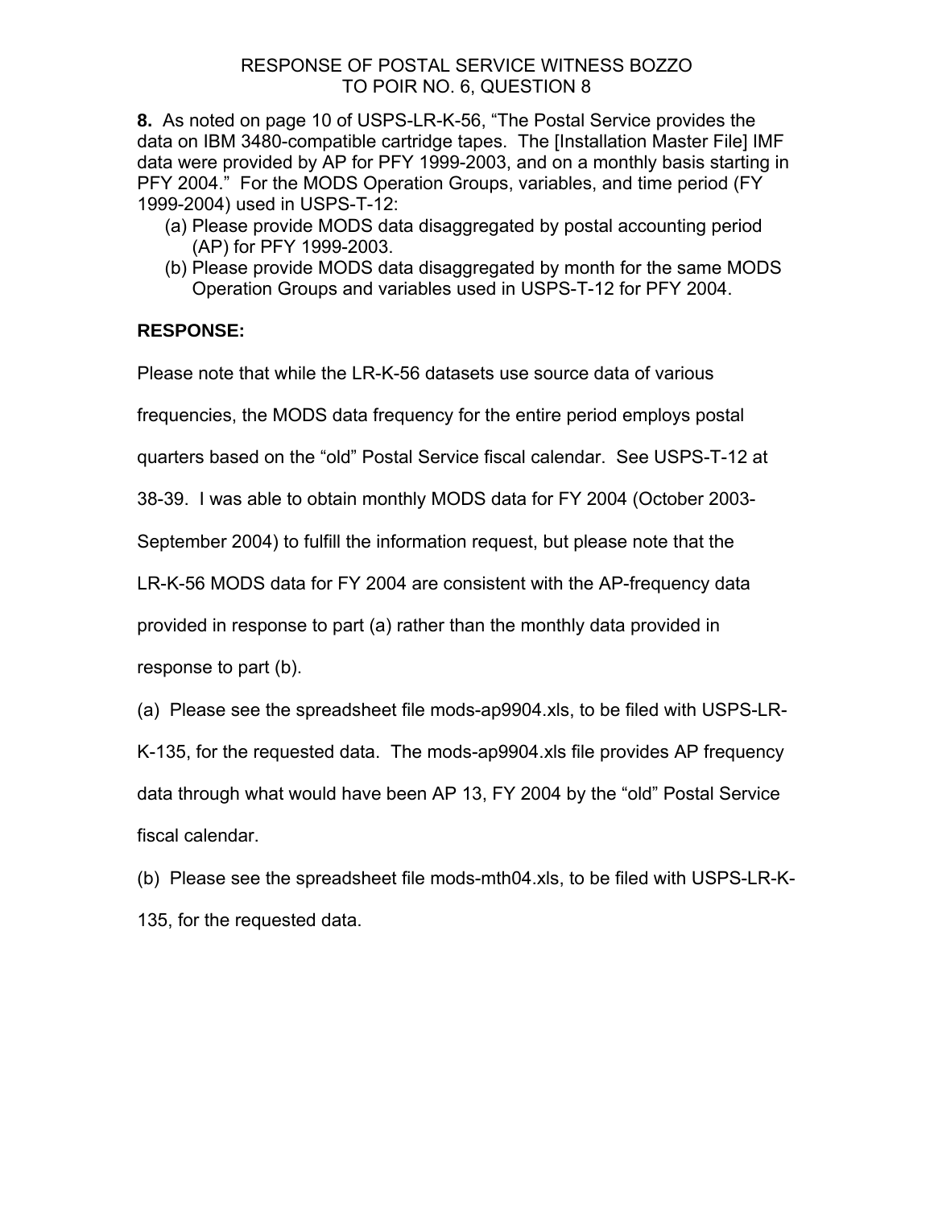RESPONSE OF POSTAL SERVICE WITNESS BOZZO
TO POIR NO. 6, QUESTION 8

**8.** As noted on page 10 of USPS-LR-K-56, "The Postal Service provides the data on IBM 3480-compatible cartridge tapes. The [Installation Master File] IMF data were provided by AP for PFY 1999-2003, and on a monthly basis starting in PFY 2004." For the MODS Operation Groups, variables, and time period (FY 1999-2004) used in USPS-T-12:

(a) Please provide MODS data disaggregated by postal accounting period (AP) for PFY 1999-2003.

(b) Please provide MODS data disaggregated by month for the same MODS Operation Groups and variables used in USPS-T-12 for PFY 2004.

**RESPONSE:**

Please note that while the LR-K-56 datasets use source data of various frequencies, the MODS data frequency for the entire period employs postal quarters based on the "old" Postal Service fiscal calendar. See USPS-T-12 at 38-39. I was able to obtain monthly MODS data for FY 2004 (October 2003-September 2004) to fulfill the information request, but please note that the LR-K-56 MODS data for FY 2004 are consistent with the AP-frequency data provided in response to part (a) rather than the monthly data provided in response to part (b).

(a) Please see the spreadsheet file mods-ap9904.xls, to be filed with USPS-LR-K-135, for the requested data. The mods-ap9904.xls file provides AP frequency data through what would have been AP 13, FY 2004 by the "old" Postal Service fiscal calendar.

(b) Please see the spreadsheet file mods-mth04.xls, to be filed with USPS-LR-K-135, for the requested data.